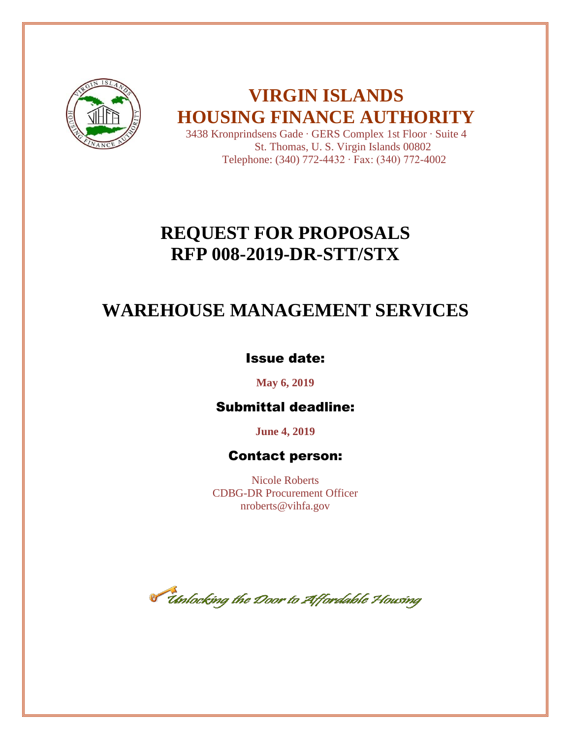# VIRGIN ISLANDS HOUSING FINANCE AUTHORITY

3438 Kronprindsens Gade · GERS Complex 1st Floor · Suite 4
St. Thomas, U. S. Virgin Islands 00802
Telephone: (340) 772-4432 · Fax: (340) 772-4002

# REQUEST FOR PROPOSALS
# RFP 008-2019-DR-STT/STX

# WAREHOUSE MANAGEMENT SERVICES

## Issue date:

**May 6, 2019**

## Submittal deadline:

**June 4, 2019**

## Contact person:

Nicole Roberts
CDBG-DR Procurement Officer
nroberts@vihfa.gov

*Unlocking the Door to Affordable Housing*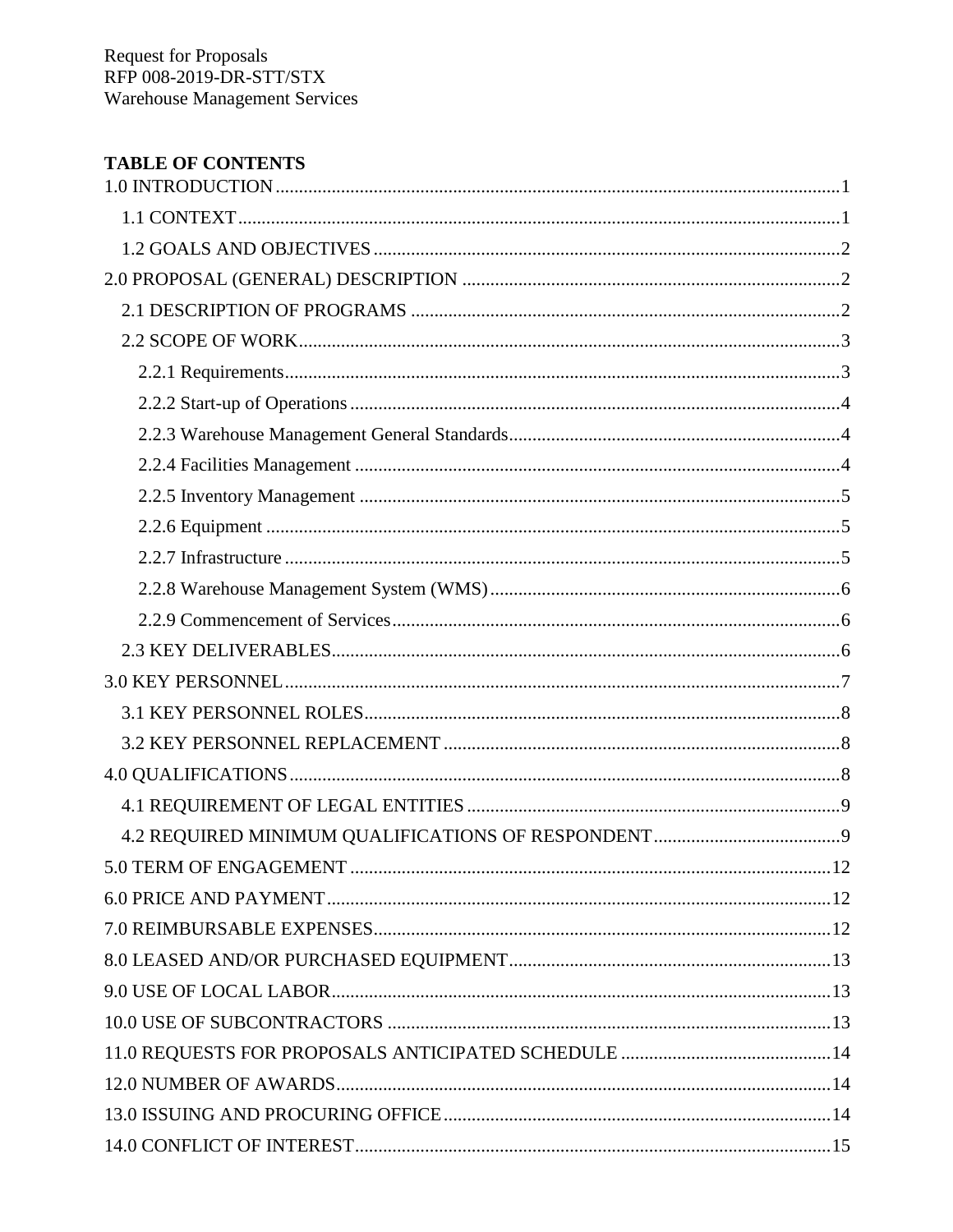Request for Proposals
RFP 008-2019-DR-STT/STX
Warehouse Management Services

**TABLE OF CONTENTS**

1.0 INTRODUCTION ........ 1
- 1.1 CONTEXT ........ 1
- 1.2 GOALS AND OBJECTIVES ........ 2

2.0 PROPOSAL (GENERAL) DESCRIPTION ........ 2
- 2.1 DESCRIPTION OF PROGRAMS ........ 2
- 2.2 SCOPE OF WORK ........ 3
  - 2.2.1 Requirements ........ 3
  - 2.2.2 Start-up of Operations ........ 4
  - 2.2.3 Warehouse Management General Standards ........ 4
  - 2.2.4 Facilities Management ........ 4
  - 2.2.5 Inventory Management ........ 5
  - 2.2.6 Equipment ........ 5
  - 2.2.7 Infrastructure ........ 5
  - 2.2.8 Warehouse Management System (WMS) ........ 6
  - 2.2.9 Commencement of Services ........ 6
- 2.3 KEY DELIVERABLES ........ 6

3.0 KEY PERSONNEL ........ 7
- 3.1 KEY PERSONNEL ROLES ........ 8
- 3.2 KEY PERSONNEL REPLACEMENT ........ 8

4.0 QUALIFICATIONS ........ 8
- 4.1 REQUIREMENT OF LEGAL ENTITIES ........ 9
- 4.2 REQUIRED MINIMUM QUALIFICATIONS OF RESPONDENT ........ 9

5.0 TERM OF ENGAGEMENT ........ 12

6.0 PRICE AND PAYMENT ........ 12

7.0 REIMBURSABLE EXPENSES ........ 12

8.0 LEASED AND/OR PURCHASED EQUIPMENT ........ 13

9.0 USE OF LOCAL LABOR ........ 13

10.0 USE OF SUBCONTRACTORS ........ 13

11.0 REQUESTS FOR PROPOSALS ANTICIPATED SCHEDULE ........ 14

12.0 NUMBER OF AWARDS ........ 14

13.0 ISSUING AND PROCURING OFFICE ........ 14

14.0 CONFLICT OF INTEREST ........ 15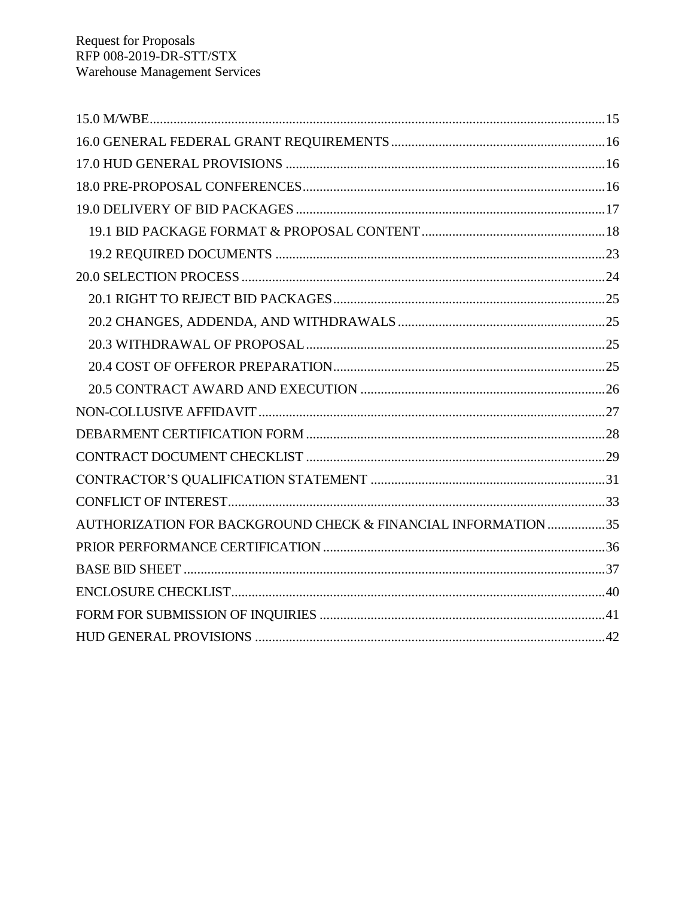15.0 M/WBE....................................................................................................................15
16.0 GENERAL FEDERAL GRANT REQUIREMENTS..............................................................16
17.0 HUD GENERAL PROVISIONS .............................................................................................16
18.0 PRE-PROPOSAL CONFERENCES........................................................................................16
19.0 DELIVERY OF BID PACKAGES ..........................................................................................17
  19.1 BID PACKAGE FORMAT & PROPOSAL CONTENT......................................................18
  19.2 REQUIRED DOCUMENTS ................................................................................................23
20.0 SELECTION PROCESS ..........................................................................................................24
  20.1 RIGHT TO REJECT BID PACKAGES................................................................................25
  20.2 CHANGES, ADDENDA, AND WITHDRAWALS .............................................................25
  20.3 WITHDRAWAL OF PROPOSAL .......................................................................................25
  20.4 COST OF OFFEROR PREPARATION................................................................................25
  20.5 CONTRACT AWARD AND EXECUTION ........................................................................26
NON-COLLUSIVE AFFIDAVIT .....................................................................................................27
DEBARMENT CERTIFICATION FORM ........................................................................................28
CONTRACT DOCUMENT CHECKLIST ........................................................................................29
CONTRACTOR'S QUALIFICATION STATEMENT .....................................................................31
CONFLICT OF INTEREST..............................................................................................................33
AUTHORIZATION FOR BACKGROUND CHECK & FINANCIAL INFORMATION .................35
PRIOR PERFORMANCE CERTIFICATION ...................................................................................36
BASE BID SHEET ...........................................................................................................................37
ENCLOSURE CHECKLIST.............................................................................................................40
FORM FOR SUBMISSION OF INQUIRIES ....................................................................................41
HUD GENERAL PROVISIONS ......................................................................................................42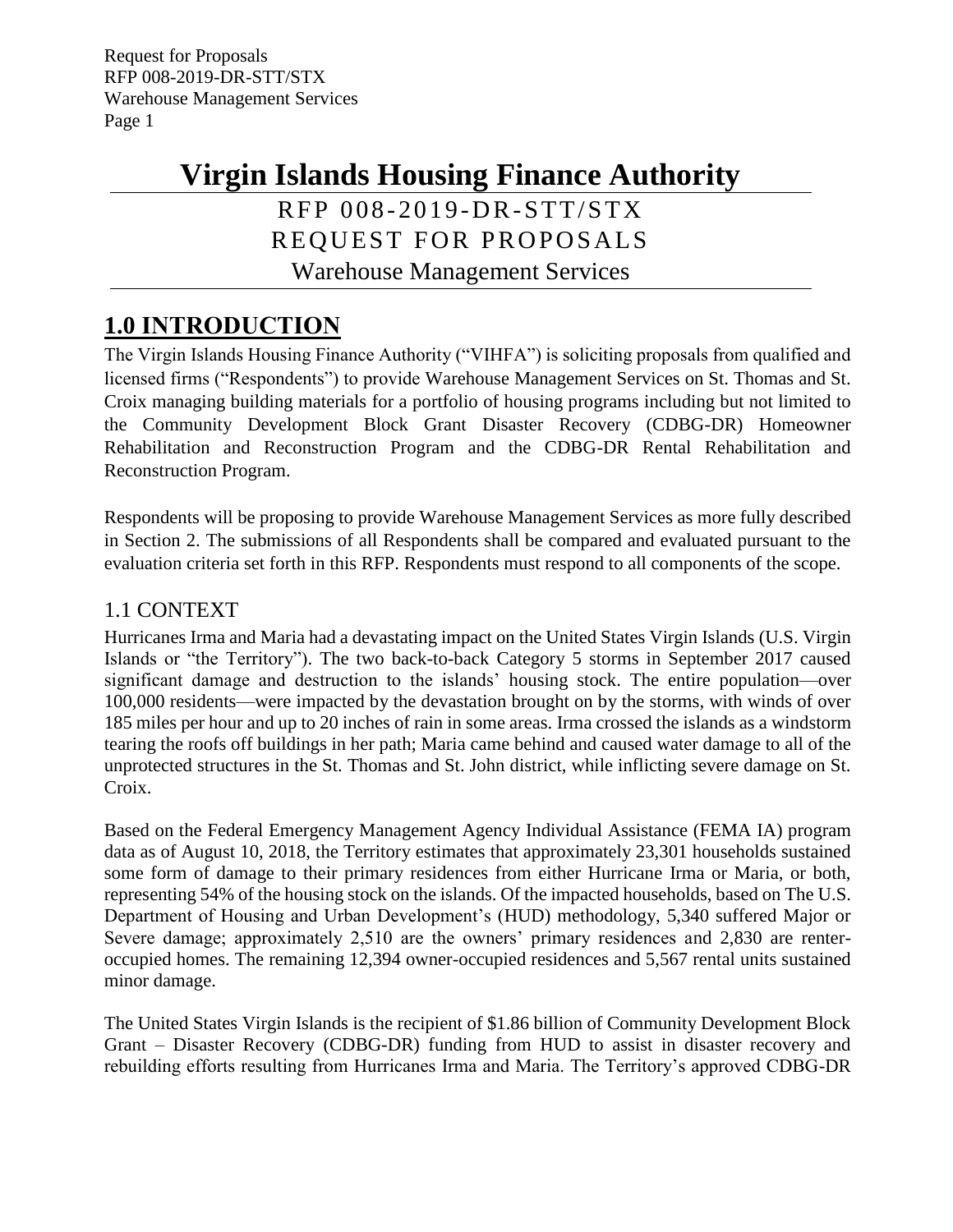# Virgin Islands Housing Finance Authority

RFP 008-2019-DR-STT/STX
REQUEST FOR PROPOSALS
Warehouse Management Services

## 1.0 INTRODUCTION

The Virgin Islands Housing Finance Authority ("VIHFA") is soliciting proposals from qualified and licensed firms ("Respondents") to provide Warehouse Management Services on St. Thomas and St. Croix managing building materials for a portfolio of housing programs including but not limited to the Community Development Block Grant Disaster Recovery (CDBG-DR) Homeowner Rehabilitation and Reconstruction Program and the CDBG-DR Rental Rehabilitation and Reconstruction Program.

Respondents will be proposing to provide Warehouse Management Services as more fully described in Section 2. The submissions of all Respondents shall be compared and evaluated pursuant to the evaluation criteria set forth in this RFP. Respondents must respond to all components of the scope.

### 1.1 CONTEXT

Hurricanes Irma and Maria had a devastating impact on the United States Virgin Islands (U.S. Virgin Islands or "the Territory"). The two back-to-back Category 5 storms in September 2017 caused significant damage and destruction to the islands' housing stock. The entire population—over 100,000 residents—were impacted by the devastation brought on by the storms, with winds of over 185 miles per hour and up to 20 inches of rain in some areas. Irma crossed the islands as a windstorm tearing the roofs off buildings in her path; Maria came behind and caused water damage to all of the unprotected structures in the St. Thomas and St. John district, while inflicting severe damage on St. Croix.

Based on the Federal Emergency Management Agency Individual Assistance (FEMA IA) program data as of August 10, 2018, the Territory estimates that approximately 23,301 households sustained some form of damage to their primary residences from either Hurricane Irma or Maria, or both, representing 54% of the housing stock on the islands. Of the impacted households, based on The U.S. Department of Housing and Urban Development's (HUD) methodology, 5,340 suffered Major or Severe damage; approximately 2,510 are the owners' primary residences and 2,830 are renter-occupied homes. The remaining 12,394 owner-occupied residences and 5,567 rental units sustained minor damage.

The United States Virgin Islands is the recipient of $1.86 billion of Community Development Block Grant – Disaster Recovery (CDBG-DR) funding from HUD to assist in disaster recovery and rebuilding efforts resulting from Hurricanes Irma and Maria. The Territory's approved CDBG-DR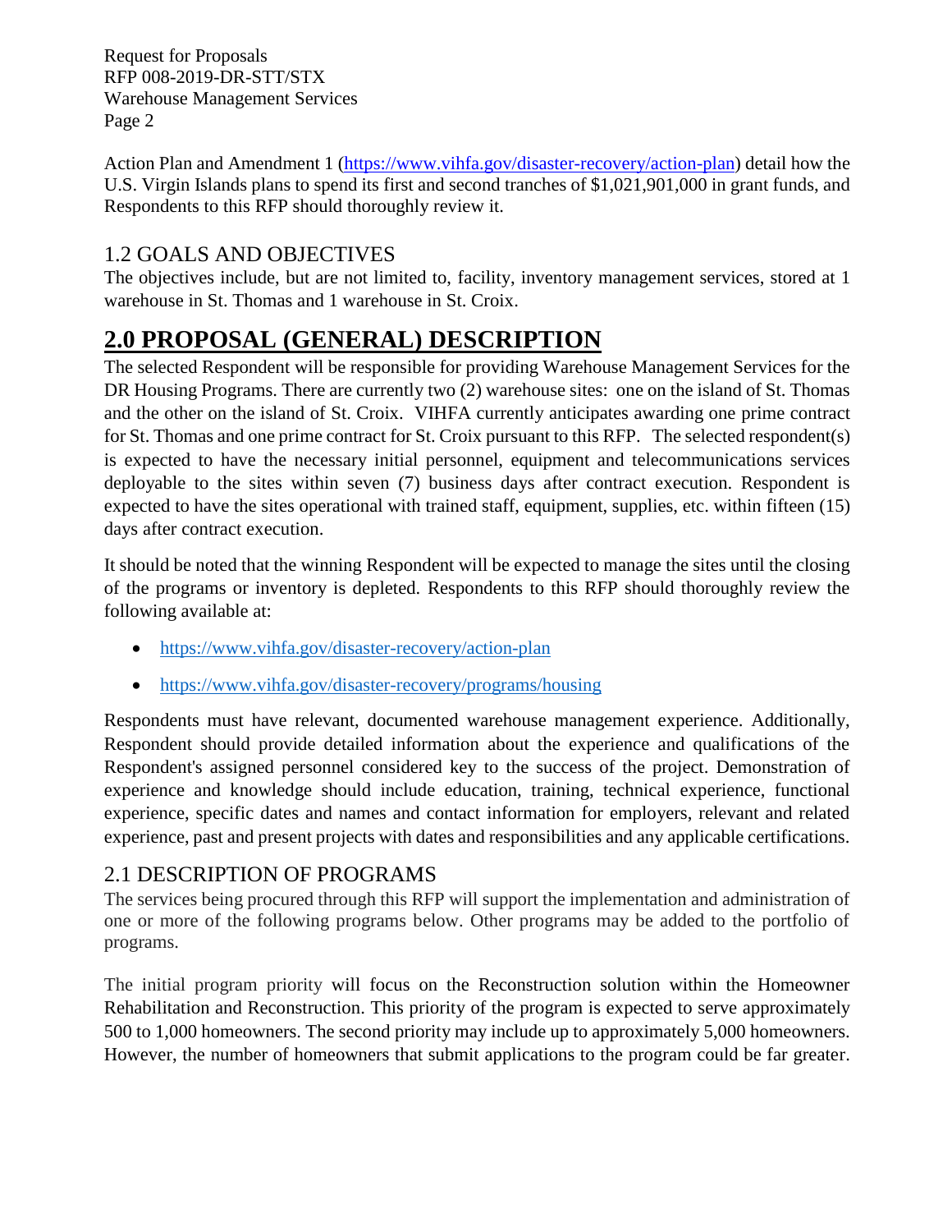Action Plan and Amendment 1 (https://www.vihfa.gov/disaster-recovery/action-plan) detail how the U.S. Virgin Islands plans to spend its first and second tranches of $1,021,901,000 in grant funds, and Respondents to this RFP should thoroughly review it.

## 1.2 GOALS AND OBJECTIVES

The objectives include, but are not limited to, facility, inventory management services, stored at 1 warehouse in St. Thomas and 1 warehouse in St. Croix.

# 2.0 PROPOSAL (GENERAL) DESCRIPTION

The selected Respondent will be responsible for providing Warehouse Management Services for the DR Housing Programs. There are currently two (2) warehouse sites: one on the island of St. Thomas and the other on the island of St. Croix. VIHFA currently anticipates awarding one prime contract for St. Thomas and one prime contract for St. Croix pursuant to this RFP. The selected respondent(s) is expected to have the necessary initial personnel, equipment and telecommunications services deployable to the sites within seven (7) business days after contract execution. Respondent is expected to have the sites operational with trained staff, equipment, supplies, etc. within fifteen (15) days after contract execution.

It should be noted that the winning Respondent will be expected to manage the sites until the closing of the programs or inventory is depleted. Respondents to this RFP should thoroughly review the following available at:

- https://www.vihfa.gov/disaster-recovery/action-plan
- https://www.vihfa.gov/disaster-recovery/programs/housing

Respondents must have relevant, documented warehouse management experience. Additionally, Respondent should provide detailed information about the experience and qualifications of the Respondent's assigned personnel considered key to the success of the project. Demonstration of experience and knowledge should include education, training, technical experience, functional experience, specific dates and names and contact information for employers, relevant and related experience, past and present projects with dates and responsibilities and any applicable certifications.

## 2.1 DESCRIPTION OF PROGRAMS

The services being procured through this RFP will support the implementation and administration of one or more of the following programs below. Other programs may be added to the portfolio of programs.

The initial program priority will focus on the Reconstruction solution within the Homeowner Rehabilitation and Reconstruction. This priority of the program is expected to serve approximately 500 to 1,000 homeowners. The second priority may include up to approximately 5,000 homeowners. However, the number of homeowners that submit applications to the program could be far greater.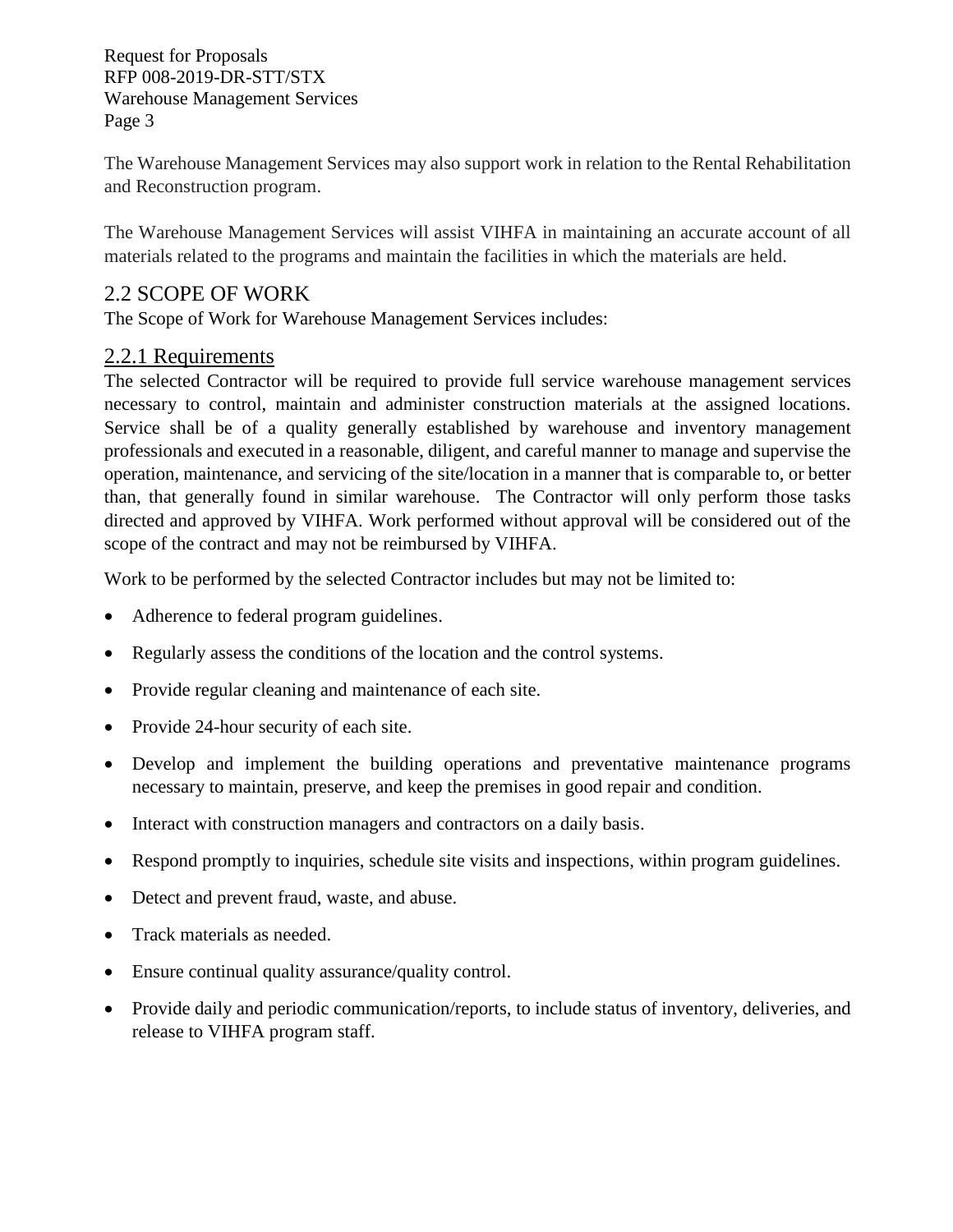The Warehouse Management Services may also support work in relation to the Rental Rehabilitation and Reconstruction program.

The Warehouse Management Services will assist VIHFA in maintaining an accurate account of all materials related to the programs and maintain the facilities in which the materials are held.

## 2.2 SCOPE OF WORK

The Scope of Work for Warehouse Management Services includes:

### 2.2.1 Requirements

The selected Contractor will be required to provide full service warehouse management services necessary to control, maintain and administer construction materials at the assigned locations. Service shall be of a quality generally established by warehouse and inventory management professionals and executed in a reasonable, diligent, and careful manner to manage and supervise the operation, maintenance, and servicing of the site/location in a manner that is comparable to, or better than, that generally found in similar warehouse. The Contractor will only perform those tasks directed and approved by VIHFA. Work performed without approval will be considered out of the scope of the contract and may not be reimbursed by VIHFA.

Work to be performed by the selected Contractor includes but may not be limited to:

- Adherence to federal program guidelines.
- Regularly assess the conditions of the location and the control systems.
- Provide regular cleaning and maintenance of each site.
- Provide 24-hour security of each site.
- Develop and implement the building operations and preventative maintenance programs necessary to maintain, preserve, and keep the premises in good repair and condition.
- Interact with construction managers and contractors on a daily basis.
- Respond promptly to inquiries, schedule site visits and inspections, within program guidelines.
- Detect and prevent fraud, waste, and abuse.
- Track materials as needed.
- Ensure continual quality assurance/quality control.
- Provide daily and periodic communication/reports, to include status of inventory, deliveries, and release to VIHFA program staff.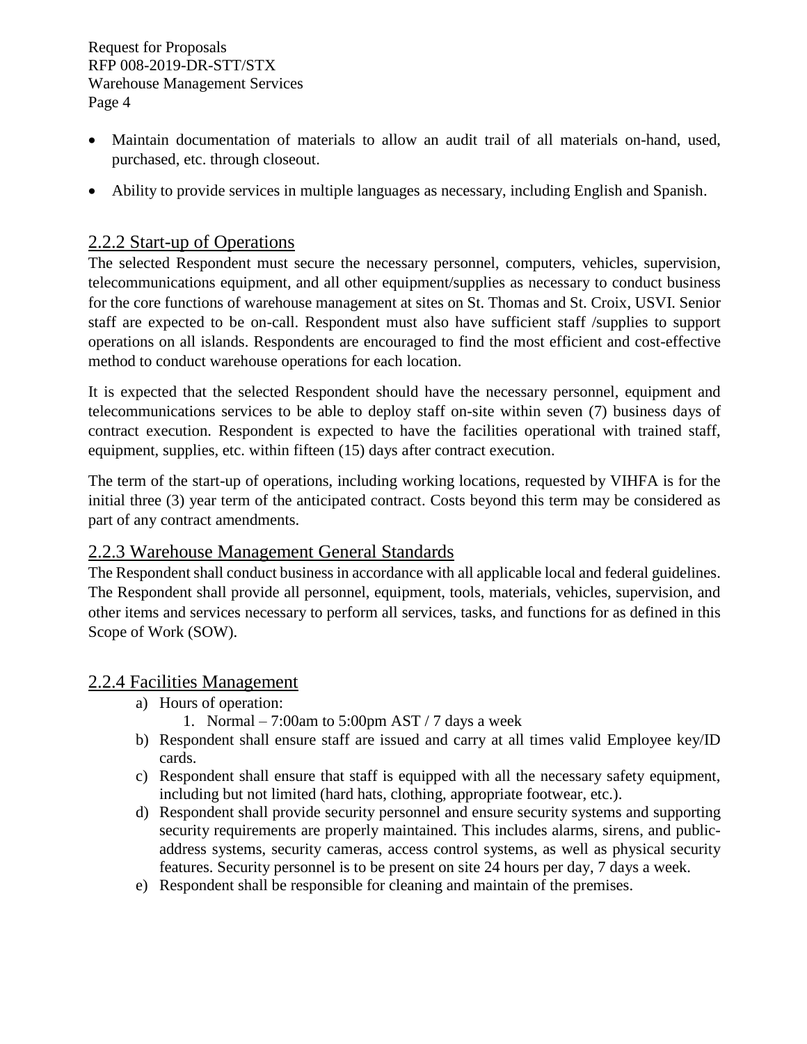- Maintain documentation of materials to allow an audit trail of all materials on-hand, used, purchased, etc. through closeout.
- Ability to provide services in multiple languages as necessary, including English and Spanish.

## 2.2.2 Start-up of Operations

The selected Respondent must secure the necessary personnel, computers, vehicles, supervision, telecommunications equipment, and all other equipment/supplies as necessary to conduct business for the core functions of warehouse management at sites on St. Thomas and St. Croix, USVI. Senior staff are expected to be on-call. Respondent must also have sufficient staff /supplies to support operations on all islands. Respondents are encouraged to find the most efficient and cost-effective method to conduct warehouse operations for each location.

It is expected that the selected Respondent should have the necessary personnel, equipment and telecommunications services to be able to deploy staff on-site within seven (7) business days of contract execution. Respondent is expected to have the facilities operational with trained staff, equipment, supplies, etc. within fifteen (15) days after contract execution.

The term of the start-up of operations, including working locations, requested by VIHFA is for the initial three (3) year term of the anticipated contract. Costs beyond this term may be considered as part of any contract amendments.

## 2.2.3 Warehouse Management General Standards

The Respondent shall conduct business in accordance with all applicable local and federal guidelines. The Respondent shall provide all personnel, equipment, tools, materials, vehicles, supervision, and other items and services necessary to perform all services, tasks, and functions for as defined in this Scope of Work (SOW).

## 2.2.4 Facilities Management

a) Hours of operation:
   1. Normal – 7:00am to 5:00pm AST / 7 days a week
b) Respondent shall ensure staff are issued and carry at all times valid Employee key/ID cards.
c) Respondent shall ensure that staff is equipped with all the necessary safety equipment, including but not limited (hard hats, clothing, appropriate footwear, etc.).
d) Respondent shall provide security personnel and ensure security systems and supporting security requirements are properly maintained. This includes alarms, sirens, and public-address systems, security cameras, access control systems, as well as physical security features. Security personnel is to be present on site 24 hours per day, 7 days a week.
e) Respondent shall be responsible for cleaning and maintain of the premises.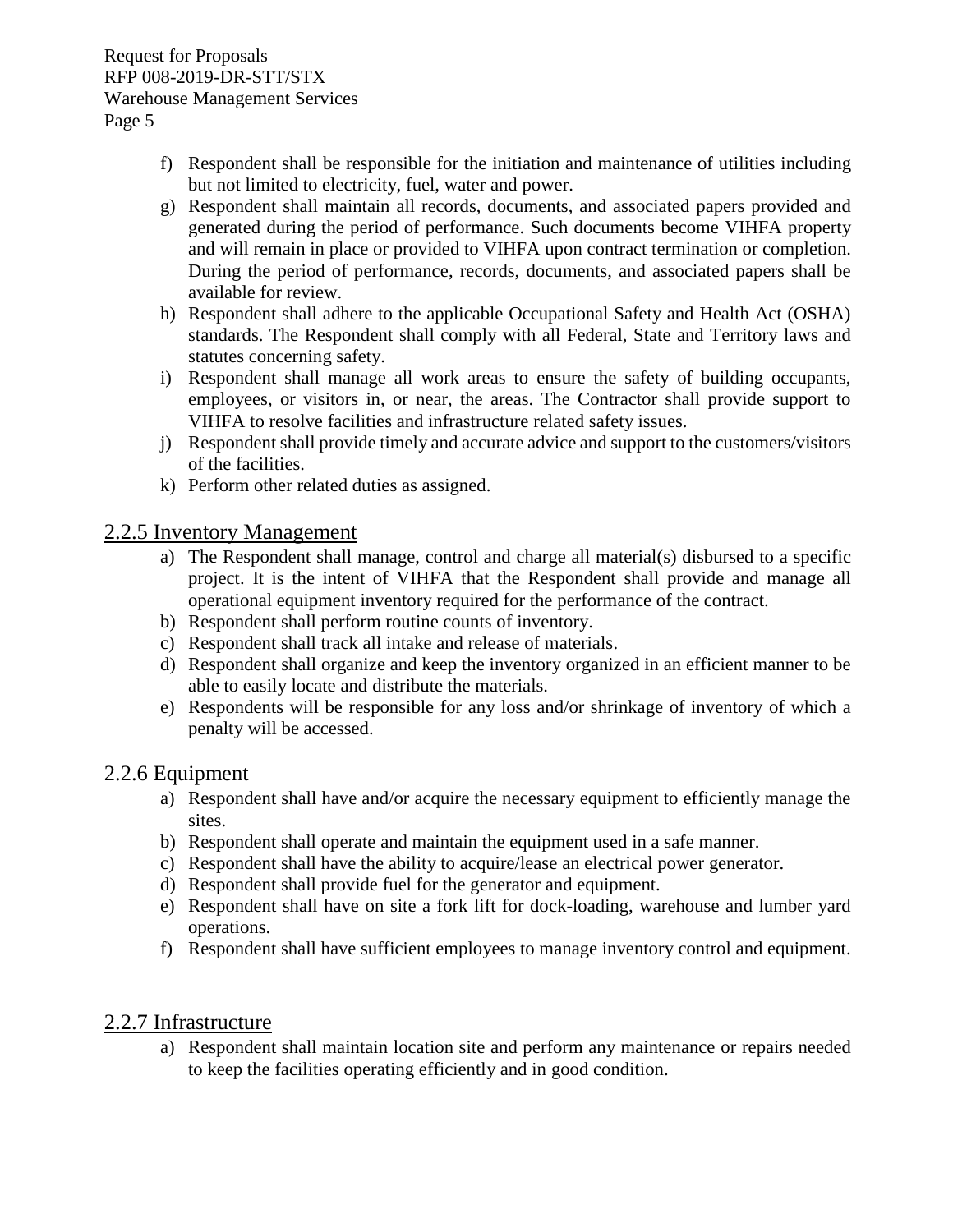f) Respondent shall be responsible for the initiation and maintenance of utilities including but not limited to electricity, fuel, water and power.
g) Respondent shall maintain all records, documents, and associated papers provided and generated during the period of performance. Such documents become VIHFA property and will remain in place or provided to VIHFA upon contract termination or completion. During the period of performance, records, documents, and associated papers shall be available for review.
h) Respondent shall adhere to the applicable Occupational Safety and Health Act (OSHA) standards. The Respondent shall comply with all Federal, State and Territory laws and statutes concerning safety.
i) Respondent shall manage all work areas to ensure the safety of building occupants, employees, or visitors in, or near, the areas. The Contractor shall provide support to VIHFA to resolve facilities and infrastructure related safety issues.
j) Respondent shall provide timely and accurate advice and support to the customers/visitors of the facilities.
k) Perform other related duties as assigned.

## 2.2.5 Inventory Management

a) The Respondent shall manage, control and charge all material(s) disbursed to a specific project. It is the intent of VIHFA that the Respondent shall provide and manage all operational equipment inventory required for the performance of the contract.
b) Respondent shall perform routine counts of inventory.
c) Respondent shall track all intake and release of materials.
d) Respondent shall organize and keep the inventory organized in an efficient manner to be able to easily locate and distribute the materials.
e) Respondents will be responsible for any loss and/or shrinkage of inventory of which a penalty will be accessed.

## 2.2.6 Equipment

a) Respondent shall have and/or acquire the necessary equipment to efficiently manage the sites.
b) Respondent shall operate and maintain the equipment used in a safe manner.
c) Respondent shall have the ability to acquire/lease an electrical power generator.
d) Respondent shall provide fuel for the generator and equipment.
e) Respondent shall have on site a fork lift for dock-loading, warehouse and lumber yard operations.
f) Respondent shall have sufficient employees to manage inventory control and equipment.

## 2.2.7 Infrastructure

a) Respondent shall maintain location site and perform any maintenance or repairs needed to keep the facilities operating efficiently and in good condition.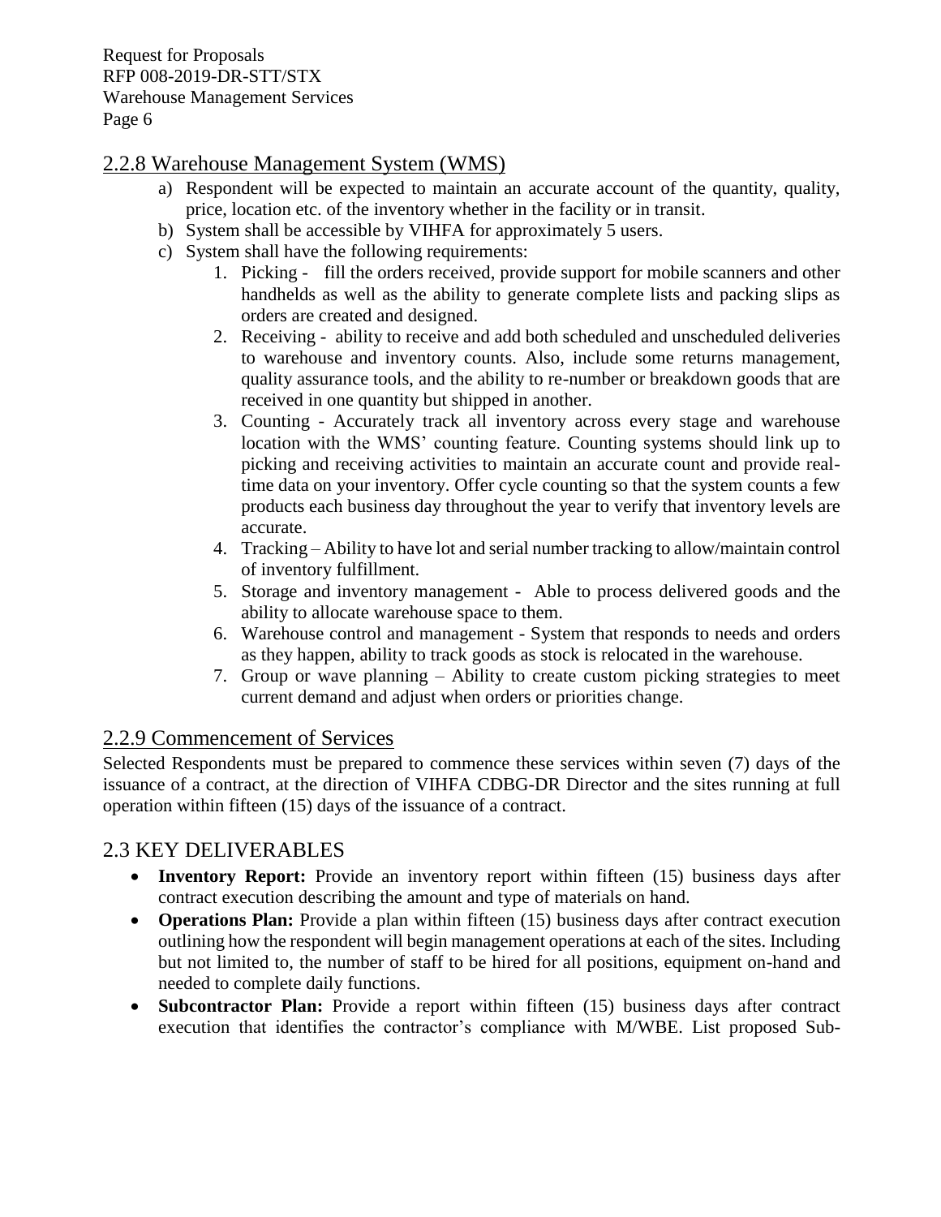## 2.2.8 Warehouse Management System (WMS)

a) Respondent will be expected to maintain an accurate account of the quantity, quality, price, location etc. of the inventory whether in the facility or in transit.

b) System shall be accessible by VIHFA for approximately 5 users.

c) System shall have the following requirements:

1. Picking - fill the orders received, provide support for mobile scanners and other handhelds as well as the ability to generate complete lists and packing slips as orders are created and designed.
2. Receiving - ability to receive and add both scheduled and unscheduled deliveries to warehouse and inventory counts. Also, include some returns management, quality assurance tools, and the ability to re-number or breakdown goods that are received in one quantity but shipped in another.
3. Counting - Accurately track all inventory across every stage and warehouse location with the WMS' counting feature. Counting systems should link up to picking and receiving activities to maintain an accurate count and provide real-time data on your inventory. Offer cycle counting so that the system counts a few products each business day throughout the year to verify that inventory levels are accurate.
4. Tracking – Ability to have lot and serial number tracking to allow/maintain control of inventory fulfillment.
5. Storage and inventory management - Able to process delivered goods and the ability to allocate warehouse space to them.
6. Warehouse control and management - System that responds to needs and orders as they happen, ability to track goods as stock is relocated in the warehouse.
7. Group or wave planning – Ability to create custom picking strategies to meet current demand and adjust when orders or priorities change.

## 2.2.9 Commencement of Services

Selected Respondents must be prepared to commence these services within seven (7) days of the issuance of a contract, at the direction of VIHFA CDBG-DR Director and the sites running at full operation within fifteen (15) days of the issuance of a contract.

## 2.3 KEY DELIVERABLES

- **Inventory Report:** Provide an inventory report within fifteen (15) business days after contract execution describing the amount and type of materials on hand.
- **Operations Plan:** Provide a plan within fifteen (15) business days after contract execution outlining how the respondent will begin management operations at each of the sites. Including but not limited to, the number of staff to be hired for all positions, equipment on-hand and needed to complete daily functions.
- **Subcontractor Plan:** Provide a report within fifteen (15) business days after contract execution that identifies the contractor's compliance with M/WBE. List proposed Sub-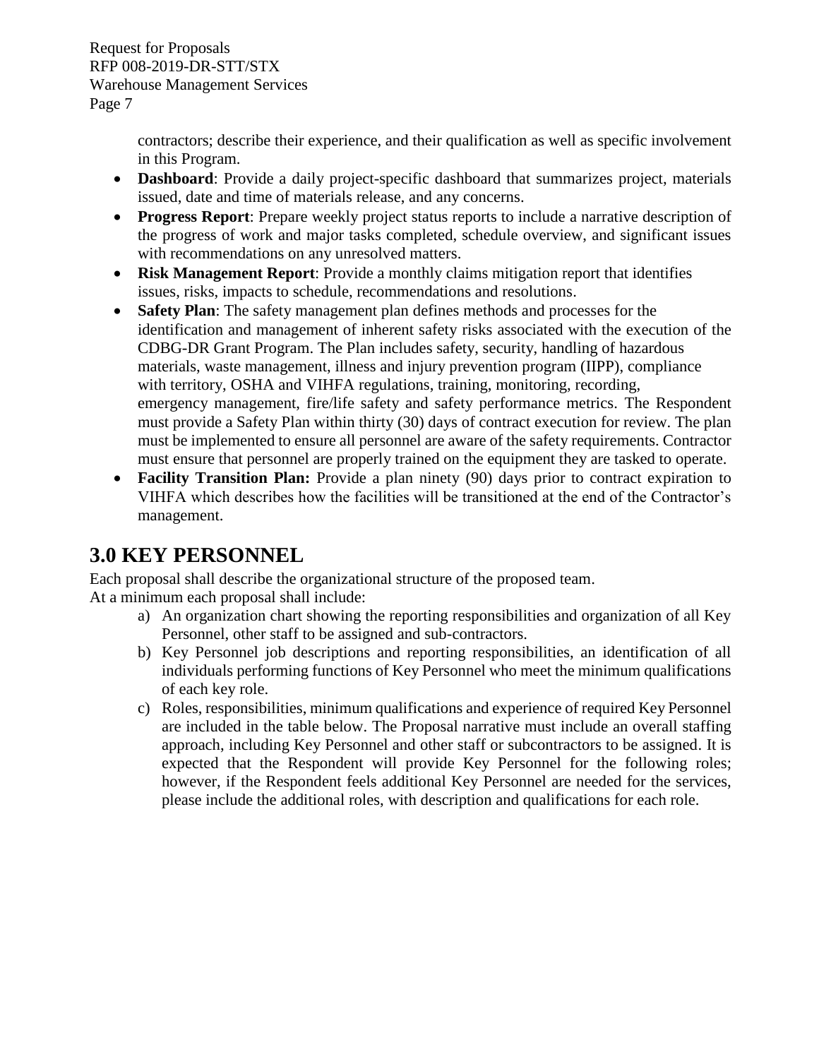contractors; describe their experience, and their qualification as well as specific involvement in this Program.

- **Dashboard**: Provide a daily project-specific dashboard that summarizes project, materials issued, date and time of materials release, and any concerns.
- **Progress Report**: Prepare weekly project status reports to include a narrative description of the progress of work and major tasks completed, schedule overview, and significant issues with recommendations on any unresolved matters.
- **Risk Management Report**: Provide a monthly claims mitigation report that identifies issues, risks, impacts to schedule, recommendations and resolutions.
- **Safety Plan**: The safety management plan defines methods and processes for the identification and management of inherent safety risks associated with the execution of the CDBG-DR Grant Program. The Plan includes safety, security, handling of hazardous materials, waste management, illness and injury prevention program (IIPP), compliance with territory, OSHA and VIHFA regulations, training, monitoring, recording, emergency management, fire/life safety and safety performance metrics. The Respondent must provide a Safety Plan within thirty (30) days of contract execution for review. The plan must be implemented to ensure all personnel are aware of the safety requirements. Contractor must ensure that personnel are properly trained on the equipment they are tasked to operate.
- **Facility Transition Plan:** Provide a plan ninety (90) days prior to contract expiration to VIHFA which describes how the facilities will be transitioned at the end of the Contractor's management.

# 3.0 KEY PERSONNEL

Each proposal shall describe the organizational structure of the proposed team.
At a minimum each proposal shall include:

a) An organization chart showing the reporting responsibilities and organization of all Key Personnel, other staff to be assigned and sub-contractors.
b) Key Personnel job descriptions and reporting responsibilities, an identification of all individuals performing functions of Key Personnel who meet the minimum qualifications of each key role.
c) Roles, responsibilities, minimum qualifications and experience of required Key Personnel are included in the table below. The Proposal narrative must include an overall staffing approach, including Key Personnel and other staff or subcontractors to be assigned. It is expected that the Respondent will provide Key Personnel for the following roles; however, if the Respondent feels additional Key Personnel are needed for the services, please include the additional roles, with description and qualifications for each role.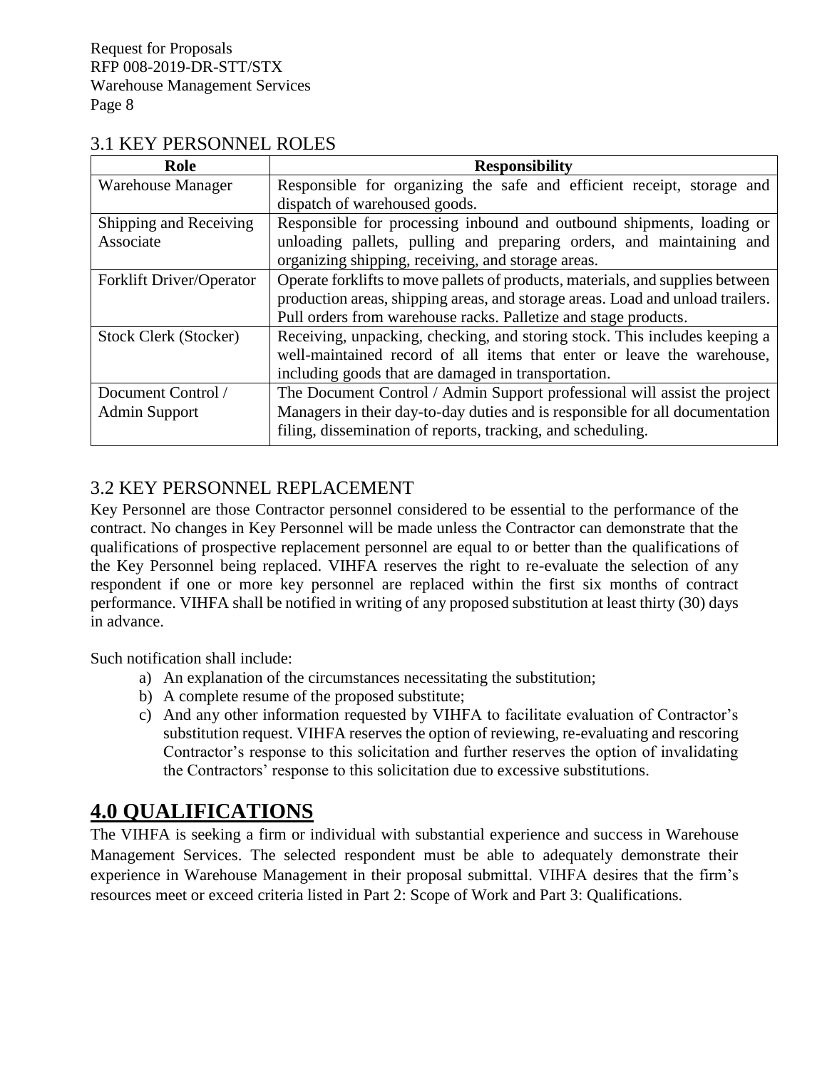## 3.1 KEY PERSONNEL ROLES

| Role | Responsibility |
|---|---|
| Warehouse Manager | Responsible for organizing the safe and efficient receipt, storage and dispatch of warehoused goods. |
| Shipping and Receiving Associate | Responsible for processing inbound and outbound shipments, loading or unloading pallets, pulling and preparing orders, and maintaining and organizing shipping, receiving, and storage areas. |
| Forklift Driver/Operator | Operate forklifts to move pallets of products, materials, and supplies between production areas, shipping areas, and storage areas. Load and unload trailers. Pull orders from warehouse racks. Palletize and stage products. |
| Stock Clerk (Stocker) | Receiving, unpacking, checking, and storing stock. This includes keeping a well-maintained record of all items that enter or leave the warehouse, including goods that are damaged in transportation. |
| Document Control / Admin Support | The Document Control / Admin Support professional will assist the project Managers in their day-to-day duties and is responsible for all documentation filing, dissemination of reports, tracking, and scheduling. |

## 3.2 KEY PERSONNEL REPLACEMENT

Key Personnel are those Contractor personnel considered to be essential to the performance of the contract. No changes in Key Personnel will be made unless the Contractor can demonstrate that the qualifications of prospective replacement personnel are equal to or better than the qualifications of the Key Personnel being replaced. VIHFA reserves the right to re-evaluate the selection of any respondent if one or more key personnel are replaced within the first six months of contract performance. VIHFA shall be notified in writing of any proposed substitution at least thirty (30) days in advance.

Such notification shall include:

a) An explanation of the circumstances necessitating the substitution;
b) A complete resume of the proposed substitute;
c) And any other information requested by VIHFA to facilitate evaluation of Contractor's substitution request. VIHFA reserves the option of reviewing, re-evaluating and rescoring Contractor's response to this solicitation and further reserves the option of invalidating the Contractors' response to this solicitation due to excessive substitutions.

# 4.0 QUALIFICATIONS

The VIHFA is seeking a firm or individual with substantial experience and success in Warehouse Management Services. The selected respondent must be able to adequately demonstrate their experience in Warehouse Management in their proposal submittal. VIHFA desires that the firm's resources meet or exceed criteria listed in Part 2: Scope of Work and Part 3: Qualifications.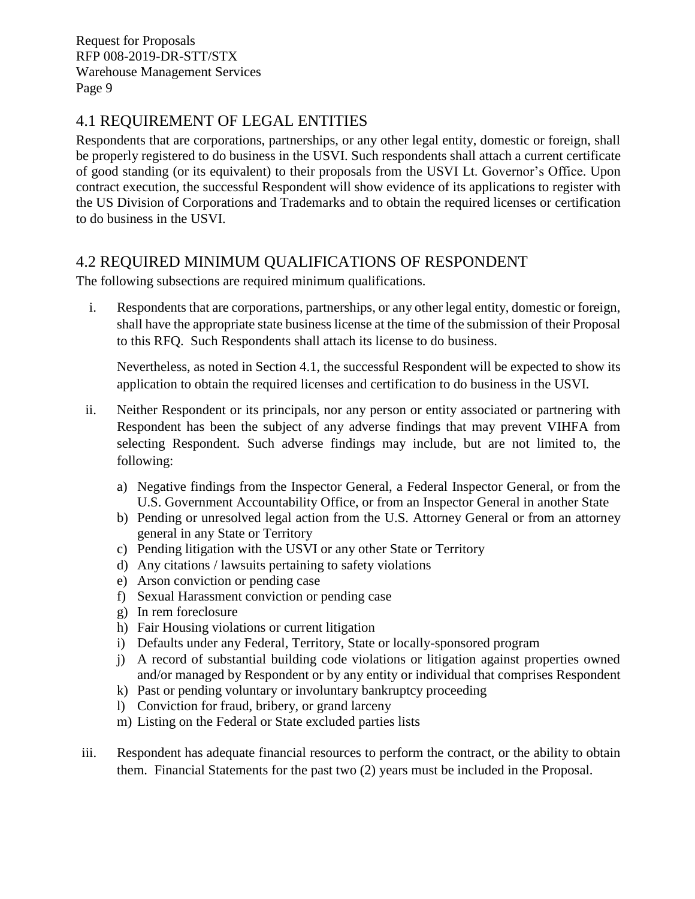## 4.1 REQUIREMENT OF LEGAL ENTITIES

Respondents that are corporations, partnerships, or any other legal entity, domestic or foreign, shall be properly registered to do business in the USVI. Such respondents shall attach a current certificate of good standing (or its equivalent) to their proposals from the USVI Lt. Governor's Office. Upon contract execution, the successful Respondent will show evidence of its applications to register with the US Division of Corporations and Trademarks and to obtain the required licenses or certification to do business in the USVI.

## 4.2 REQUIRED MINIMUM QUALIFICATIONS OF RESPONDENT

The following subsections are required minimum qualifications.

i. Respondents that are corporations, partnerships, or any other legal entity, domestic or foreign, shall have the appropriate state business license at the time of the submission of their Proposal to this RFQ. Such Respondents shall attach its license to do business.

   Nevertheless, as noted in Section 4.1, the successful Respondent will be expected to show its application to obtain the required licenses and certification to do business in the USVI.

ii. Neither Respondent or its principals, nor any person or entity associated or partnering with Respondent has been the subject of any adverse findings that may prevent VIHFA from selecting Respondent. Such adverse findings may include, but are not limited to, the following:

   a) Negative findings from the Inspector General, a Federal Inspector General, or from the U.S. Government Accountability Office, or from an Inspector General in another State
   b) Pending or unresolved legal action from the U.S. Attorney General or from an attorney general in any State or Territory
   c) Pending litigation with the USVI or any other State or Territory
   d) Any citations / lawsuits pertaining to safety violations
   e) Arson conviction or pending case
   f) Sexual Harassment conviction or pending case
   g) In rem foreclosure
   h) Fair Housing violations or current litigation
   i) Defaults under any Federal, Territory, State or locally-sponsored program
   j) A record of substantial building code violations or litigation against properties owned and/or managed by Respondent or by any entity or individual that comprises Respondent
   k) Past or pending voluntary or involuntary bankruptcy proceeding
   l) Conviction for fraud, bribery, or grand larceny
   m) Listing on the Federal or State excluded parties lists

iii. Respondent has adequate financial resources to perform the contract, or the ability to obtain them. Financial Statements for the past two (2) years must be included in the Proposal.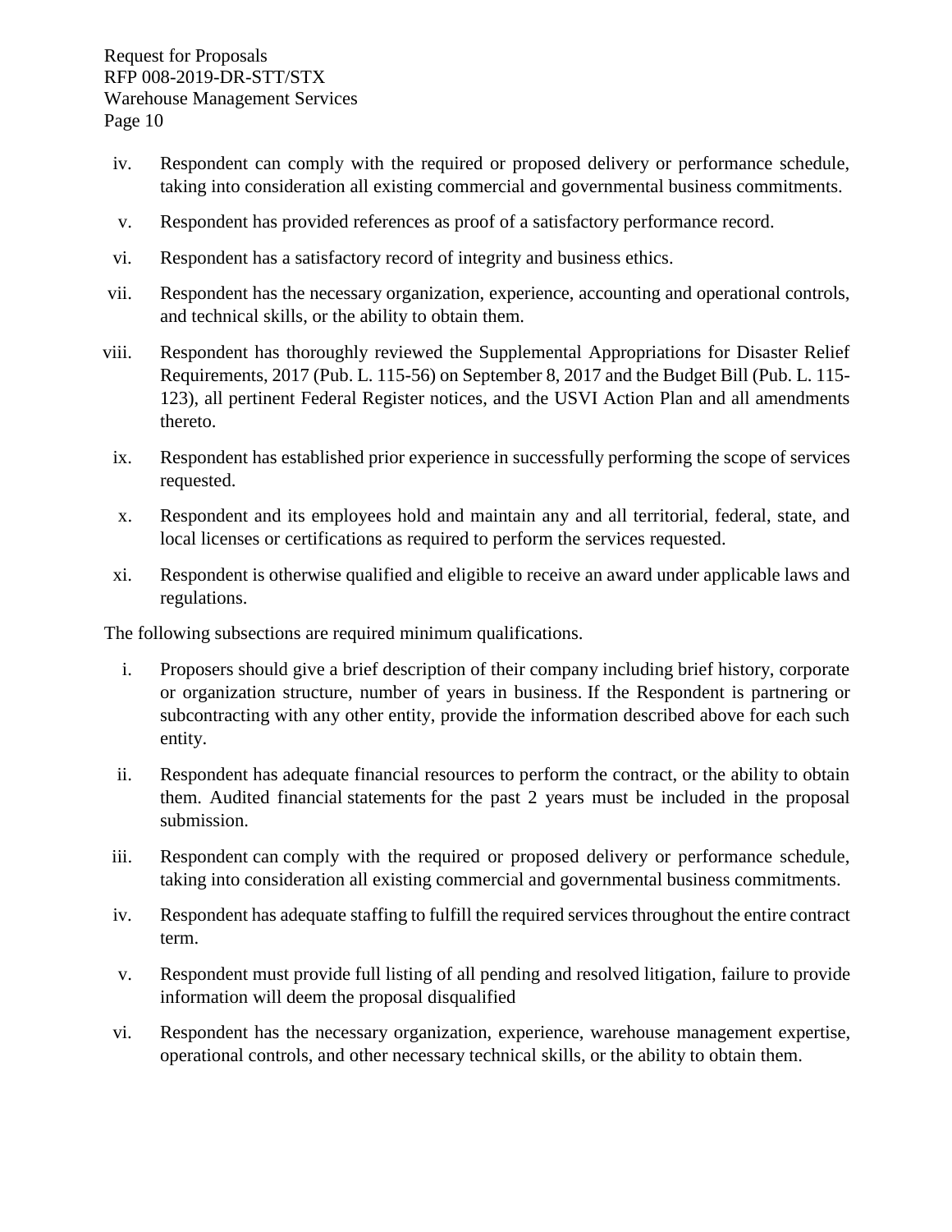iv. Respondent can comply with the required or proposed delivery or performance schedule, taking into consideration all existing commercial and governmental business commitments.

v. Respondent has provided references as proof of a satisfactory performance record.

vi. Respondent has a satisfactory record of integrity and business ethics.

vii. Respondent has the necessary organization, experience, accounting and operational controls, and technical skills, or the ability to obtain them.

viii. Respondent has thoroughly reviewed the Supplemental Appropriations for Disaster Relief Requirements, 2017 (Pub. L. 115-56) on September 8, 2017 and the Budget Bill (Pub. L. 115-123), all pertinent Federal Register notices, and the USVI Action Plan and all amendments thereto.

ix. Respondent has established prior experience in successfully performing the scope of services requested.

x. Respondent and its employees hold and maintain any and all territorial, federal, state, and local licenses or certifications as required to perform the services requested.

xi. Respondent is otherwise qualified and eligible to receive an award under applicable laws and regulations.

The following subsections are required minimum qualifications.

i. Proposers should give a brief description of their company including brief history, corporate or organization structure, number of years in business. If the Respondent is partnering or subcontracting with any other entity, provide the information described above for each such entity.

ii. Respondent has adequate financial resources to perform the contract, or the ability to obtain them. Audited financial statements for the past 2 years must be included in the proposal submission.

iii. Respondent can comply with the required or proposed delivery or performance schedule, taking into consideration all existing commercial and governmental business commitments.

iv. Respondent has adequate staffing to fulfill the required services throughout the entire contract term.

v. Respondent must provide full listing of all pending and resolved litigation, failure to provide information will deem the proposal disqualified

vi. Respondent has the necessary organization, experience, warehouse management expertise, operational controls, and other necessary technical skills, or the ability to obtain them.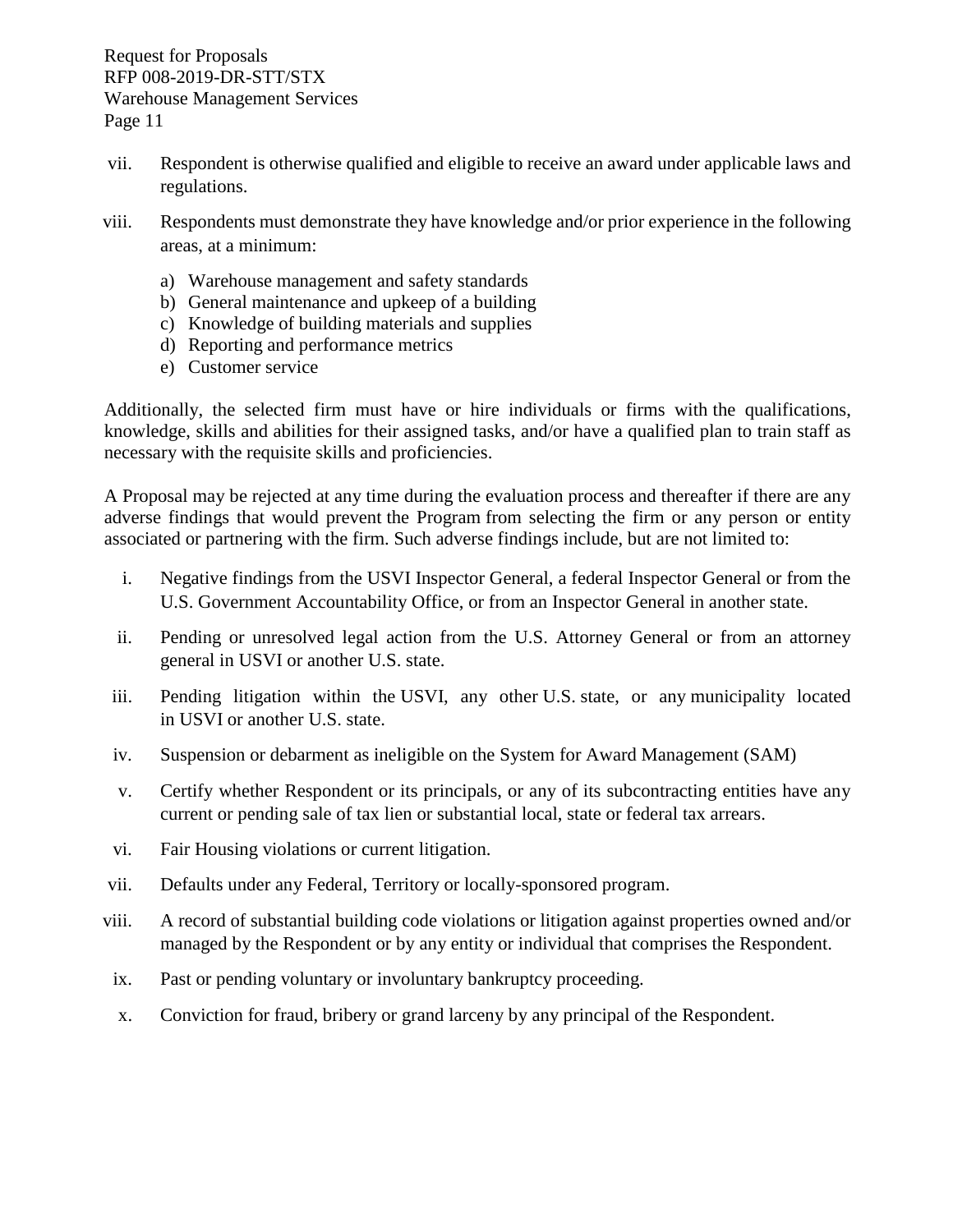vii. Respondent is otherwise qualified and eligible to receive an award under applicable laws and regulations.

viii. Respondents must demonstrate they have knowledge and/or prior experience in the following areas, at a minimum:

   a) Warehouse management and safety standards
   b) General maintenance and upkeep of a building
   c) Knowledge of building materials and supplies
   d) Reporting and performance metrics
   e) Customer service

Additionally, the selected firm must have or hire individuals or firms with the qualifications, knowledge, skills and abilities for their assigned tasks, and/or have a qualified plan to train staff as necessary with the requisite skills and proficiencies.

A Proposal may be rejected at any time during the evaluation process and thereafter if there are any adverse findings that would prevent the Program from selecting the firm or any person or entity associated or partnering with the firm. Such adverse findings include, but are not limited to:

i. Negative findings from the USVI Inspector General, a federal Inspector General or from the U.S. Government Accountability Office, or from an Inspector General in another state.

ii. Pending or unresolved legal action from the U.S. Attorney General or from an attorney general in USVI or another U.S. state.

iii. Pending litigation within the USVI, any other U.S. state, or any municipality located in USVI or another U.S. state.

iv. Suspension or debarment as ineligible on the System for Award Management (SAM)

v. Certify whether Respondent or its principals, or any of its subcontracting entities have any current or pending sale of tax lien or substantial local, state or federal tax arrears.

vi. Fair Housing violations or current litigation.

vii. Defaults under any Federal, Territory or locally-sponsored program.

viii. A record of substantial building code violations or litigation against properties owned and/or managed by the Respondent or by any entity or individual that comprises the Respondent.

ix. Past or pending voluntary or involuntary bankruptcy proceeding.

x. Conviction for fraud, bribery or grand larceny by any principal of the Respondent.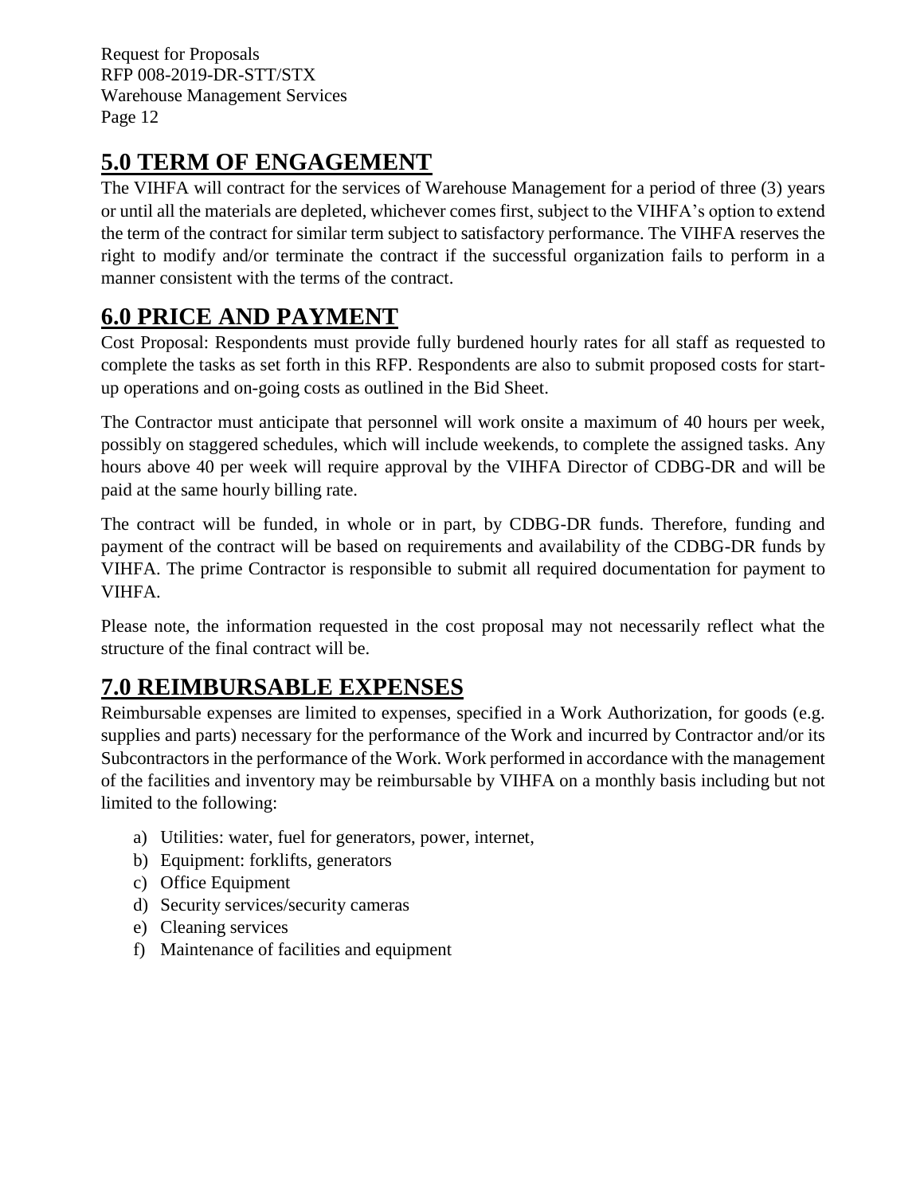## 5.0 TERM OF ENGAGEMENT

The VIHFA will contract for the services of Warehouse Management for a period of three (3) years or until all the materials are depleted, whichever comes first, subject to the VIHFA's option to extend the term of the contract for similar term subject to satisfactory performance. The VIHFA reserves the right to modify and/or terminate the contract if the successful organization fails to perform in a manner consistent with the terms of the contract.

## 6.0 PRICE AND PAYMENT

Cost Proposal: Respondents must provide fully burdened hourly rates for all staff as requested to complete the tasks as set forth in this RFP. Respondents are also to submit proposed costs for start-up operations and on-going costs as outlined in the Bid Sheet.

The Contractor must anticipate that personnel will work onsite a maximum of 40 hours per week, possibly on staggered schedules, which will include weekends, to complete the assigned tasks. Any hours above 40 per week will require approval by the VIHFA Director of CDBG-DR and will be paid at the same hourly billing rate.

The contract will be funded, in whole or in part, by CDBG-DR funds. Therefore, funding and payment of the contract will be based on requirements and availability of the CDBG-DR funds by VIHFA. The prime Contractor is responsible to submit all required documentation for payment to VIHFA.

Please note, the information requested in the cost proposal may not necessarily reflect what the structure of the final contract will be.

## 7.0 REIMBURSABLE EXPENSES

Reimbursable expenses are limited to expenses, specified in a Work Authorization, for goods (e.g. supplies and parts) necessary for the performance of the Work and incurred by Contractor and/or its Subcontractors in the performance of the Work. Work performed in accordance with the management of the facilities and inventory may be reimbursable by VIHFA on a monthly basis including but not limited to the following:

a) Utilities: water, fuel for generators, power, internet,
b) Equipment: forklifts, generators
c) Office Equipment
d) Security services/security cameras
e) Cleaning services
f) Maintenance of facilities and equipment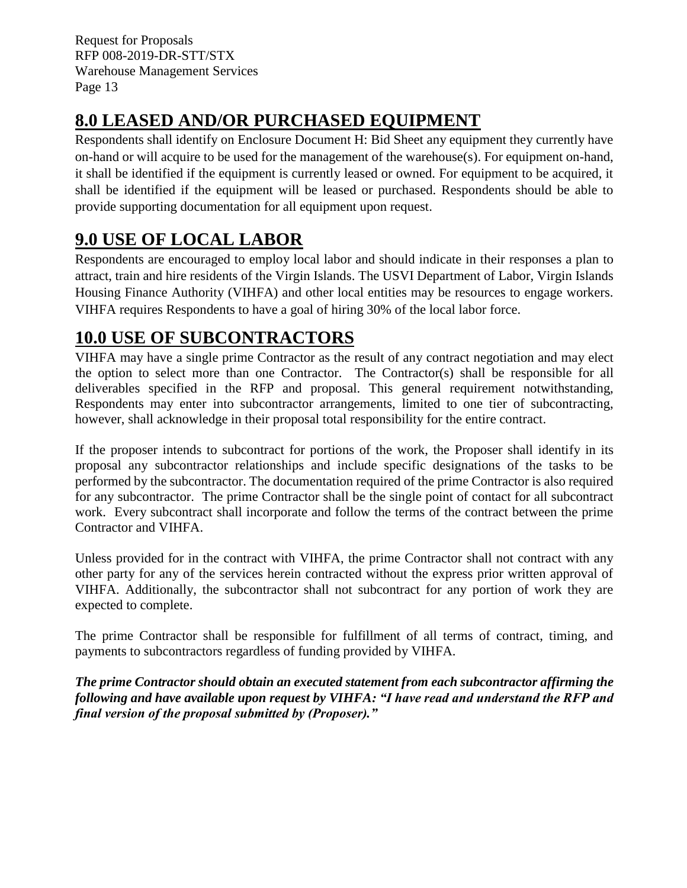## 8.0 LEASED AND/OR PURCHASED EQUIPMENT

Respondents shall identify on Enclosure Document H: Bid Sheet any equipment they currently have on-hand or will acquire to be used for the management of the warehouse(s). For equipment on-hand, it shall be identified if the equipment is currently leased or owned. For equipment to be acquired, it shall be identified if the equipment will be leased or purchased. Respondents should be able to provide supporting documentation for all equipment upon request.

## 9.0 USE OF LOCAL LABOR

Respondents are encouraged to employ local labor and should indicate in their responses a plan to attract, train and hire residents of the Virgin Islands. The USVI Department of Labor, Virgin Islands Housing Finance Authority (VIHFA) and other local entities may be resources to engage workers. VIHFA requires Respondents to have a goal of hiring 30% of the local labor force.

## 10.0 USE OF SUBCONTRACTORS

VIHFA may have a single prime Contractor as the result of any contract negotiation and may elect the option to select more than one Contractor. The Contractor(s) shall be responsible for all deliverables specified in the RFP and proposal. This general requirement notwithstanding, Respondents may enter into subcontractor arrangements, limited to one tier of subcontracting, however, shall acknowledge in their proposal total responsibility for the entire contract.

If the proposer intends to subcontract for portions of the work, the Proposer shall identify in its proposal any subcontractor relationships and include specific designations of the tasks to be performed by the subcontractor. The documentation required of the prime Contractor is also required for any subcontractor. The prime Contractor shall be the single point of contact for all subcontract work. Every subcontract shall incorporate and follow the terms of the contract between the prime Contractor and VIHFA.

Unless provided for in the contract with VIHFA, the prime Contractor shall not contract with any other party for any of the services herein contracted without the express prior written approval of VIHFA. Additionally, the subcontractor shall not subcontract for any portion of work they are expected to complete.

The prime Contractor shall be responsible for fulfillment of all terms of contract, timing, and payments to subcontractors regardless of funding provided by VIHFA.

***The prime Contractor should obtain an executed statement from each subcontractor affirming the following and have available upon request by VIHFA: "I have read and understand the RFP and final version of the proposal submitted by (Proposer)."***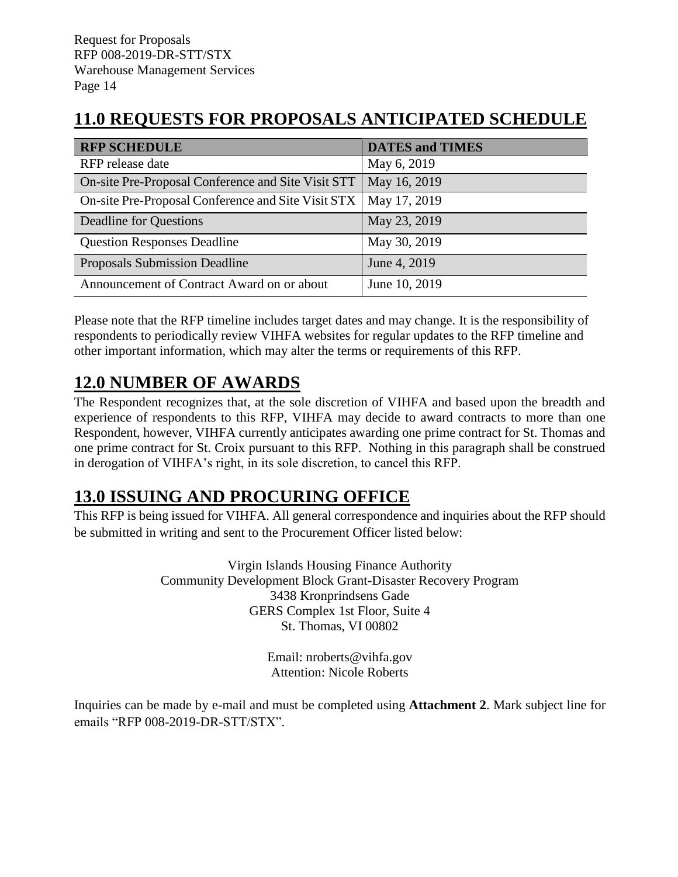# 11.0 REQUESTS FOR PROPOSALS ANTICIPATED SCHEDULE

| RFP SCHEDULE | DATES and TIMES |
|---|---|
| RFP release date | May 6, 2019 |
| On-site Pre-Proposal Conference and Site Visit STT | May 16, 2019 |
| On-site Pre-Proposal Conference and Site Visit STX | May 17, 2019 |
| Deadline for Questions | May 23, 2019 |
| Question Responses Deadline | May 30, 2019 |
| Proposals Submission Deadline | June 4, 2019 |
| Announcement of Contract Award on or about | June 10, 2019 |

Please note that the RFP timeline includes target dates and may change. It is the responsibility of respondents to periodically review VIHFA websites for regular updates to the RFP timeline and other important information, which may alter the terms or requirements of this RFP.

# 12.0 NUMBER OF AWARDS

The Respondent recognizes that, at the sole discretion of VIHFA and based upon the breadth and experience of respondents to this RFP, VIHFA may decide to award contracts to more than one Respondent, however, VIHFA currently anticipates awarding one prime contract for St. Thomas and one prime contract for St. Croix pursuant to this RFP. Nothing in this paragraph shall be construed in derogation of VIHFA's right, in its sole discretion, to cancel this RFP.

# 13.0 ISSUING AND PROCURING OFFICE

This RFP is being issued for VIHFA. All general correspondence and inquiries about the RFP should be submitted in writing and sent to the Procurement Officer listed below:

Virgin Islands Housing Finance Authority
Community Development Block Grant-Disaster Recovery Program
3438 Kronprindsens Gade
GERS Complex 1st Floor, Suite 4
St. Thomas, VI 00802

Email: nroberts@vihfa.gov
Attention: Nicole Roberts

Inquiries can be made by e-mail and must be completed using **Attachment 2**. Mark subject line for emails "RFP 008-2019-DR-STT/STX".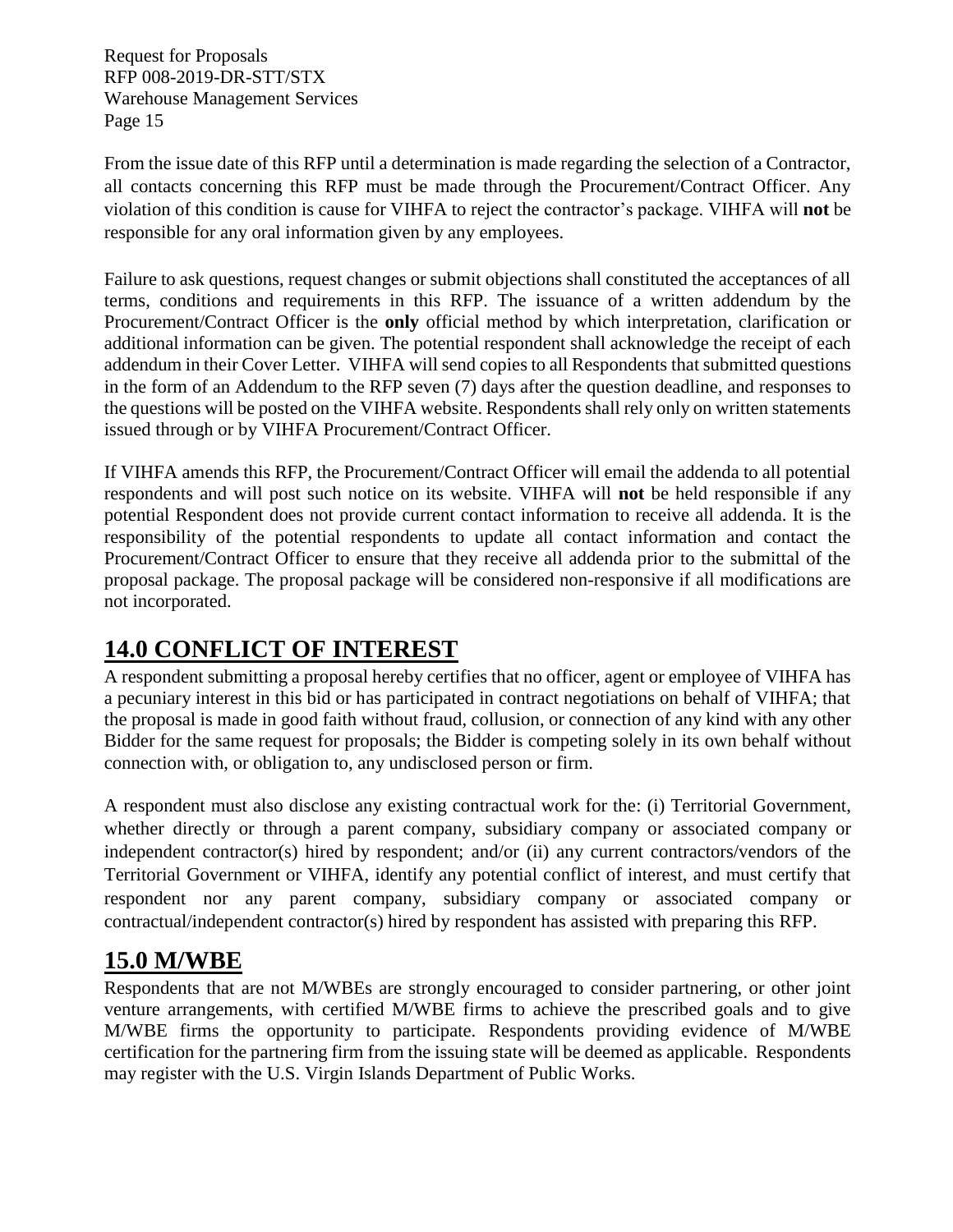From the issue date of this RFP until a determination is made regarding the selection of a Contractor, all contacts concerning this RFP must be made through the Procurement/Contract Officer. Any violation of this condition is cause for VIHFA to reject the contractor's package. VIHFA will **not** be responsible for any oral information given by any employees.

Failure to ask questions, request changes or submit objections shall constituted the acceptances of all terms, conditions and requirements in this RFP. The issuance of a written addendum by the Procurement/Contract Officer is the **only** official method by which interpretation, clarification or additional information can be given. The potential respondent shall acknowledge the receipt of each addendum in their Cover Letter. VIHFA will send copies to all Respondents that submitted questions in the form of an Addendum to the RFP seven (7) days after the question deadline, and responses to the questions will be posted on the VIHFA website. Respondents shall rely only on written statements issued through or by VIHFA Procurement/Contract Officer.

If VIHFA amends this RFP, the Procurement/Contract Officer will email the addenda to all potential respondents and will post such notice on its website. VIHFA will **not** be held responsible if any potential Respondent does not provide current contact information to receive all addenda. It is the responsibility of the potential respondents to update all contact information and contact the Procurement/Contract Officer to ensure that they receive all addenda prior to the submittal of the proposal package. The proposal package will be considered non-responsive if all modifications are not incorporated.

## 14.0 CONFLICT OF INTEREST

A respondent submitting a proposal hereby certifies that no officer, agent or employee of VIHFA has a pecuniary interest in this bid or has participated in contract negotiations on behalf of VIHFA; that the proposal is made in good faith without fraud, collusion, or connection of any kind with any other Bidder for the same request for proposals; the Bidder is competing solely in its own behalf without connection with, or obligation to, any undisclosed person or firm.

A respondent must also disclose any existing contractual work for the: (i) Territorial Government, whether directly or through a parent company, subsidiary company or associated company or independent contractor(s) hired by respondent; and/or (ii) any current contractors/vendors of the Territorial Government or VIHFA, identify any potential conflict of interest, and must certify that respondent nor any parent company, subsidiary company or associated company or contractual/independent contractor(s) hired by respondent has assisted with preparing this RFP.

## 15.0 M/WBE

Respondents that are not M/WBEs are strongly encouraged to consider partnering, or other joint venture arrangements, with certified M/WBE firms to achieve the prescribed goals and to give M/WBE firms the opportunity to participate. Respondents providing evidence of M/WBE certification for the partnering firm from the issuing state will be deemed as applicable. Respondents may register with the U.S. Virgin Islands Department of Public Works.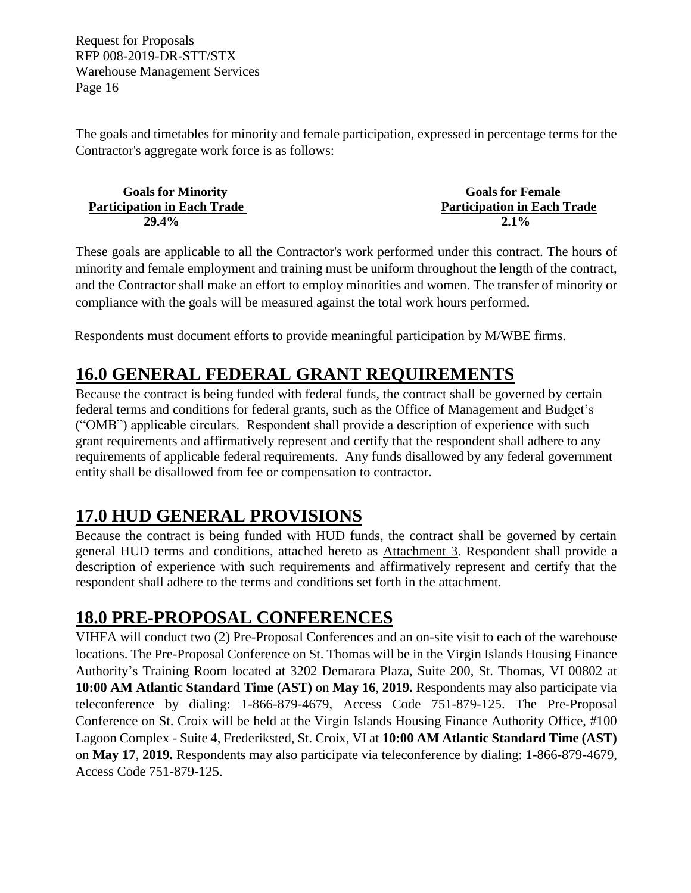The goals and timetables for minority and female participation, expressed in percentage terms for the Contractor's aggregate work force is as follows:

| Goals for Minority Participation in Each Trade | Goals for Female Participation in Each Trade |
|---|---|
| **29.4%** | **2.1%** |

These goals are applicable to all the Contractor's work performed under this contract. The hours of minority and female employment and training must be uniform throughout the length of the contract, and the Contractor shall make an effort to employ minorities and women. The transfer of minority or compliance with the goals will be measured against the total work hours performed.

Respondents must document efforts to provide meaningful participation by M/WBE firms.

## 16.0 GENERAL FEDERAL GRANT REQUIREMENTS

Because the contract is being funded with federal funds, the contract shall be governed by certain federal terms and conditions for federal grants, such as the Office of Management and Budget's ("OMB") applicable circulars. Respondent shall provide a description of experience with such grant requirements and affirmatively represent and certify that the respondent shall adhere to any requirements of applicable federal requirements. Any funds disallowed by any federal government entity shall be disallowed from fee or compensation to contractor.

## 17.0 HUD GENERAL PROVISIONS

Because the contract is being funded with HUD funds, the contract shall be governed by certain general HUD terms and conditions, attached hereto as Attachment 3. Respondent shall provide a description of experience with such requirements and affirmatively represent and certify that the respondent shall adhere to the terms and conditions set forth in the attachment.

## 18.0 PRE-PROPOSAL CONFERENCES

VIHFA will conduct two (2) Pre-Proposal Conferences and an on-site visit to each of the warehouse locations. The Pre-Proposal Conference on St. Thomas will be in the Virgin Islands Housing Finance Authority's Training Room located at 3202 Demarara Plaza, Suite 200, St. Thomas, VI 00802 at **10:00 AM Atlantic Standard Time (AST)** on **May 16**, **2019.** Respondents may also participate via teleconference by dialing: 1-866-879-4679, Access Code 751-879-125. The Pre-Proposal Conference on St. Croix will be held at the Virgin Islands Housing Finance Authority Office, #100 Lagoon Complex - Suite 4, Frederiksted, St. Croix, VI at **10:00 AM Atlantic Standard Time (AST)** on **May 17**, **2019.** Respondents may also participate via teleconference by dialing: 1-866-879-4679, Access Code 751-879-125.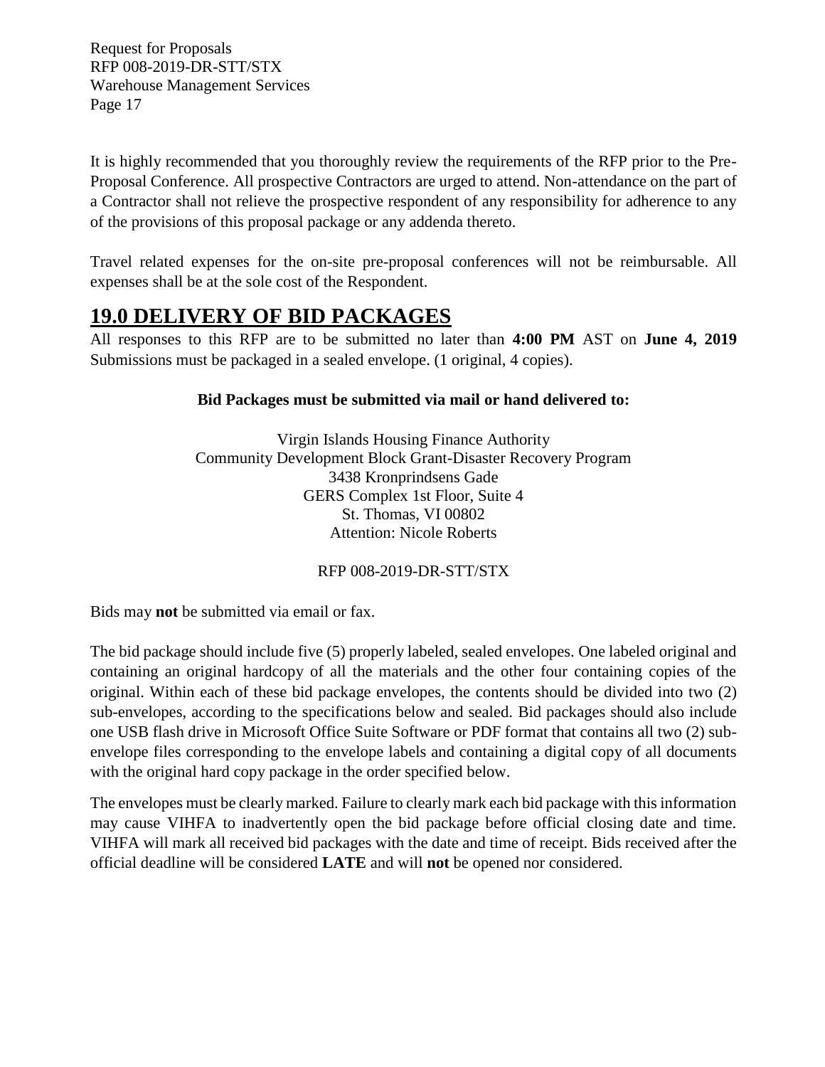It is highly recommended that you thoroughly review the requirements of the RFP prior to the Pre-Proposal Conference. All prospective Contractors are urged to attend. Non-attendance on the part of a Contractor shall not relieve the prospective respondent of any responsibility for adherence to any of the provisions of this proposal package or any addenda thereto.

Travel related expenses for the on-site pre-proposal conferences will not be reimbursable. All expenses shall be at the sole cost of the Respondent.

## 19.0 DELIVERY OF BID PACKAGES

All responses to this RFP are to be submitted no later than **4:00 PM** AST on **June 4, 2019** Submissions must be packaged in a sealed envelope. (1 original, 4 copies).

**Bid Packages must be submitted via mail or hand delivered to:**

Virgin Islands Housing Finance Authority
Community Development Block Grant-Disaster Recovery Program
3438 Kronprindsens Gade
GERS Complex 1st Floor, Suite 4
St. Thomas, VI 00802
Attention: Nicole Roberts

RFP 008-2019-DR-STT/STX

Bids may **not** be submitted via email or fax.

The bid package should include five (5) properly labeled, sealed envelopes. One labeled original and containing an original hardcopy of all the materials and the other four containing copies of the original. Within each of these bid package envelopes, the contents should be divided into two (2) sub-envelopes, according to the specifications below and sealed. Bid packages should also include one USB flash drive in Microsoft Office Suite Software or PDF format that contains all two (2) sub-envelope files corresponding to the envelope labels and containing a digital copy of all documents with the original hard copy package in the order specified below.

The envelopes must be clearly marked. Failure to clearly mark each bid package with this information may cause VIHFA to inadvertently open the bid package before official closing date and time. VIHFA will mark all received bid packages with the date and time of receipt. Bids received after the official deadline will be considered **LATE** and will **not** be opened nor considered.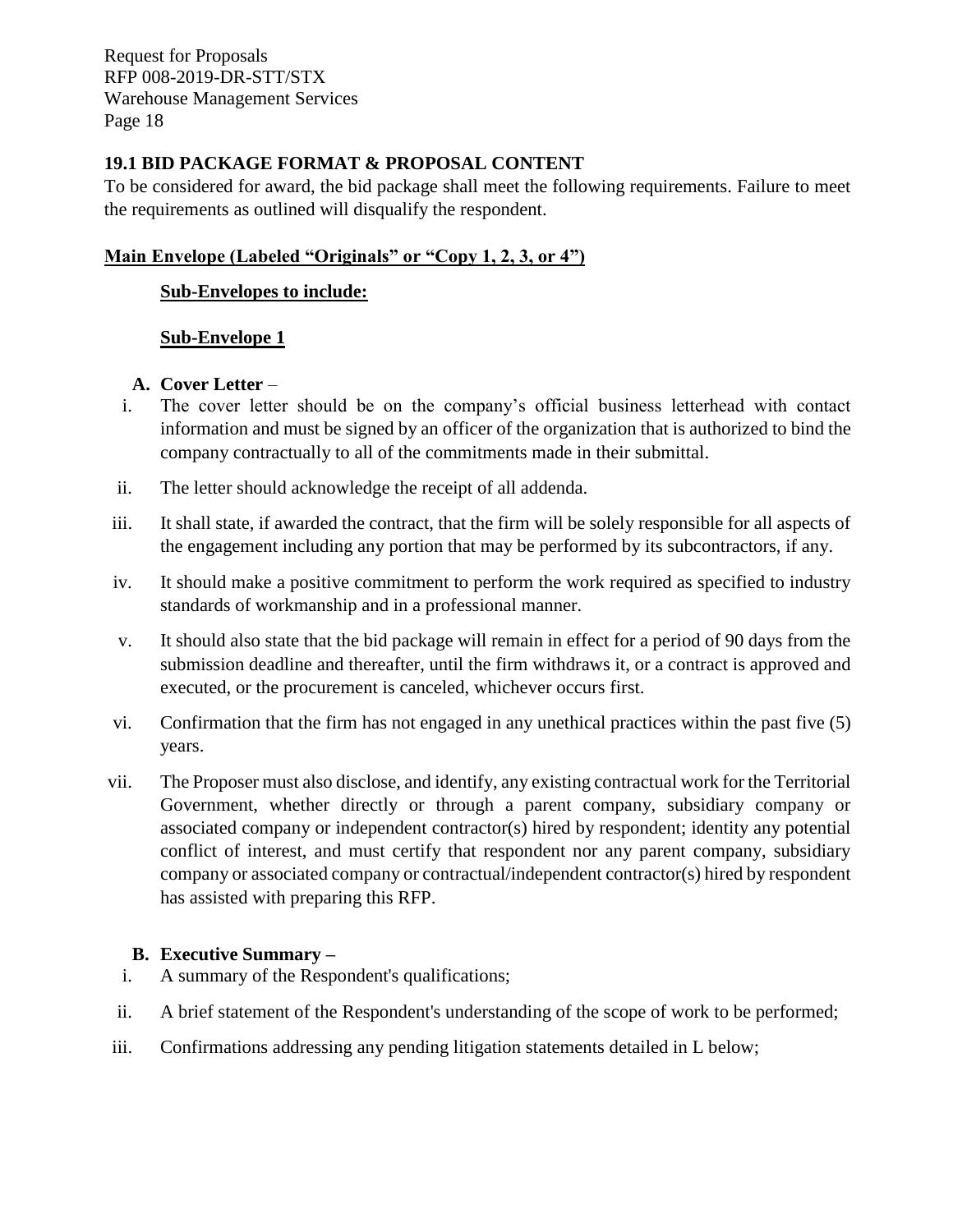### 19.1 BID PACKAGE FORMAT & PROPOSAL CONTENT

To be considered for award, the bid package shall meet the following requirements. Failure to meet the requirements as outlined will disqualify the respondent.

**Main Envelope (Labeled "Originals" or "Copy 1, 2, 3, or 4")**

**Sub-Envelopes to include:**

**Sub-Envelope 1**

**A. Cover Letter** –

i. The cover letter should be on the company's official business letterhead with contact information and must be signed by an officer of the organization that is authorized to bind the company contractually to all of the commitments made in their submittal.

ii. The letter should acknowledge the receipt of all addenda.

iii. It shall state, if awarded the contract, that the firm will be solely responsible for all aspects of the engagement including any portion that may be performed by its subcontractors, if any.

iv. It should make a positive commitment to perform the work required as specified to industry standards of workmanship and in a professional manner.

v. It should also state that the bid package will remain in effect for a period of 90 days from the submission deadline and thereafter, until the firm withdraws it, or a contract is approved and executed, or the procurement is canceled, whichever occurs first.

vi. Confirmation that the firm has not engaged in any unethical practices within the past five (5) years.

vii. The Proposer must also disclose, and identify, any existing contractual work for the Territorial Government, whether directly or through a parent company, subsidiary company or associated company or independent contractor(s) hired by respondent; identity any potential conflict of interest, and must certify that respondent nor any parent company, subsidiary company or associated company or contractual/independent contractor(s) hired by respondent has assisted with preparing this RFP.

**B. Executive Summary –**

i. A summary of the Respondent's qualifications;

ii. A brief statement of the Respondent's understanding of the scope of work to be performed;

iii. Confirmations addressing any pending litigation statements detailed in L below;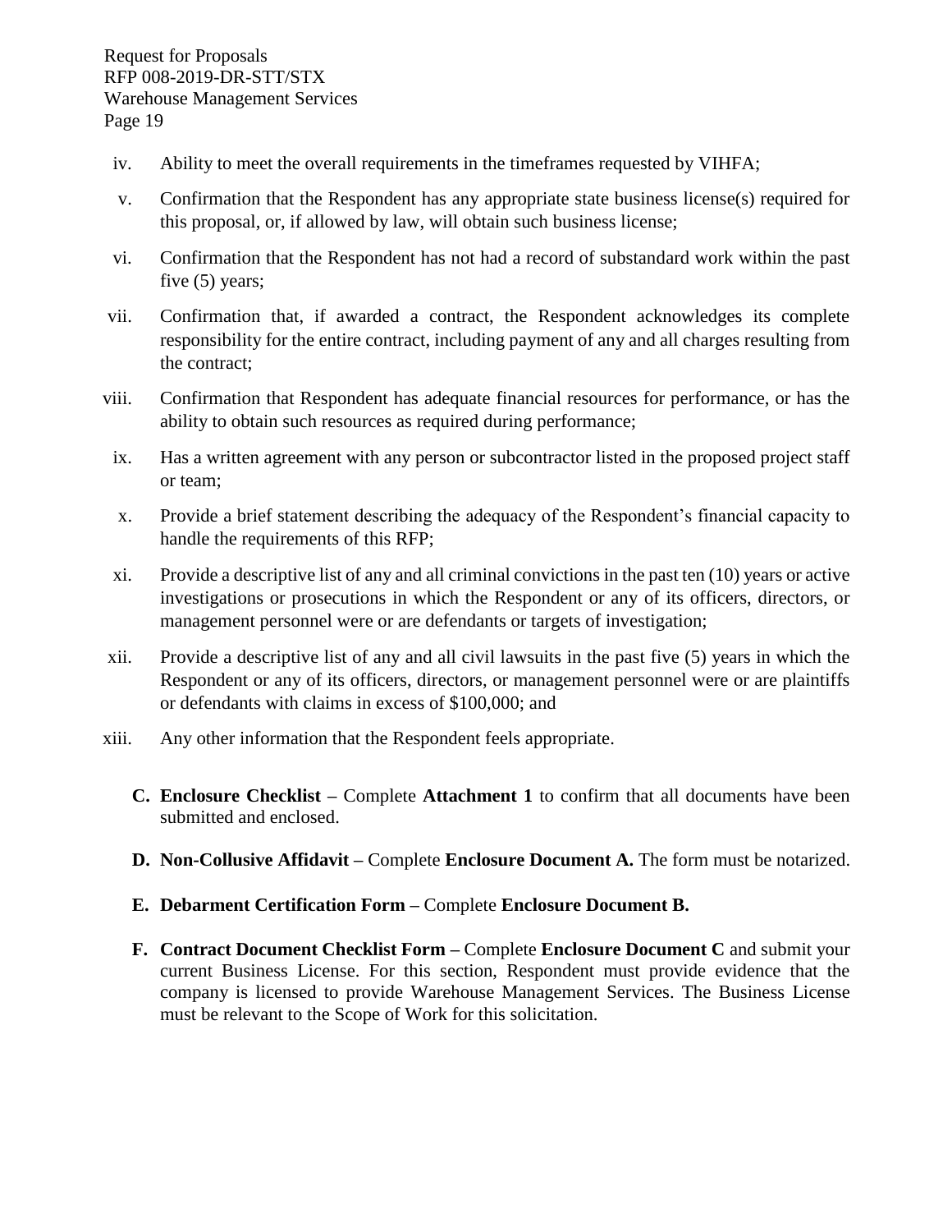iv. Ability to meet the overall requirements in the timeframes requested by VIHFA;

v. Confirmation that the Respondent has any appropriate state business license(s) required for this proposal, or, if allowed by law, will obtain such business license;

vi. Confirmation that the Respondent has not had a record of substandard work within the past five (5) years;

vii. Confirmation that, if awarded a contract, the Respondent acknowledges its complete responsibility for the entire contract, including payment of any and all charges resulting from the contract;

viii. Confirmation that Respondent has adequate financial resources for performance, or has the ability to obtain such resources as required during performance;

ix. Has a written agreement with any person or subcontractor listed in the proposed project staff or team;

x. Provide a brief statement describing the adequacy of the Respondent's financial capacity to handle the requirements of this RFP;

xi. Provide a descriptive list of any and all criminal convictions in the past ten (10) years or active investigations or prosecutions in which the Respondent or any of its officers, directors, or management personnel were or are defendants or targets of investigation;

xii. Provide a descriptive list of any and all civil lawsuits in the past five (5) years in which the Respondent or any of its officers, directors, or management personnel were or are plaintiffs or defendants with claims in excess of $100,000; and

xiii. Any other information that the Respondent feels appropriate.

**C. Enclosure Checklist –** Complete **Attachment 1** to confirm that all documents have been submitted and enclosed.

**D. Non-Collusive Affidavit –** Complete **Enclosure Document A.** The form must be notarized.

**E. Debarment Certification Form –** Complete **Enclosure Document B.**

**F. Contract Document Checklist Form –** Complete **Enclosure Document C** and submit your current Business License. For this section, Respondent must provide evidence that the company is licensed to provide Warehouse Management Services. The Business License must be relevant to the Scope of Work for this solicitation.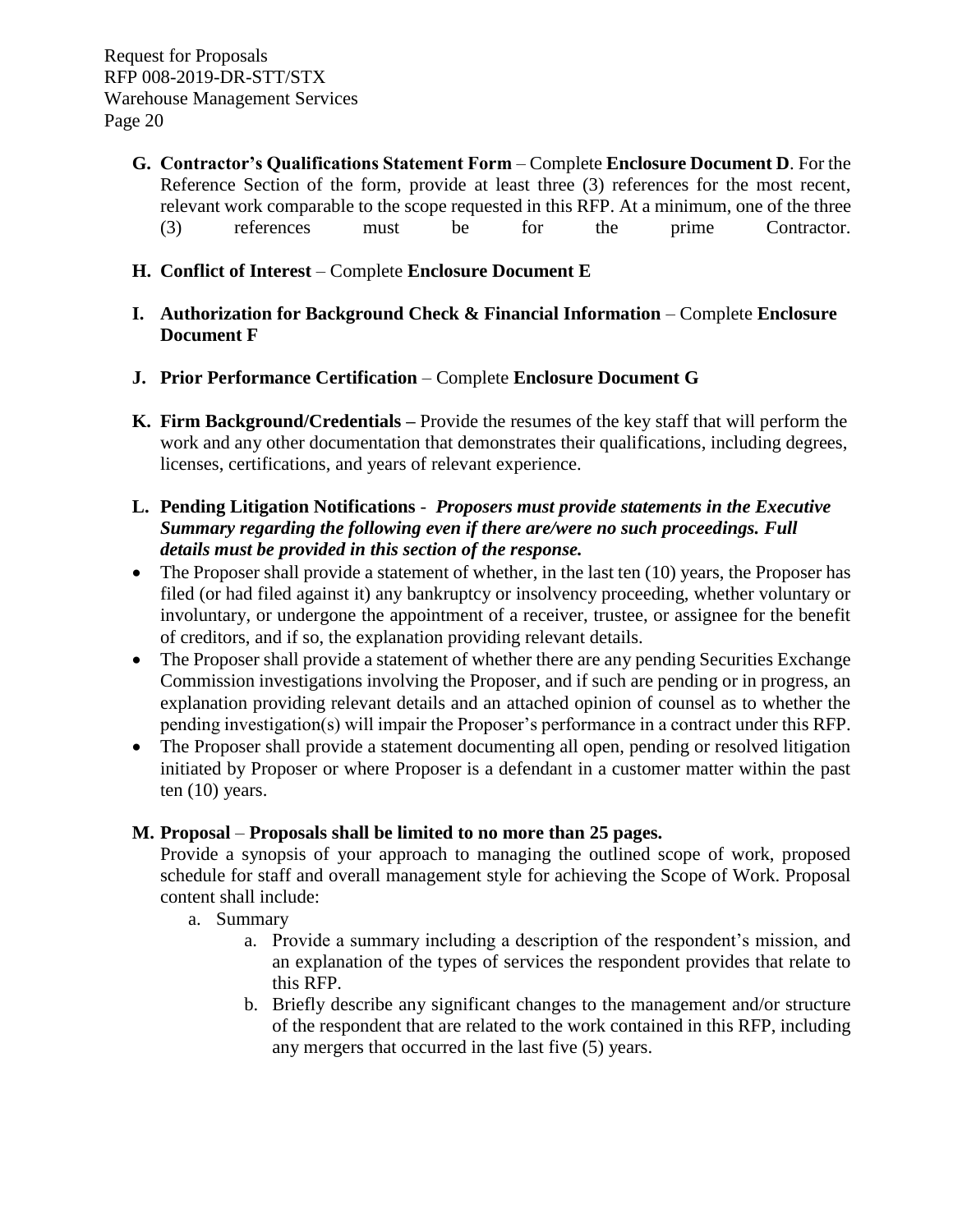**G. Contractor's Qualifications Statement Form** – Complete **Enclosure Document D**. For the Reference Section of the form, provide at least three (3) references for the most recent, relevant work comparable to the scope requested in this RFP. At a minimum, one of the three (3) references must be for the prime Contractor.

**H. Conflict of Interest** – Complete **Enclosure Document E**

**I. Authorization for Background Check & Financial Information** – Complete **Enclosure Document F**

**J. Prior Performance Certification** – Complete **Enclosure Document G**

**K. Firm Background/Credentials –** Provide the resumes of the key staff that will perform the work and any other documentation that demonstrates their qualifications, including degrees, licenses, certifications, and years of relevant experience.

**L. Pending Litigation Notifications** - ***Proposers must provide statements in the Executive Summary regarding the following even if there are/were no such proceedings. Full details must be provided in this section of the response.***

- The Proposer shall provide a statement of whether, in the last ten (10) years, the Proposer has filed (or had filed against it) any bankruptcy or insolvency proceeding, whether voluntary or involuntary, or undergone the appointment of a receiver, trustee, or assignee for the benefit of creditors, and if so, the explanation providing relevant details.
- The Proposer shall provide a statement of whether there are any pending Securities Exchange Commission investigations involving the Proposer, and if such are pending or in progress, an explanation providing relevant details and an attached opinion of counsel as to whether the pending investigation(s) will impair the Proposer's performance in a contract under this RFP.
- The Proposer shall provide a statement documenting all open, pending or resolved litigation initiated by Proposer or where Proposer is a defendant in a customer matter within the past ten (10) years.

**M. Proposal** – **Proposals shall be limited to no more than 25 pages.**

Provide a synopsis of your approach to managing the outlined scope of work, proposed schedule for staff and overall management style for achieving the Scope of Work. Proposal content shall include:

a. Summary
   a. Provide a summary including a description of the respondent's mission, and an explanation of the types of services the respondent provides that relate to this RFP.
   b. Briefly describe any significant changes to the management and/or structure of the respondent that are related to the work contained in this RFP, including any mergers that occurred in the last five (5) years.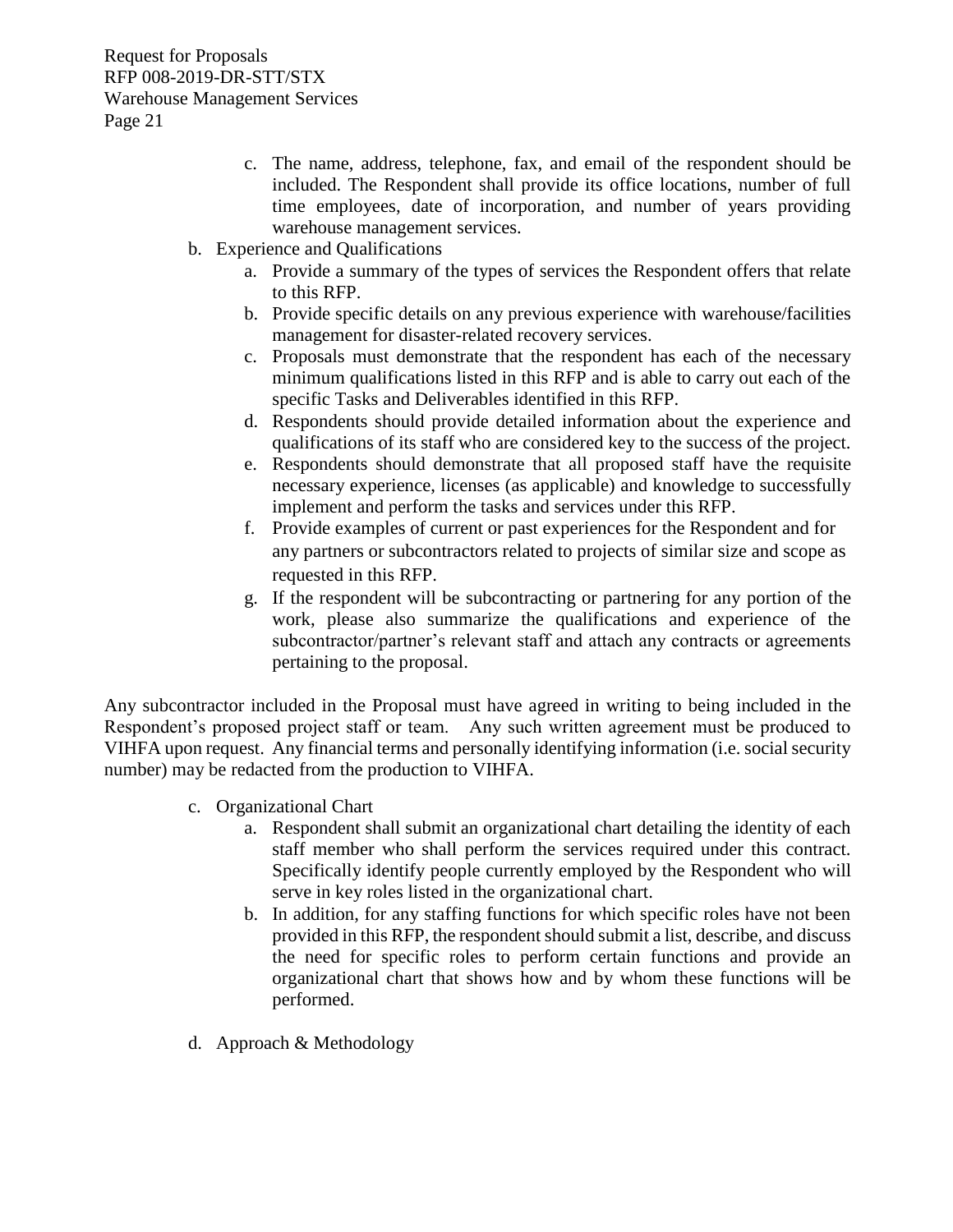c. The name, address, telephone, fax, and email of the respondent should be included. The Respondent shall provide its office locations, number of full time employees, date of incorporation, and number of years providing warehouse management services.

b. Experience and Qualifications
    a. Provide a summary of the types of services the Respondent offers that relate to this RFP.
    b. Provide specific details on any previous experience with warehouse/facilities management for disaster-related recovery services.
    c. Proposals must demonstrate that the respondent has each of the necessary minimum qualifications listed in this RFP and is able to carry out each of the specific Tasks and Deliverables identified in this RFP.
    d. Respondents should provide detailed information about the experience and qualifications of its staff who are considered key to the success of the project.
    e. Respondents should demonstrate that all proposed staff have the requisite necessary experience, licenses (as applicable) and knowledge to successfully implement and perform the tasks and services under this RFP.
    f. Provide examples of current or past experiences for the Respondent and for any partners or subcontractors related to projects of similar size and scope as requested in this RFP.
    g. If the respondent will be subcontracting or partnering for any portion of the work, please also summarize the qualifications and experience of the subcontractor/partner's relevant staff and attach any contracts or agreements pertaining to the proposal.

Any subcontractor included in the Proposal must have agreed in writing to being included in the Respondent's proposed project staff or team. Any such written agreement must be produced to VIHFA upon request. Any financial terms and personally identifying information (i.e. social security number) may be redacted from the production to VIHFA.

c. Organizational Chart
    a. Respondent shall submit an organizational chart detailing the identity of each staff member who shall perform the services required under this contract. Specifically identify people currently employed by the Respondent who will serve in key roles listed in the organizational chart.
    b. In addition, for any staffing functions for which specific roles have not been provided in this RFP, the respondent should submit a list, describe, and discuss the need for specific roles to perform certain functions and provide an organizational chart that shows how and by whom these functions will be performed.

d. Approach & Methodology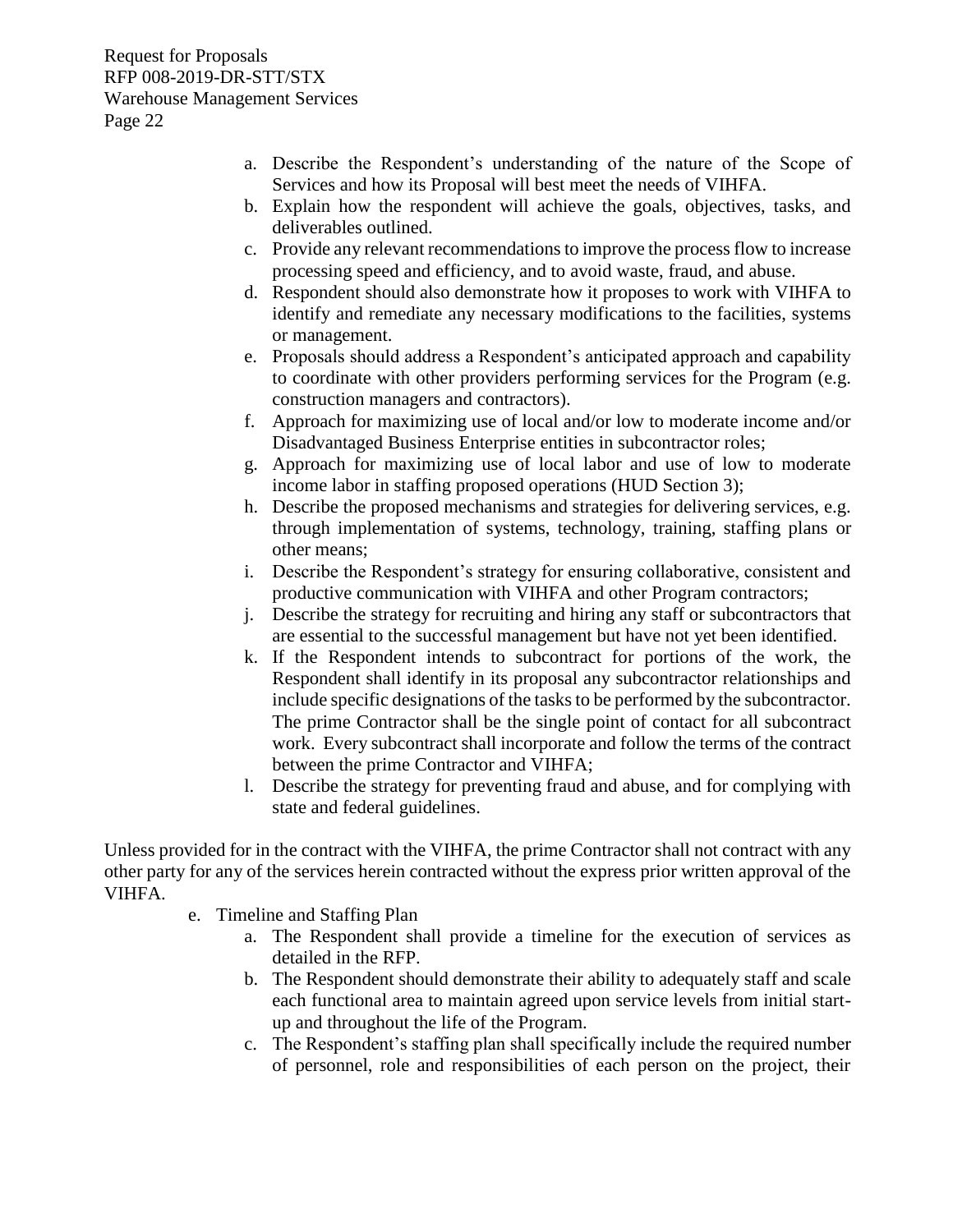a. Describe the Respondent's understanding of the nature of the Scope of Services and how its Proposal will best meet the needs of VIHFA.
b. Explain how the respondent will achieve the goals, objectives, tasks, and deliverables outlined.
c. Provide any relevant recommendations to improve the process flow to increase processing speed and efficiency, and to avoid waste, fraud, and abuse.
d. Respondent should also demonstrate how it proposes to work with VIHFA to identify and remediate any necessary modifications to the facilities, systems or management.
e. Proposals should address a Respondent's anticipated approach and capability to coordinate with other providers performing services for the Program (e.g. construction managers and contractors).
f. Approach for maximizing use of local and/or low to moderate income and/or Disadvantaged Business Enterprise entities in subcontractor roles;
g. Approach for maximizing use of local labor and use of low to moderate income labor in staffing proposed operations (HUD Section 3);
h. Describe the proposed mechanisms and strategies for delivering services, e.g. through implementation of systems, technology, training, staffing plans or other means;
i. Describe the Respondent's strategy for ensuring collaborative, consistent and productive communication with VIHFA and other Program contractors;
j. Describe the strategy for recruiting and hiring any staff or subcontractors that are essential to the successful management but have not yet been identified.
k. If the Respondent intends to subcontract for portions of the work, the Respondent shall identify in its proposal any subcontractor relationships and include specific designations of the tasks to be performed by the subcontractor. The prime Contractor shall be the single point of contact for all subcontract work. Every subcontract shall incorporate and follow the terms of the contract between the prime Contractor and VIHFA;
l. Describe the strategy for preventing fraud and abuse, and for complying with state and federal guidelines.

Unless provided for in the contract with the VIHFA, the prime Contractor shall not contract with any other party for any of the services herein contracted without the express prior written approval of the VIHFA.

e. Timeline and Staffing Plan
   a. The Respondent shall provide a timeline for the execution of services as detailed in the RFP.
   b. The Respondent should demonstrate their ability to adequately staff and scale each functional area to maintain agreed upon service levels from initial start-up and throughout the life of the Program.
   c. The Respondent's staffing plan shall specifically include the required number of personnel, role and responsibilities of each person on the project, their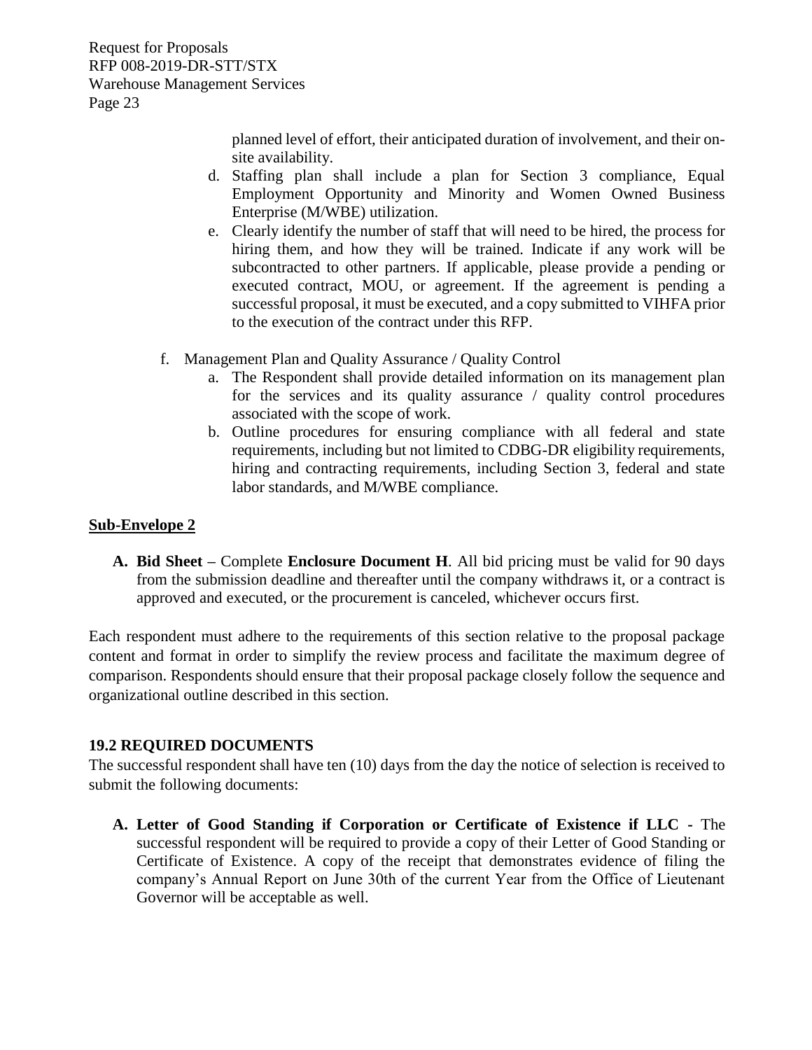planned level of effort, their anticipated duration of involvement, and their on-site availability.

d. Staffing plan shall include a plan for Section 3 compliance, Equal Employment Opportunity and Minority and Women Owned Business Enterprise (M/WBE) utilization.

e. Clearly identify the number of staff that will need to be hired, the process for hiring them, and how they will be trained. Indicate if any work will be subcontracted to other partners. If applicable, please provide a pending or executed contract, MOU, or agreement. If the agreement is pending a successful proposal, it must be executed, and a copy submitted to VIHFA prior to the execution of the contract under this RFP.

f. Management Plan and Quality Assurance / Quality Control

   a. The Respondent shall provide detailed information on its management plan for the services and its quality assurance / quality control procedures associated with the scope of work.

   b. Outline procedures for ensuring compliance with all federal and state requirements, including but not limited to CDBG-DR eligibility requirements, hiring and contracting requirements, including Section 3, federal and state labor standards, and M/WBE compliance.

**Sub-Envelope 2**

**A. Bid Sheet –** Complete **Enclosure Document H**. All bid pricing must be valid for 90 days from the submission deadline and thereafter until the company withdraws it, or a contract is approved and executed, or the procurement is canceled, whichever occurs first.

Each respondent must adhere to the requirements of this section relative to the proposal package content and format in order to simplify the review process and facilitate the maximum degree of comparison. Respondents should ensure that their proposal package closely follow the sequence and organizational outline described in this section.

### 19.2 REQUIRED DOCUMENTS

The successful respondent shall have ten (10) days from the day the notice of selection is received to submit the following documents:

**A. Letter of Good Standing if Corporation or Certificate of Existence if LLC -** The successful respondent will be required to provide a copy of their Letter of Good Standing or Certificate of Existence. A copy of the receipt that demonstrates evidence of filing the company's Annual Report on June 30th of the current Year from the Office of Lieutenant Governor will be acceptable as well.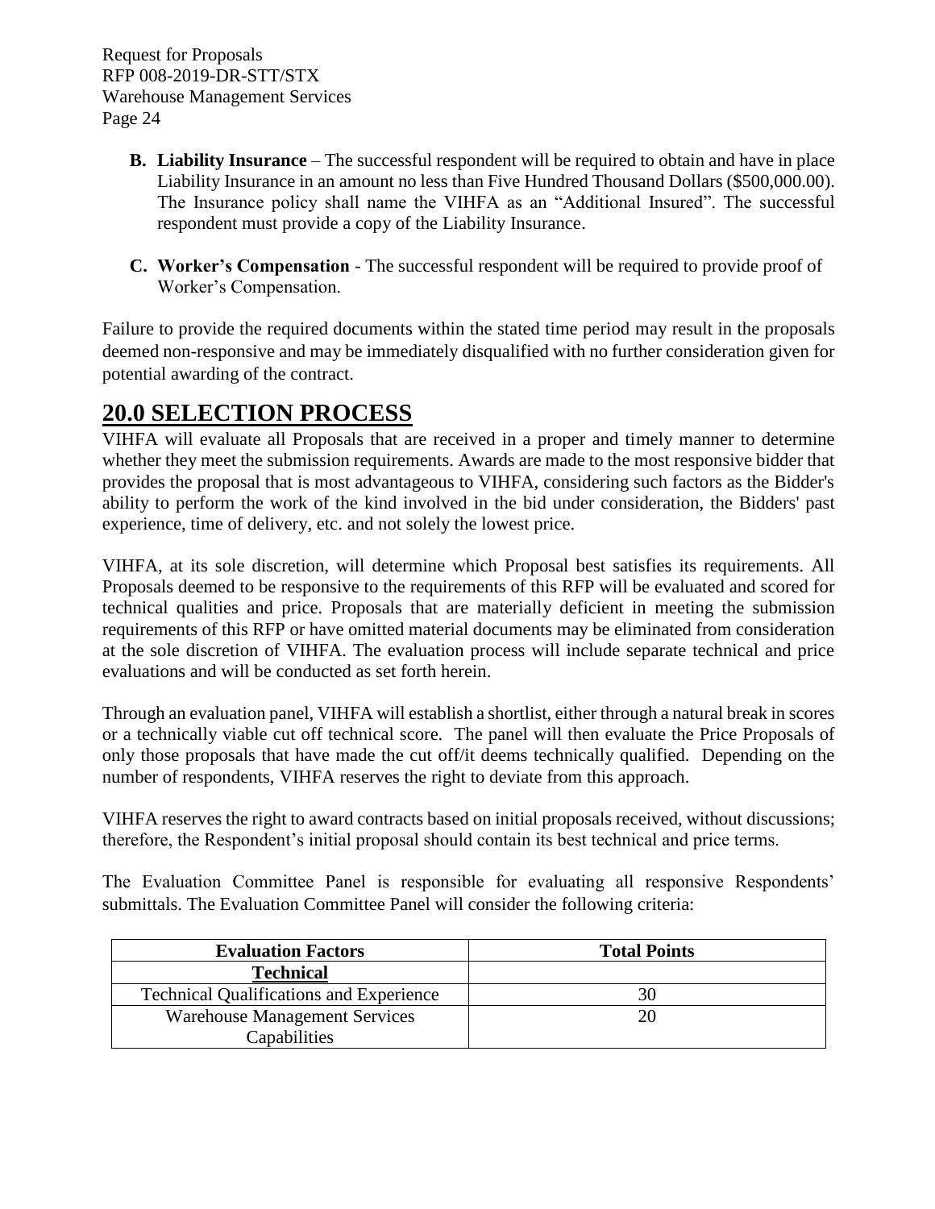**B. Liability Insurance** – The successful respondent will be required to obtain and have in place Liability Insurance in an amount no less than Five Hundred Thousand Dollars ($500,000.00). The Insurance policy shall name the VIHFA as an "Additional Insured". The successful respondent must provide a copy of the Liability Insurance.

**C. Worker's Compensation** - The successful respondent will be required to provide proof of Worker's Compensation.

Failure to provide the required documents within the stated time period may result in the proposals deemed non-responsive and may be immediately disqualified with no further consideration given for potential awarding of the contract.

# 20.0 SELECTION PROCESS

VIHFA will evaluate all Proposals that are received in a proper and timely manner to determine whether they meet the submission requirements. Awards are made to the most responsive bidder that provides the proposal that is most advantageous to VIHFA, considering such factors as the Bidder's ability to perform the work of the kind involved in the bid under consideration, the Bidders' past experience, time of delivery, etc. and not solely the lowest price.

VIHFA, at its sole discretion, will determine which Proposal best satisfies its requirements. All Proposals deemed to be responsive to the requirements of this RFP will be evaluated and scored for technical qualities and price. Proposals that are materially deficient in meeting the submission requirements of this RFP or have omitted material documents may be eliminated from consideration at the sole discretion of VIHFA. The evaluation process will include separate technical and price evaluations and will be conducted as set forth herein.

Through an evaluation panel, VIHFA will establish a shortlist, either through a natural break in scores or a technically viable cut off technical score. The panel will then evaluate the Price Proposals of only those proposals that have made the cut off/it deems technically qualified. Depending on the number of respondents, VIHFA reserves the right to deviate from this approach.

VIHFA reserves the right to award contracts based on initial proposals received, without discussions; therefore, the Respondent's initial proposal should contain its best technical and price terms.

The Evaluation Committee Panel is responsible for evaluating all responsive Respondents' submittals. The Evaluation Committee Panel will consider the following criteria:

| Evaluation Factors | Total Points |
|---|---|
| **Technical** | |
| Technical Qualifications and Experience | 30 |
| Warehouse Management Services Capabilities | 20 |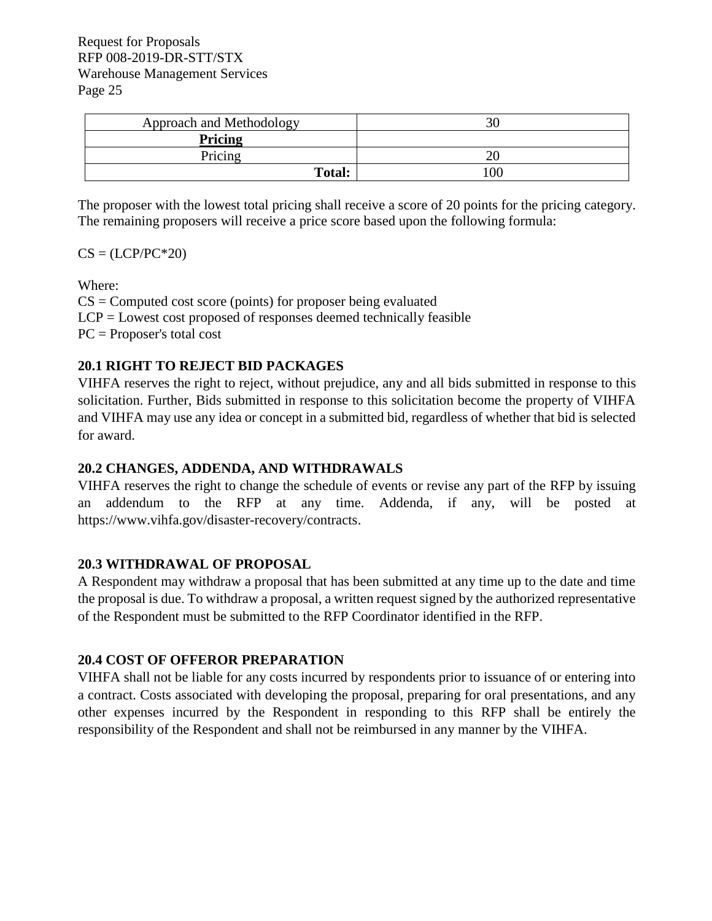| Approach and Methodology | 30 |
|---|---|
| **Pricing** | |
| Pricing | 20 |
| **Total:** | 100 |

The proposer with the lowest total pricing shall receive a score of 20 points for the pricing category. The remaining proposers will receive a price score based upon the following formula:

$CS = (LCP/PC*20)$

Where:
CS = Computed cost score (points) for proposer being evaluated
LCP = Lowest cost proposed of responses deemed technically feasible
PC = Proposer's total cost

### 20.1 RIGHT TO REJECT BID PACKAGES

VIHFA reserves the right to reject, without prejudice, any and all bids submitted in response to this solicitation. Further, Bids submitted in response to this solicitation become the property of VIHFA and VIHFA may use any idea or concept in a submitted bid, regardless of whether that bid is selected for award.

### 20.2 CHANGES, ADDENDA, AND WITHDRAWALS

VIHFA reserves the right to change the schedule of events or revise any part of the RFP by issuing an addendum to the RFP at any time. Addenda, if any, will be posted at https://www.vihfa.gov/disaster-recovery/contracts.

### 20.3 WITHDRAWAL OF PROPOSAL

A Respondent may withdraw a proposal that has been submitted at any time up to the date and time the proposal is due. To withdraw a proposal, a written request signed by the authorized representative of the Respondent must be submitted to the RFP Coordinator identified in the RFP.

### 20.4 COST OF OFFEROR PREPARATION

VIHFA shall not be liable for any costs incurred by respondents prior to issuance of or entering into a contract. Costs associated with developing the proposal, preparing for oral presentations, and any other expenses incurred by the Respondent in responding to this RFP shall be entirely the responsibility of the Respondent and shall not be reimbursed in any manner by the VIHFA.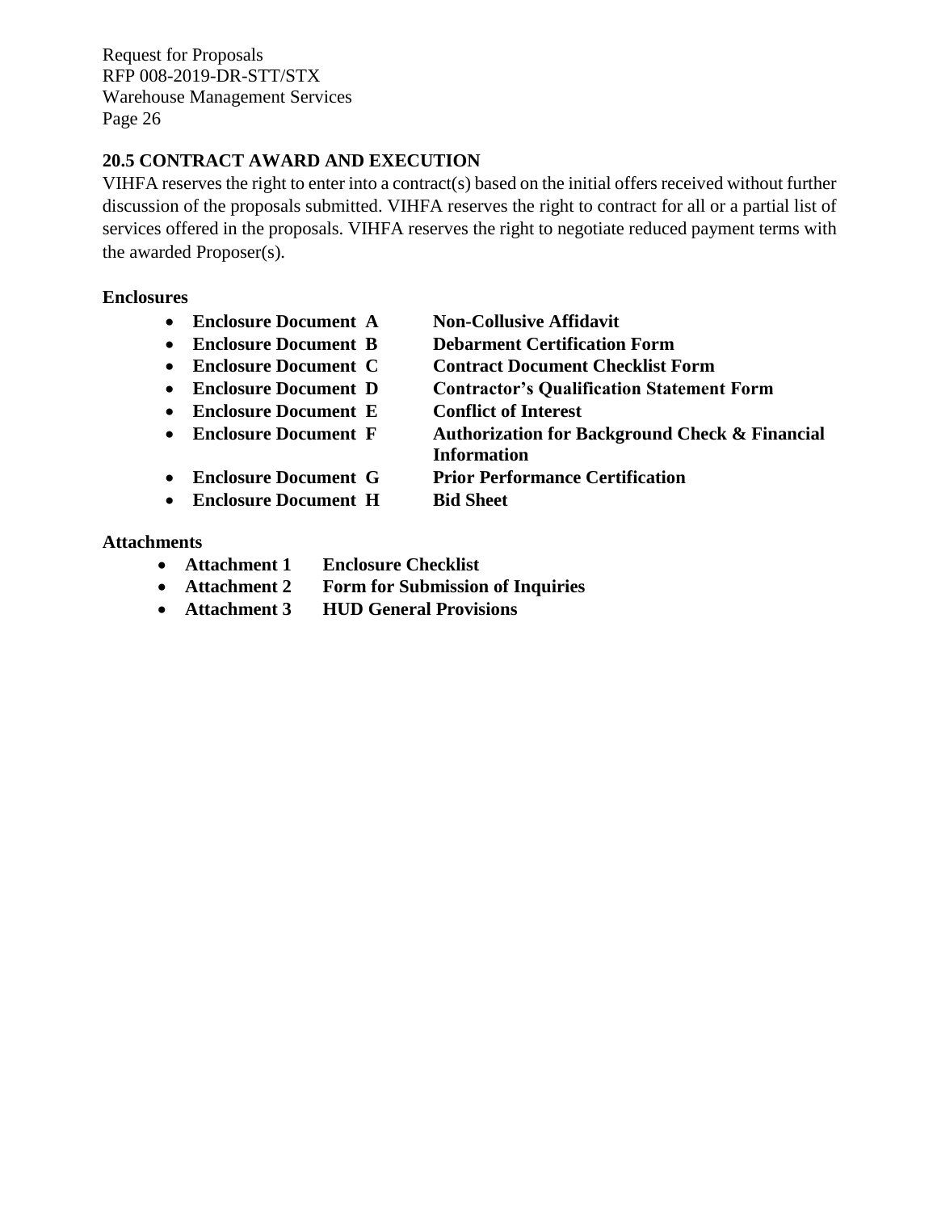## 20.5 CONTRACT AWARD AND EXECUTION

VIHFA reserves the right to enter into a contract(s) based on the initial offers received without further discussion of the proposals submitted. VIHFA reserves the right to contract for all or a partial list of services offered in the proposals. VIHFA reserves the right to negotiate reduced payment terms with the awarded Proposer(s).

**Enclosures**

- **Enclosure Document A** **Non-Collusive Affidavit**
- **Enclosure Document B** **Debarment Certification Form**
- **Enclosure Document C** **Contract Document Checklist Form**
- **Enclosure Document D** **Contractor's Qualification Statement Form**
- **Enclosure Document E** **Conflict of Interest**
- **Enclosure Document F** **Authorization for Background Check & Financial Information**
- **Enclosure Document G** **Prior Performance Certification**
- **Enclosure Document H** **Bid Sheet**

**Attachments**

- **Attachment 1** **Enclosure Checklist**
- **Attachment 2** **Form for Submission of Inquiries**
- **Attachment 3** **HUD General Provisions**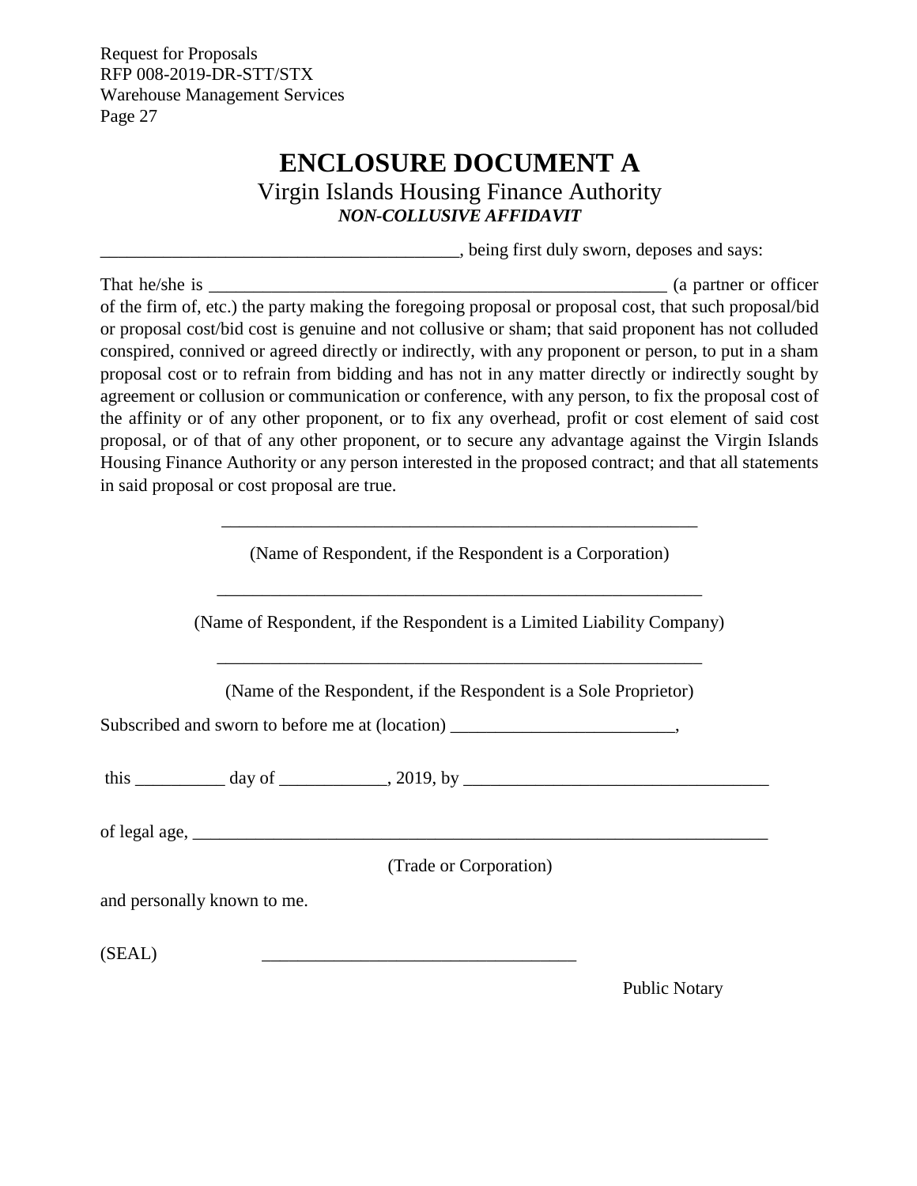# ENCLOSURE DOCUMENT A

## Virgin Islands Housing Finance Authority

***NON-COLLUSIVE AFFIDAVIT***

________________________________________, being first duly sworn, deposes and says:

That he/she is ____________________________________________________ (a partner or officer of the firm of, etc.) the party making the foregoing proposal or proposal cost, that such proposal/bid or proposal cost/bid cost is genuine and not collusive or sham; that said proponent has not colluded conspired, connived or agreed directly or indirectly, with any proponent or person, to put in a sham proposal cost or to refrain from bidding and has not in any matter directly or indirectly sought by agreement or collusion or communication or conference, with any person, to fix the proposal cost of the affinity or of any other proponent, or to fix any overhead, profit or cost element of said cost proposal, or of that of any other proponent, or to secure any advantage against the Virgin Islands Housing Finance Authority or any person interested in the proposed contract; and that all statements in said proposal or cost proposal are true.

_______________________________________________________

(Name of Respondent, if the Respondent is a Corporation)

_______________________________________________________

(Name of Respondent, if the Respondent is a Limited Liability Company)

_______________________________________________________

(Name of the Respondent, if the Respondent is a Sole Proprietor)

Subscribed and sworn to before me at (location) _________________________,

this __________ day of ____________, 2019, by __________________________________

of legal age, ___________________________________________________________________

(Trade or Corporation)

and personally known to me.

(SEAL) ____________________________________

Public Notary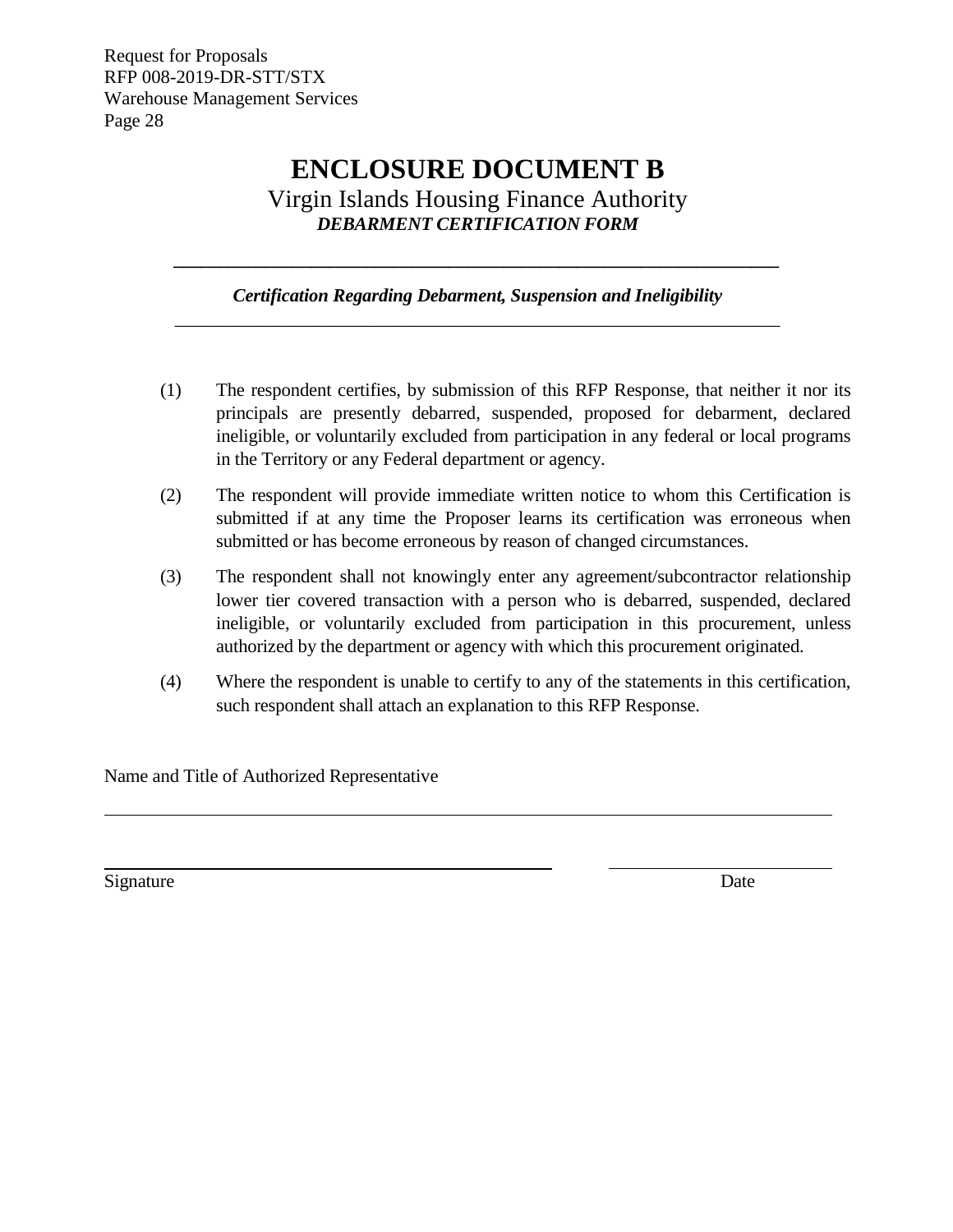# ENCLOSURE DOCUMENT B

Virgin Islands Housing Finance Authority

***DEBARMENT CERTIFICATION FORM***

---

***Certification Regarding Debarment, Suspension and Ineligibility***

---

(1) The respondent certifies, by submission of this RFP Response, that neither it nor its principals are presently debarred, suspended, proposed for debarment, declared ineligible, or voluntarily excluded from participation in any federal or local programs in the Territory or any Federal department or agency.

(2) The respondent will provide immediate written notice to whom this Certification is submitted if at any time the Proposer learns its certification was erroneous when submitted or has become erroneous by reason of changed circumstances.

(3) The respondent shall not knowingly enter any agreement/subcontractor relationship lower tier covered transaction with a person who is debarred, suspended, declared ineligible, or voluntarily excluded from participation in this procurement, unless authorized by the department or agency with which this procurement originated.

(4) Where the respondent is unable to certify to any of the statements in this certification, such respondent shall attach an explanation to this RFP Response.

Name and Title of Authorized Representative

_______________________________________________________________

_______________________________________ ____________________

Signature Date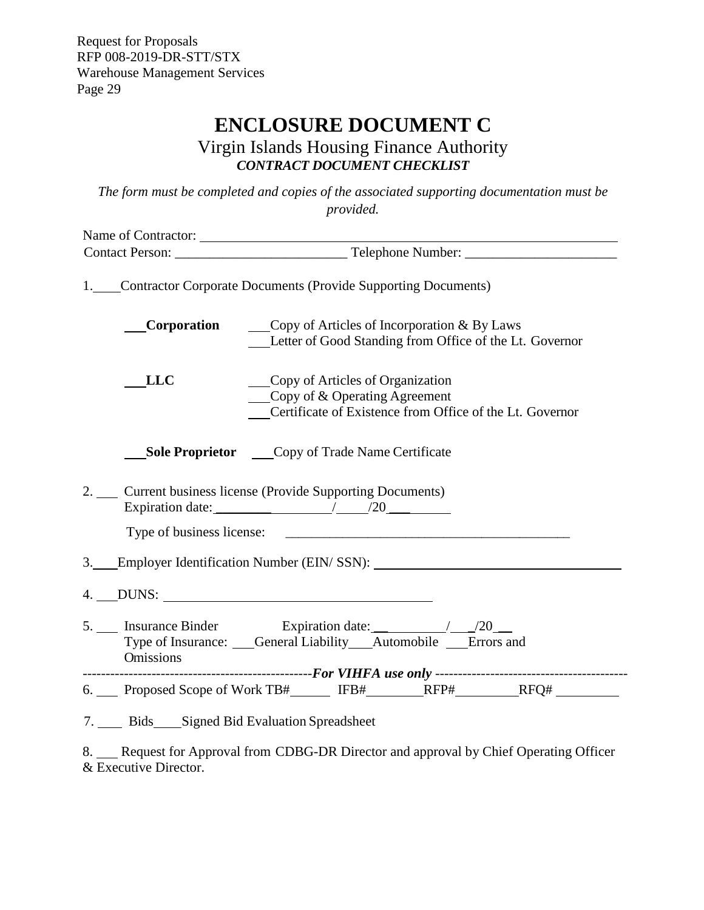# ENCLOSURE DOCUMENT C

## Virgin Islands Housing Finance Authority

***CONTRACT DOCUMENT CHECKLIST***

*The form must be completed and copies of the associated supporting documentation must be provided.*

Name of Contractor: ______________________________________________

Contact Person: ________________________ Telephone Number: _____________________

1.____Contractor Corporate Documents (Provide Supporting Documents)

___**Corporation** ___Copy of Articles of Incorporation & By Laws
___Letter of Good Standing from Office of the Lt. Governor

___**LLC** ___Copy of Articles of Organization
___Copy of & Operating Agreement
___Certificate of Existence from Office of the Lt. Governor

___**Sole Proprietor** ___Copy of Trade Name Certificate

2. ___ Current business license (Provide Supporting Documents)
Expiration date: ________/____/20___

Type of business license: ________________________________________

3.___Employer Identification Number (EIN/ SSN): ____________________________

4. ___DUNS: ____________________________________

5. ___ Insurance Binder Expiration date: ________/___/20___
Type of Insurance: ___General Liability___Automobile ___Errors and Omissions

--------------------------------------------------***For VIHFA use only***------------------------------------------

6. ___ Proposed Scope of Work TB#______ IFB#________RFP#_________RFQ# _________

7. ____ Bids____Signed Bid Evaluation Spreadsheet

8. ___ Request for Approval from CDBG-DR Director and approval by Chief Operating Officer & Executive Director.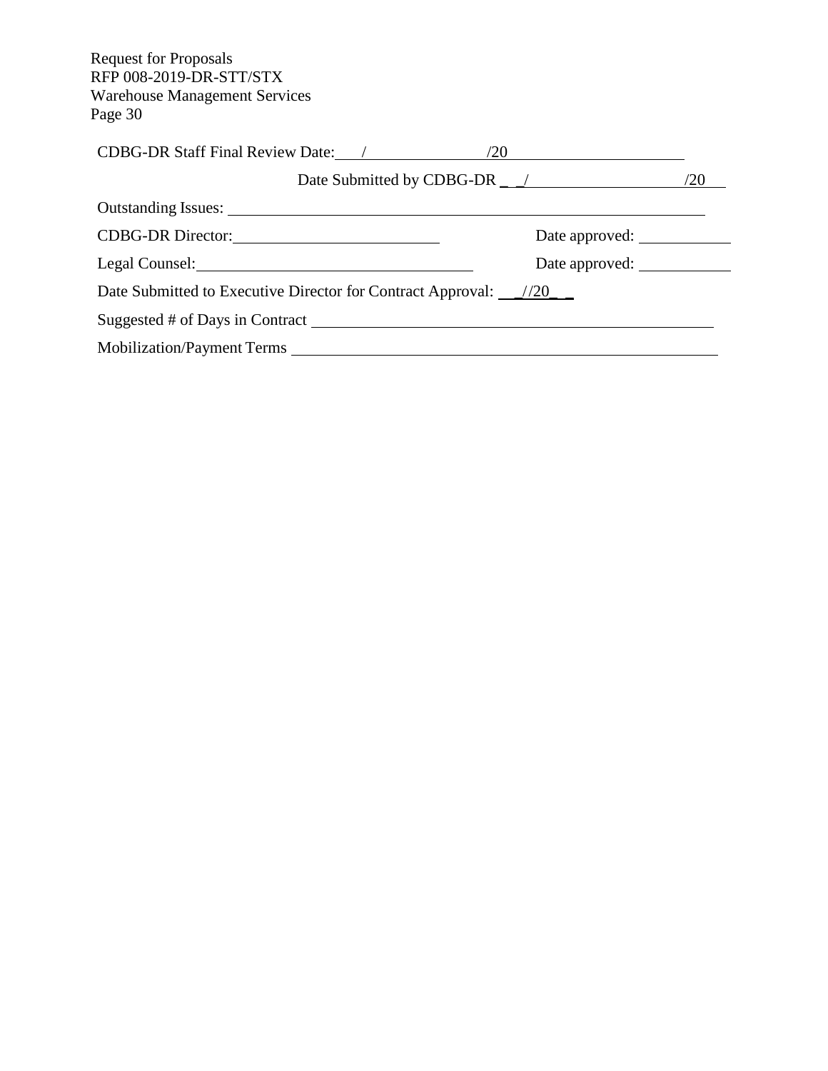CDBG-DR Staff Final Review Date: ___/_______________/20_______________________

Date Submitted by CDBG-DR __/____________________/20___

Outstanding Issues: ____________________________________________________________

CDBG-DR Director: __________________________ Date approved: ___________

Legal Counsel: ___________________________________ Date approved: ___________

Date Submitted to Executive Director for Contract Approval: ___//20___

Suggested # of Days in Contract ____________________________________________________

Mobilization/Payment Terms _______________________________________________________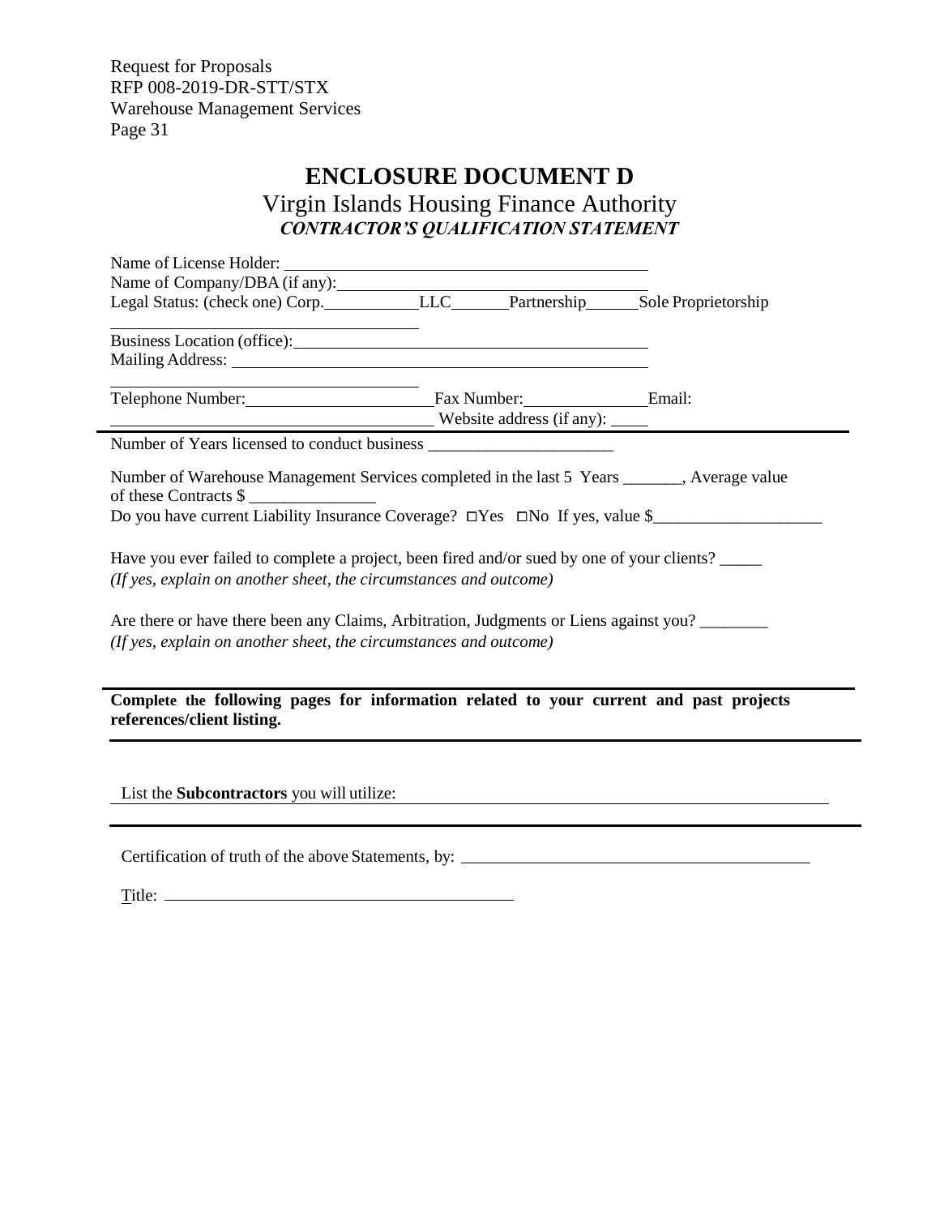# ENCLOSURE DOCUMENT D

## Virgin Islands Housing Finance Authority

### *CONTRACTOR'S QUALIFICATION STATEMENT*

Name of License Holder: ______________________________

Name of Company/DBA (if any): ______________________________

Legal Status: (check one) Corp.__________LLC_______Partnership______Sole Proprietorship

______________________________

Business Location (office): ______________________________

Mailing Address: ______________________________

______________________________

Telephone Number: ____________________ Fax Number: ______________ Email: ______________________________ Website address (if any): ____

Number of Years licensed to conduct business ______________________

Number of Warehouse Management Services completed in the last 5 Years _______, Average value of these Contracts $ _______________

Do you have current Liability Insurance Coverage? ☐Yes ☐No If yes, value $____________________

Have you ever failed to complete a project, been fired and/or sued by one of your clients? _____
*(If yes, explain on another sheet, the circumstances and outcome)*

Are there or have there been any Claims, Arbitration, Judgments or Liens against you? ________
*(If yes, explain on another sheet, the circumstances and outcome)*

**Complete the following pages for information related to your current and past projects references/client listing.**

List the **Subcontractors** you will utilize: ______________________________

Certification of truth of the above Statements, by: ______________________________

Title: ______________________________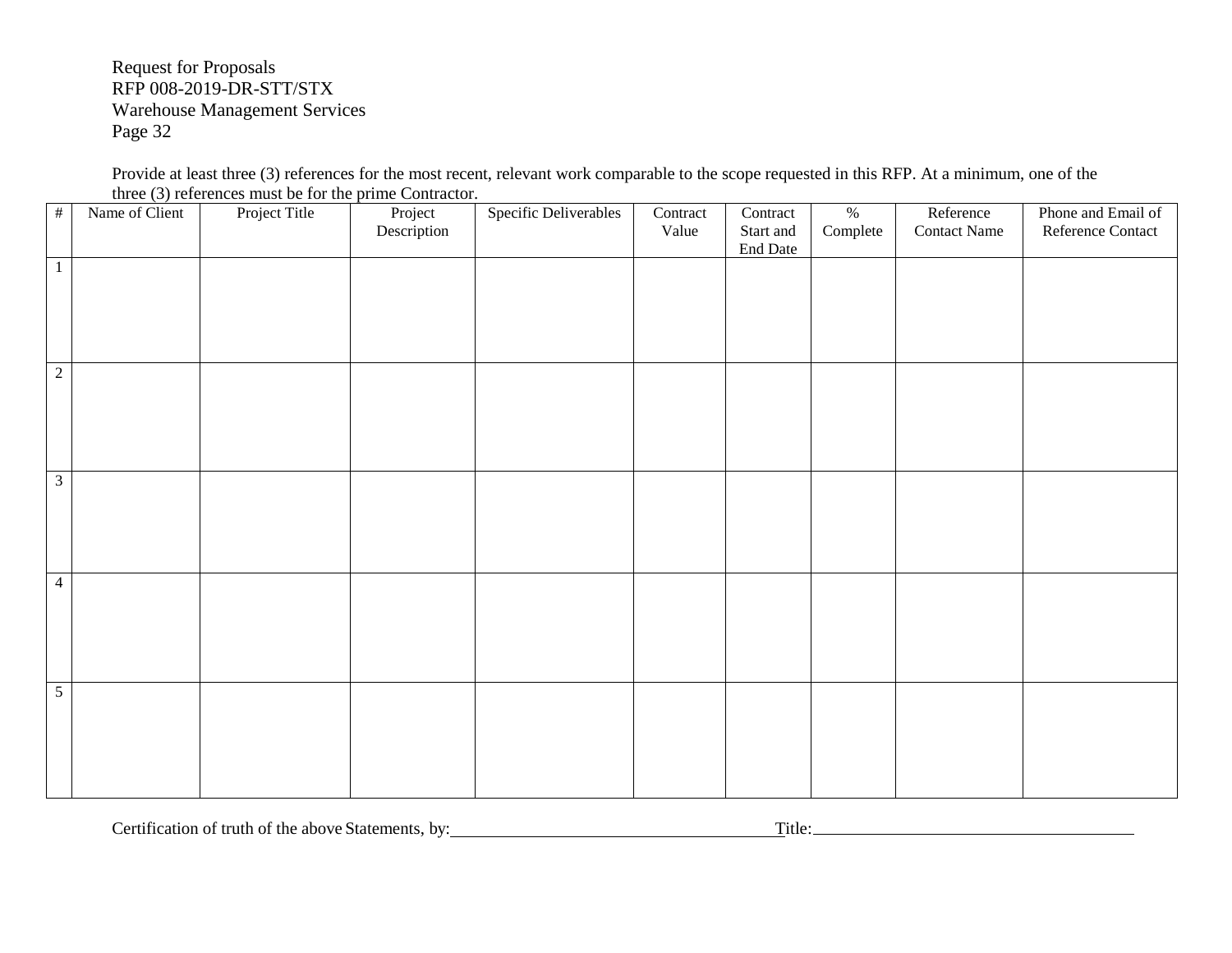Provide at least three (3) references for the most recent, relevant work comparable to the scope requested in this RFP. At a minimum, one of the three (3) references must be for the prime Contractor.

| # | Name of Client | Project Title | Project Description | Specific Deliverables | Contract Value | Contract Start and End Date | % Complete | Reference Contact Name | Phone and Email of Reference Contact |
|---|---|---|---|---|---|---|---|---|---|
| 1 | | | | | | | | | |
| 2 | | | | | | | | | |
| 3 | | | | | | | | | |
| 4 | | | | | | | | | |
| 5 | | | | | | | | | |

Certification of truth of the above Statements, by:\_\_\_\_\_\_\_\_\_\_\_\_\_\_\_\_\_\_\_\_\_\_\_\_\_\_\_\_\_\_\_\_\_\_\_\_ Title:\_\_\_\_\_\_\_\_\_\_\_\_\_\_\_\_\_\_\_\_\_\_\_\_\_\_\_\_\_\_\_\_\_\_\_\_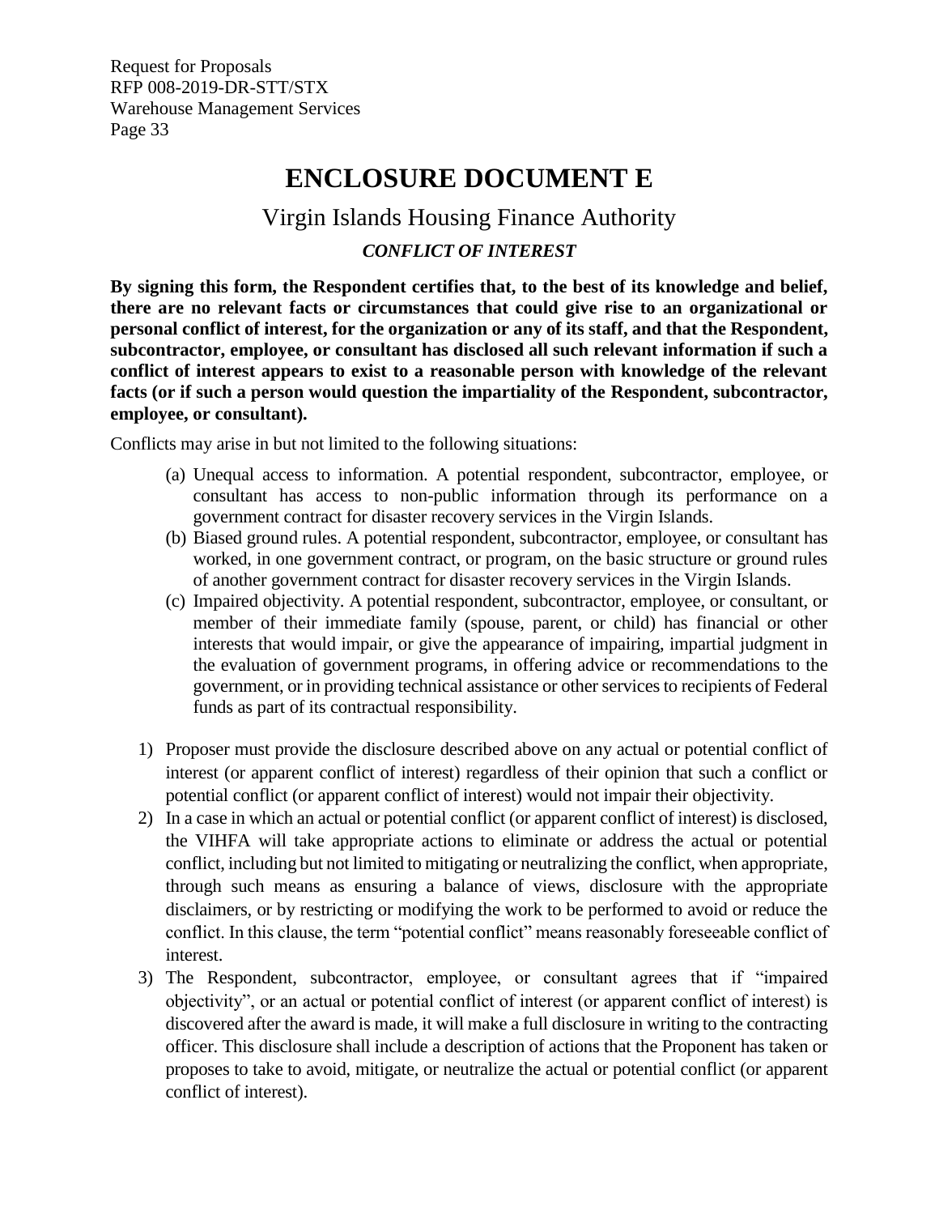# ENCLOSURE DOCUMENT E

## Virgin Islands Housing Finance Authority

### *CONFLICT OF INTEREST*

**By signing this form, the Respondent certifies that, to the best of its knowledge and belief, there are no relevant facts or circumstances that could give rise to an organizational or personal conflict of interest, for the organization or any of its staff, and that the Respondent, subcontractor, employee, or consultant has disclosed all such relevant information if such a conflict of interest appears to exist to a reasonable person with knowledge of the relevant facts (or if such a person would question the impartiality of the Respondent, subcontractor, employee, or consultant).**

Conflicts may arise in but not limited to the following situations:

- (a) Unequal access to information. A potential respondent, subcontractor, employee, or consultant has access to non-public information through its performance on a government contract for disaster recovery services in the Virgin Islands.
- (b) Biased ground rules. A potential respondent, subcontractor, employee, or consultant has worked, in one government contract, or program, on the basic structure or ground rules of another government contract for disaster recovery services in the Virgin Islands.
- (c) Impaired objectivity. A potential respondent, subcontractor, employee, or consultant, or member of their immediate family (spouse, parent, or child) has financial or other interests that would impair, or give the appearance of impairing, impartial judgment in the evaluation of government programs, in offering advice or recommendations to the government, or in providing technical assistance or other services to recipients of Federal funds as part of its contractual responsibility.

1) Proposer must provide the disclosure described above on any actual or potential conflict of interest (or apparent conflict of interest) regardless of their opinion that such a conflict or potential conflict (or apparent conflict of interest) would not impair their objectivity.
2) In a case in which an actual or potential conflict (or apparent conflict of interest) is disclosed, the VIHFA will take appropriate actions to eliminate or address the actual or potential conflict, including but not limited to mitigating or neutralizing the conflict, when appropriate, through such means as ensuring a balance of views, disclosure with the appropriate disclaimers, or by restricting or modifying the work to be performed to avoid or reduce the conflict. In this clause, the term "potential conflict" means reasonably foreseeable conflict of interest.
3) The Respondent, subcontractor, employee, or consultant agrees that if "impaired objectivity", or an actual or potential conflict of interest (or apparent conflict of interest) is discovered after the award is made, it will make a full disclosure in writing to the contracting officer. This disclosure shall include a description of actions that the Proponent has taken or proposes to take to avoid, mitigate, or neutralize the actual or potential conflict (or apparent conflict of interest).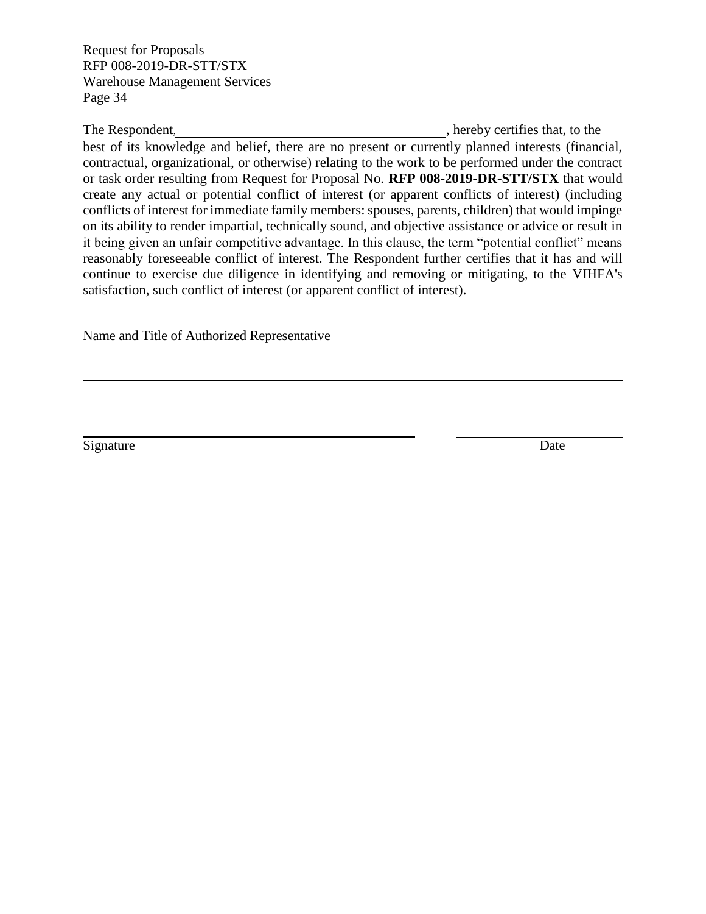The Respondent, ______________________________________, hereby certifies that, to the best of its knowledge and belief, there are no present or currently planned interests (financial, contractual, organizational, or otherwise) relating to the work to be performed under the contract or task order resulting from Request for Proposal No. **RFP 008-2019-DR-STT/STX** that would create any actual or potential conflict of interest (or apparent conflicts of interest) (including conflicts of interest for immediate family members: spouses, parents, children) that would impinge on its ability to render impartial, technically sound, and objective assistance or advice or result in it being given an unfair competitive advantage. In this clause, the term "potential conflict" means reasonably foreseeable conflict of interest. The Respondent further certifies that it has and will continue to exercise due diligence in identifying and removing or mitigating, to the VIHFA's satisfaction, such conflict of interest (or apparent conflict of interest).

Name and Title of Authorized Representative

______________________________________________________________

______________________________________ ____________________

Signature Date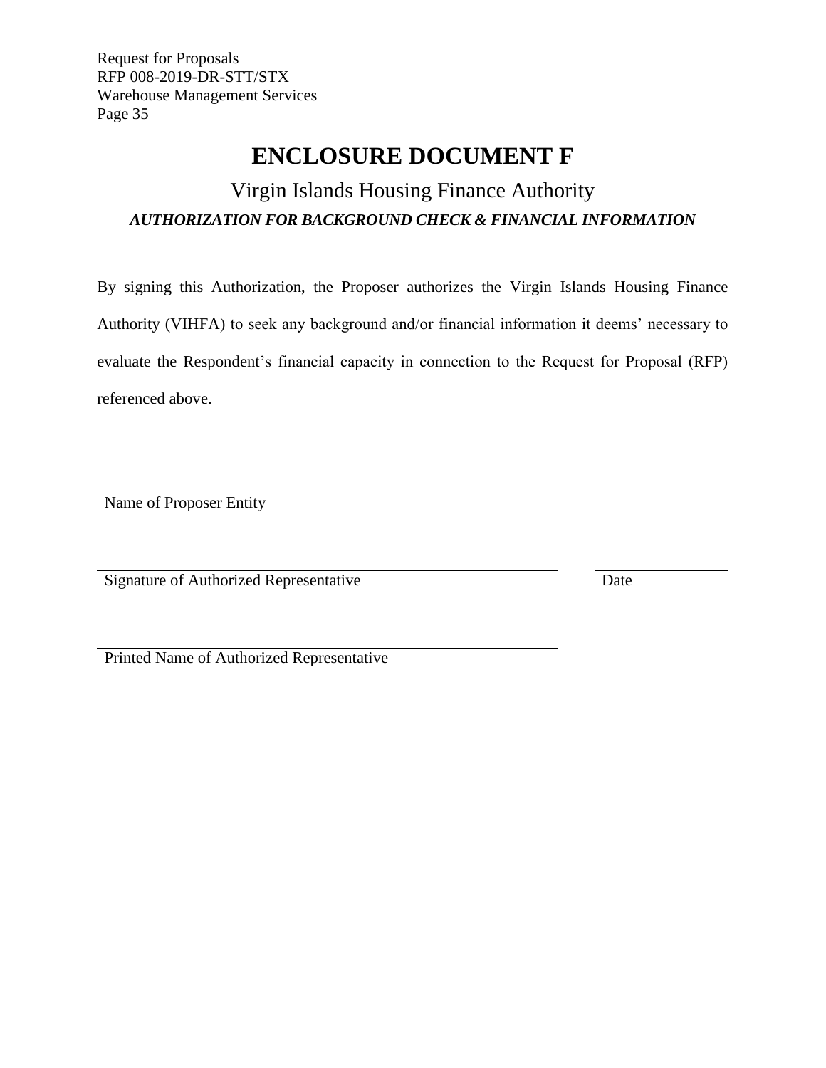# ENCLOSURE DOCUMENT F

## Virgin Islands Housing Finance Authority

### *AUTHORIZATION FOR BACKGROUND CHECK & FINANCIAL INFORMATION*

By signing this Authorization, the Proposer authorizes the Virgin Islands Housing Finance Authority (VIHFA) to seek any background and/or financial information it deems' necessary to evaluate the Respondent's financial capacity in connection to the Request for Proposal (RFP) referenced above.

\_\_\_\_\_\_\_\_\_\_\_\_\_\_\_\_\_\_\_\_\_\_\_\_\_\_\_\_\_\_\_\_\_\_\_\_\_\_\_\_\_\_\_\_\_\_\_\_\_\_\_\_\_\_\_\_\_\_\_\_\_\_\_\_
Name of Proposer Entity

\_\_\_\_\_\_\_\_\_\_\_\_\_\_\_\_\_\_\_\_\_\_\_\_\_\_\_\_\_\_\_\_\_\_\_\_\_\_\_\_\_\_\_\_\_\_\_\_\_\_\_\_\_\_\_\_\_\_\_\_\_\_\_\_ \_\_\_\_\_\_\_\_\_\_\_\_\_\_\_\_\_\_\_\_
Signature of Authorized Representative Date

\_\_\_\_\_\_\_\_\_\_\_\_\_\_\_\_\_\_\_\_\_\_\_\_\_\_\_\_\_\_\_\_\_\_\_\_\_\_\_\_\_\_\_\_\_\_\_\_\_\_\_\_\_\_\_\_\_\_\_\_\_\_\_\_
Printed Name of Authorized Representative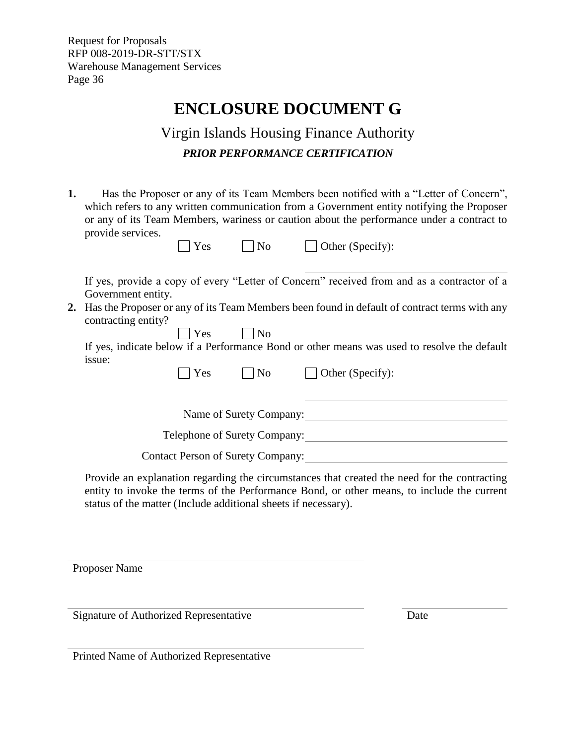# ENCLOSURE DOCUMENT G

## Virgin Islands Housing Finance Authority

### *PRIOR PERFORMANCE CERTIFICATION*

**1.** Has the Proposer or any of its Team Members been notified with a "Letter of Concern", which refers to any written communication from a Government entity notifying the Proposer or any of its Team Members, wariness or caution about the performance under a contract to provide services.

☐ Yes ☐ No ☐ Other (Specify): ____________________

If yes, provide a copy of every "Letter of Concern" received from and as a contractor of a Government entity.

**2.** Has the Proposer or any of its Team Members been found in default of contract terms with any contracting entity?

☐ Yes ☐ No

If yes, indicate below if a Performance Bond or other means was used to resolve the default issue:

☐ Yes ☐ No ☐ Other (Specify): ____________________

Name of Surety Company: ____________________

Telephone of Surety Company: ____________________

Contact Person of Surety Company: ____________________

Provide an explanation regarding the circumstances that created the need for the contracting entity to invoke the terms of the Performance Bond, or other means, to include the current status of the matter (Include additional sheets if necessary).

____________________
Proposer Name

____________________ ____________________
Signature of Authorized Representative Date

____________________
Printed Name of Authorized Representative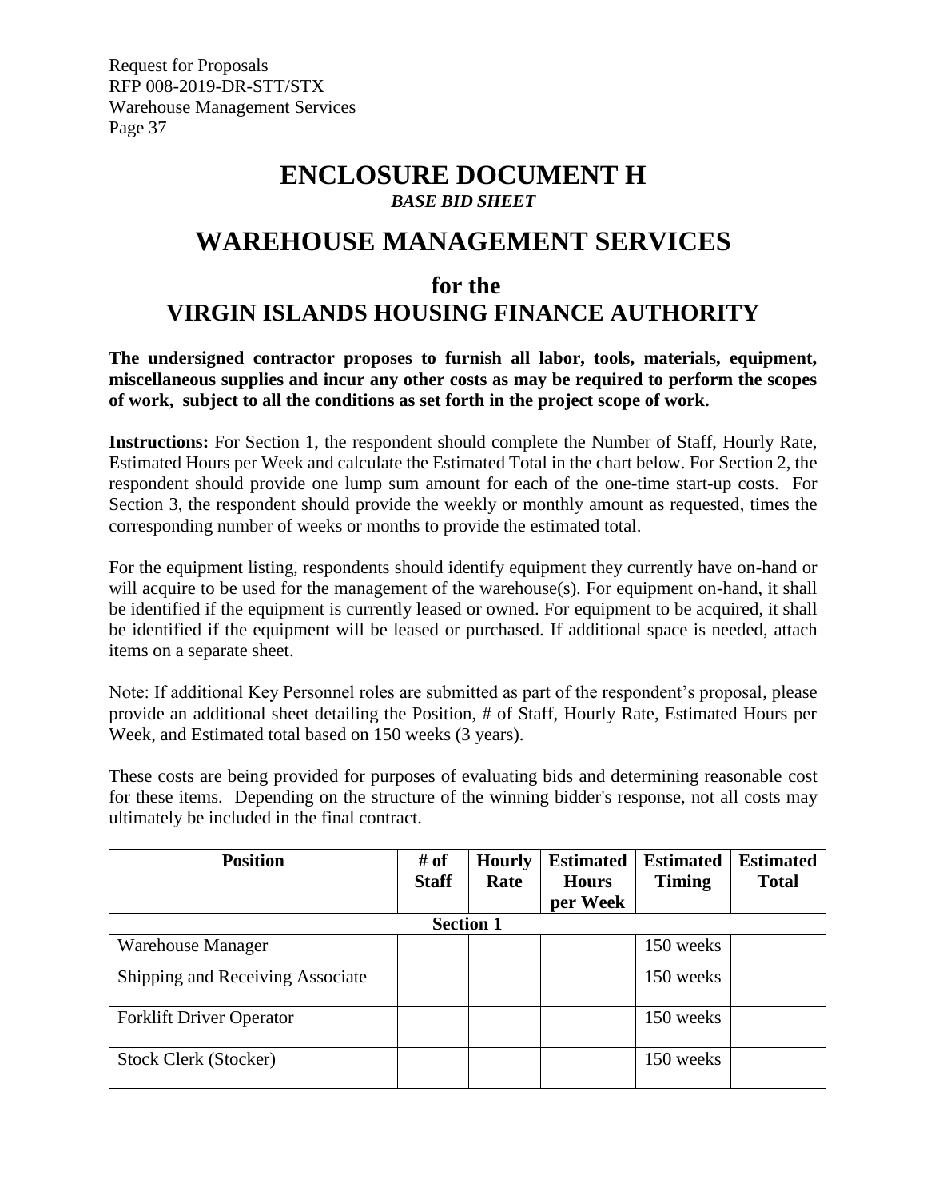# ENCLOSURE DOCUMENT H

***BASE BID SHEET***

# WAREHOUSE MANAGEMENT SERVICES

## for the
## VIRGIN ISLANDS HOUSING FINANCE AUTHORITY

**The undersigned contractor proposes to furnish all labor, tools, materials, equipment, miscellaneous supplies and incur any other costs as may be required to perform the scopes of work, subject to all the conditions as set forth in the project scope of work.**

**Instructions:** For Section 1, the respondent should complete the Number of Staff, Hourly Rate, Estimated Hours per Week and calculate the Estimated Total in the chart below. For Section 2, the respondent should provide one lump sum amount for each of the one-time start-up costs. For Section 3, the respondent should provide the weekly or monthly amount as requested, times the corresponding number of weeks or months to provide the estimated total.

For the equipment listing, respondents should identify equipment they currently have on-hand or will acquire to be used for the management of the warehouse(s). For equipment on-hand, it shall be identified if the equipment is currently leased or owned. For equipment to be acquired, it shall be identified if the equipment will be leased or purchased. If additional space is needed, attach items on a separate sheet.

Note: If additional Key Personnel roles are submitted as part of the respondent's proposal, please provide an additional sheet detailing the Position, # of Staff, Hourly Rate, Estimated Hours per Week, and Estimated total based on 150 weeks (3 years).

These costs are being provided for purposes of evaluating bids and determining reasonable cost for these items. Depending on the structure of the winning bidder's response, not all costs may ultimately be included in the final contract.

| Position | # of Staff | Hourly Rate | Estimated Hours per Week | Estimated Timing | Estimated Total |
|---|---|---|---|---|---|
| **Section 1** | | | | | |
| Warehouse Manager | | | | 150 weeks | |
| Shipping and Receiving Associate | | | | 150 weeks | |
| Forklift Driver Operator | | | | 150 weeks | |
| Stock Clerk (Stocker) | | | | 150 weeks | |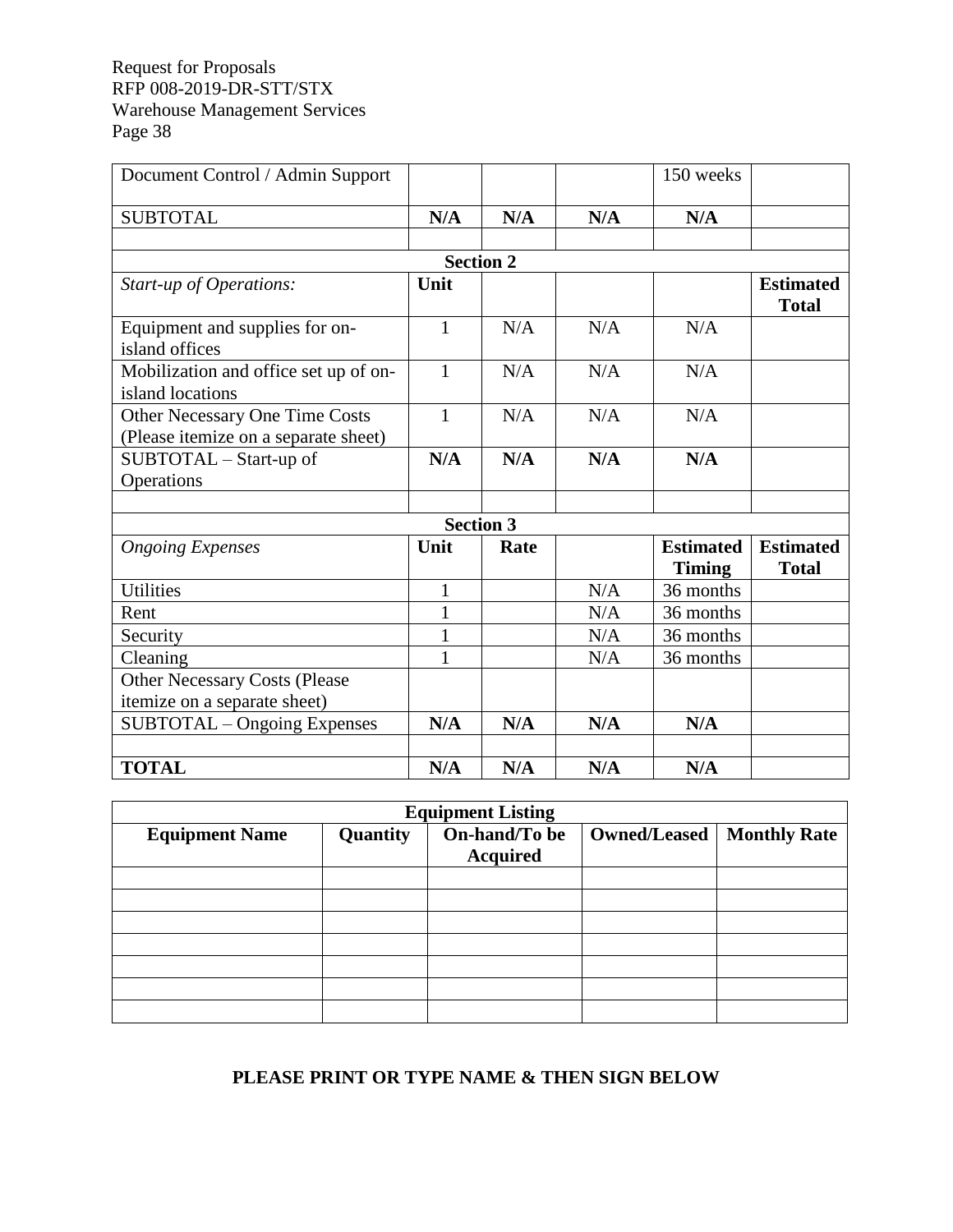| Document Control / Admin Support | | | | 150 weeks | |
|---|---|---|---|---|---|
| SUBTOTAL | **N/A** | **N/A** | **N/A** | **N/A** | |
| | | | | | |
| | **Section 2** | | | | |
| *Start-up of Operations:* | **Unit** | | | | **Estimated Total** |
| Equipment and supplies for on-island offices | 1 | N/A | N/A | N/A | |
| Mobilization and office set up of on-island locations | 1 | N/A | N/A | N/A | |
| Other Necessary One Time Costs (Please itemize on a separate sheet) | 1 | N/A | N/A | N/A | |
| SUBTOTAL – Start-up of Operations | **N/A** | **N/A** | **N/A** | **N/A** | |
| | | | | | |
| | **Section 3** | | | | |
| *Ongoing Expenses* | **Unit** | **Rate** | | **Estimated Timing** | **Estimated Total** |
| Utilities | 1 | | N/A | 36 months | |
| Rent | 1 | | N/A | 36 months | |
| Security | 1 | | N/A | 36 months | |
| Cleaning | 1 | | N/A | 36 months | |
| Other Necessary Costs (Please itemize on a separate sheet) | | | | | |
| SUBTOTAL – Ongoing Expenses | **N/A** | **N/A** | **N/A** | **N/A** | |
| | | | | | |
| **TOTAL** | **N/A** | **N/A** | **N/A** | **N/A** | |

| **Equipment Listing** | | | | |
|---|---|---|---|---|
| **Equipment Name** | **Quantity** | **On-hand/To be Acquired** | **Owned/Leased** | **Monthly Rate** |
| | | | | |
| | | | | |
| | | | | |
| | | | | |
| | | | | |
| | | | | |
| | | | | |

**PLEASE PRINT OR TYPE NAME & THEN SIGN BELOW**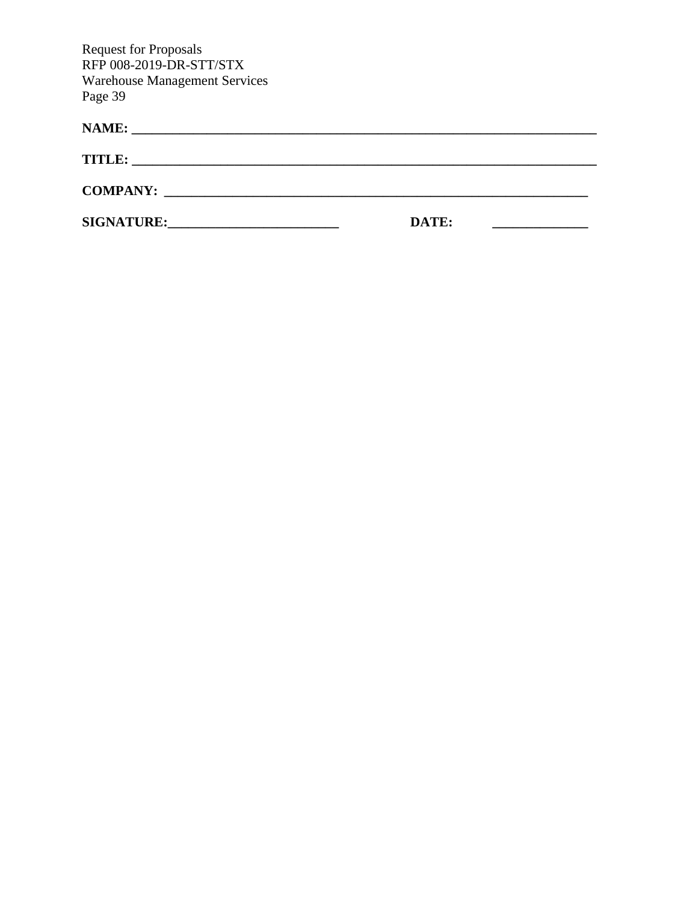**NAME: \_\_\_\_\_\_\_\_\_\_\_\_\_\_\_\_\_\_\_\_\_\_\_\_\_\_\_\_\_\_\_\_\_\_\_\_\_\_\_\_\_\_\_\_\_\_\_\_\_\_\_\_\_\_\_\_\_\_\_\_\_\_\_\_\_\_\_\_**

**TITLE: \_\_\_\_\_\_\_\_\_\_\_\_\_\_\_\_\_\_\_\_\_\_\_\_\_\_\_\_\_\_\_\_\_\_\_\_\_\_\_\_\_\_\_\_\_\_\_\_\_\_\_\_\_\_\_\_\_\_\_\_\_\_\_\_\_\_\_\_**

**COMPANY: \_\_\_\_\_\_\_\_\_\_\_\_\_\_\_\_\_\_\_\_\_\_\_\_\_\_\_\_\_\_\_\_\_\_\_\_\_\_\_\_\_\_\_\_\_\_\_\_\_\_\_\_\_\_\_\_\_\_\_\_\_\_**

**SIGNATURE:\_\_\_\_\_\_\_\_\_\_\_\_\_\_\_\_\_\_\_\_\_\_\_\_\_\_ DATE: \_\_\_\_\_\_\_\_\_\_\_\_\_\_**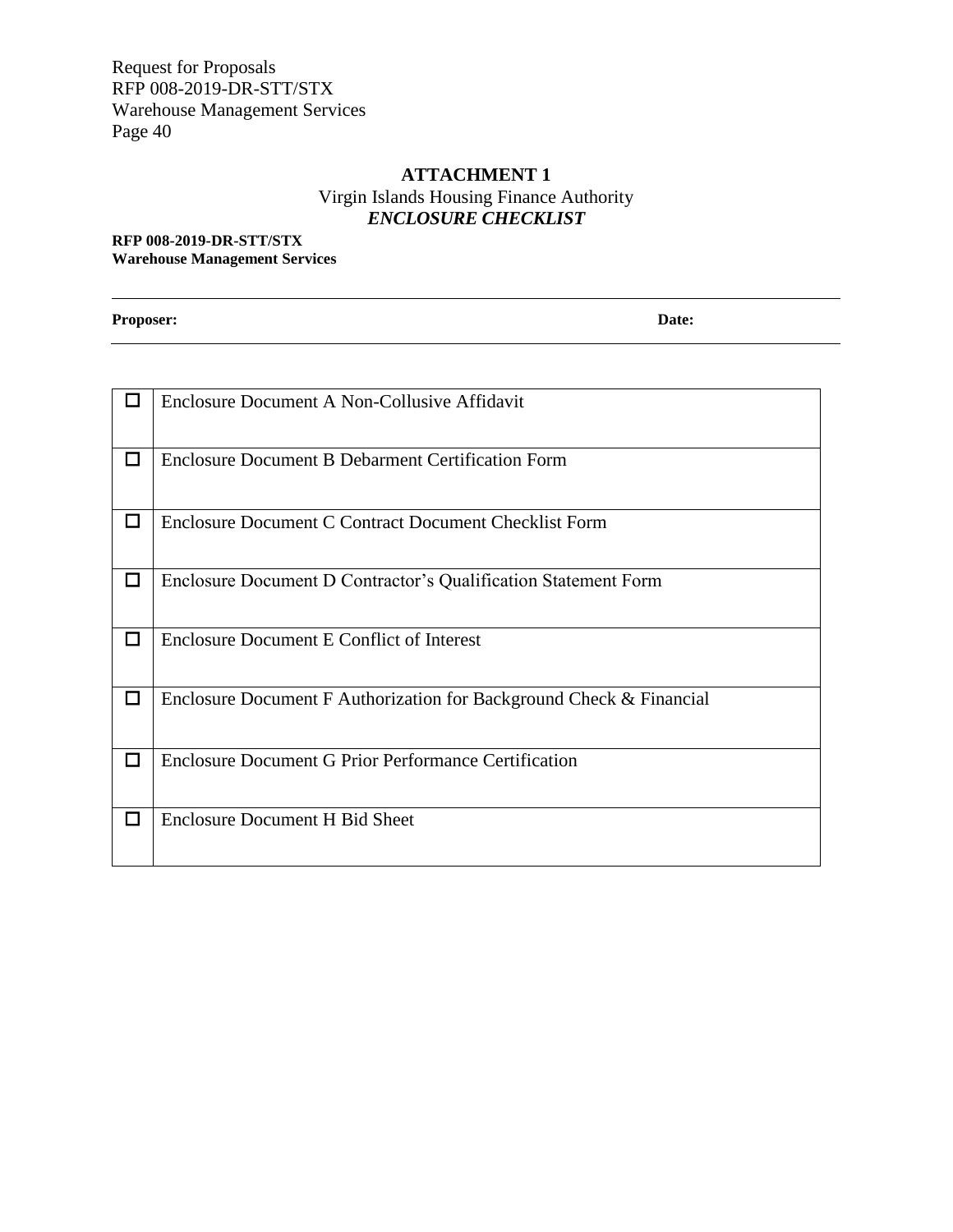## ATTACHMENT 1

Virgin Islands Housing Finance Authority

***ENCLOSURE CHECKLIST***

**RFP 008-2019-DR-STT/STX**
**Warehouse Management Services**

**Proposer:** **Date:**

| | |
|---|---|
| ☐ | Enclosure Document A Non-Collusive Affidavit |
| ☐ | Enclosure Document B Debarment Certification Form |
| ☐ | Enclosure Document C Contract Document Checklist Form |
| ☐ | Enclosure Document D Contractor's Qualification Statement Form |
| ☐ | Enclosure Document E Conflict of Interest |
| ☐ | Enclosure Document F Authorization for Background Check & Financial |
| ☐ | Enclosure Document G Prior Performance Certification |
| ☐ | Enclosure Document H Bid Sheet |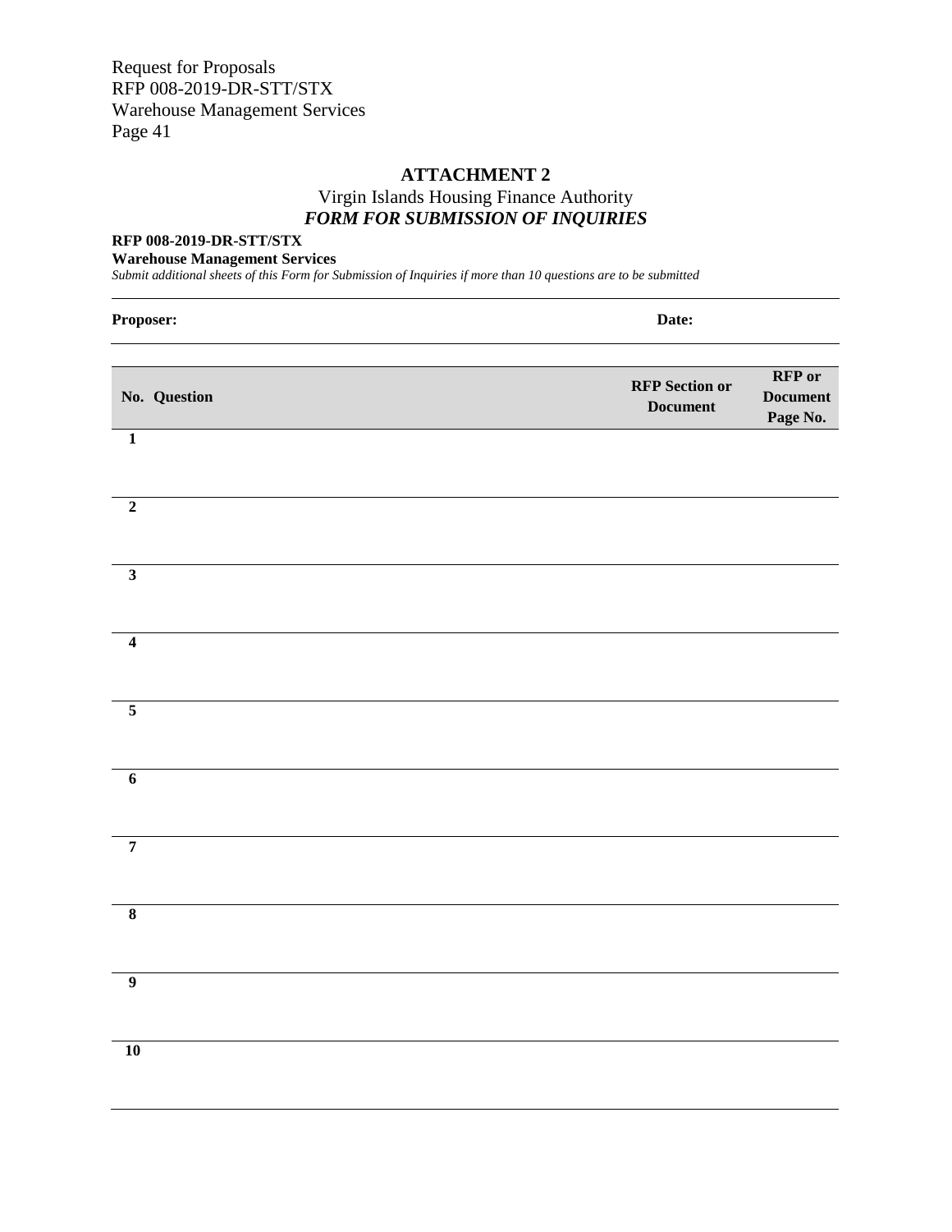## ATTACHMENT 2

Virgin Islands Housing Finance Authority

***FORM FOR SUBMISSION OF INQUIRIES***

**RFP 008-2019-DR-STT/STX**

**Warehouse Management Services**

*Submit additional sheets of this Form for Submission of Inquiries if more than 10 questions are to be submitted*

**Proposer:** **Date:**

| No. | Question | RFP Section or Document | RFP or Document Page No. |
|---|---|---|---|
| 1 | | | |
| 2 | | | |
| 3 | | | |
| 4 | | | |
| 5 | | | |
| 6 | | | |
| 7 | | | |
| 8 | | | |
| 9 | | | |
| 10 | | | |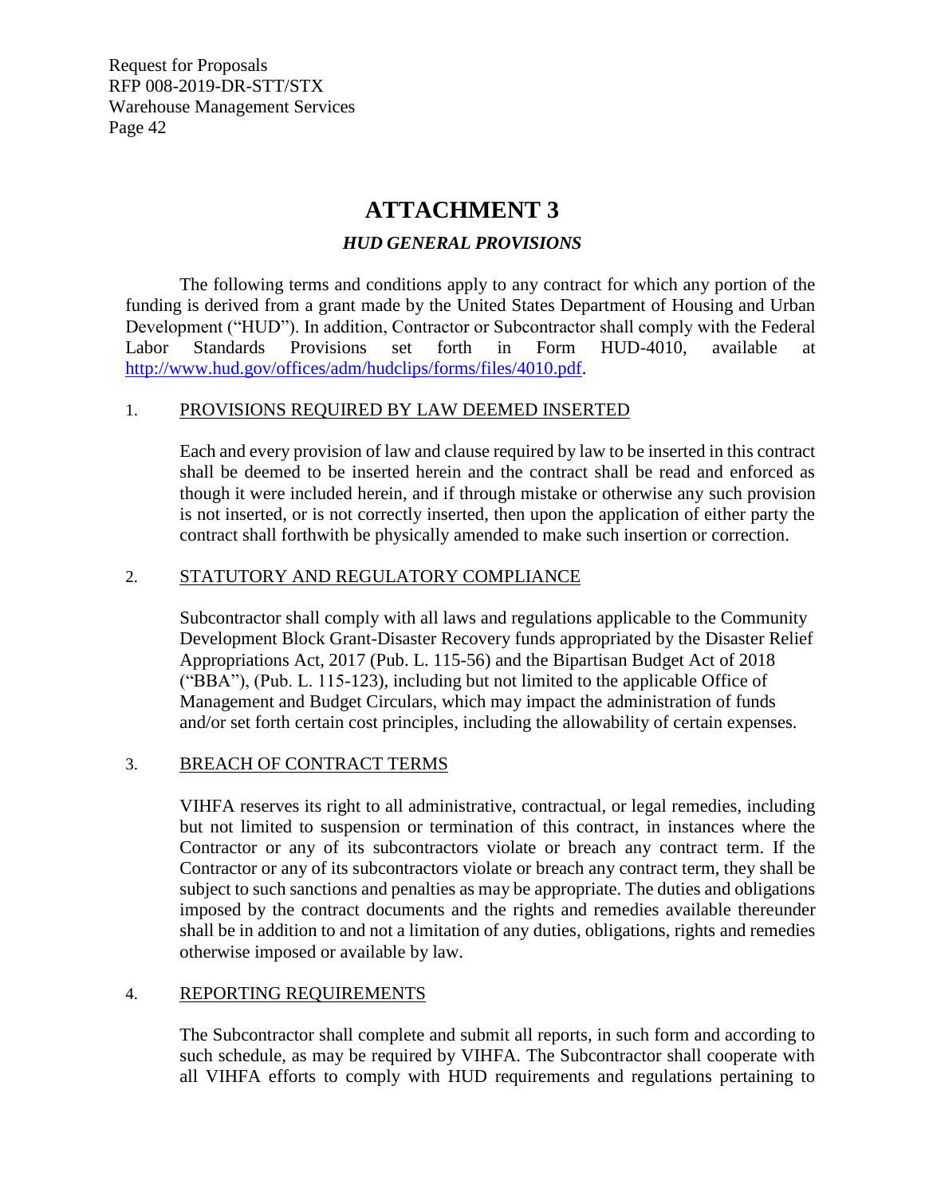# ATTACHMENT 3

## *HUD GENERAL PROVISIONS*

The following terms and conditions apply to any contract for which any portion of the funding is derived from a grant made by the United States Department of Housing and Urban Development ("HUD"). In addition, Contractor or Subcontractor shall comply with the Federal Labor Standards Provisions set forth in Form HUD-4010, available at http://www.hud.gov/offices/adm/hudclips/forms/files/4010.pdf.

1. PROVISIONS REQUIRED BY LAW DEEMED INSERTED

   Each and every provision of law and clause required by law to be inserted in this contract shall be deemed to be inserted herein and the contract shall be read and enforced as though it were included herein, and if through mistake or otherwise any such provision is not inserted, or is not correctly inserted, then upon the application of either party the contract shall forthwith be physically amended to make such insertion or correction.

2. STATUTORY AND REGULATORY COMPLIANCE

   Subcontractor shall comply with all laws and regulations applicable to the Community Development Block Grant-Disaster Recovery funds appropriated by the Disaster Relief Appropriations Act, 2017 (Pub. L. 115-56) and the Bipartisan Budget Act of 2018 ("BBA"), (Pub. L. 115-123), including but not limited to the applicable Office of Management and Budget Circulars, which may impact the administration of funds and/or set forth certain cost principles, including the allowability of certain expenses.

3. BREACH OF CONTRACT TERMS

   VIHFA reserves its right to all administrative, contractual, or legal remedies, including but not limited to suspension or termination of this contract, in instances where the Contractor or any of its subcontractors violate or breach any contract term. If the Contractor or any of its subcontractors violate or breach any contract term, they shall be subject to such sanctions and penalties as may be appropriate. The duties and obligations imposed by the contract documents and the rights and remedies available thereunder shall be in addition to and not a limitation of any duties, obligations, rights and remedies otherwise imposed or available by law.

4. REPORTING REQUIREMENTS

   The Subcontractor shall complete and submit all reports, in such form and according to such schedule, as may be required by VIHFA. The Subcontractor shall cooperate with all VIHFA efforts to comply with HUD requirements and regulations pertaining to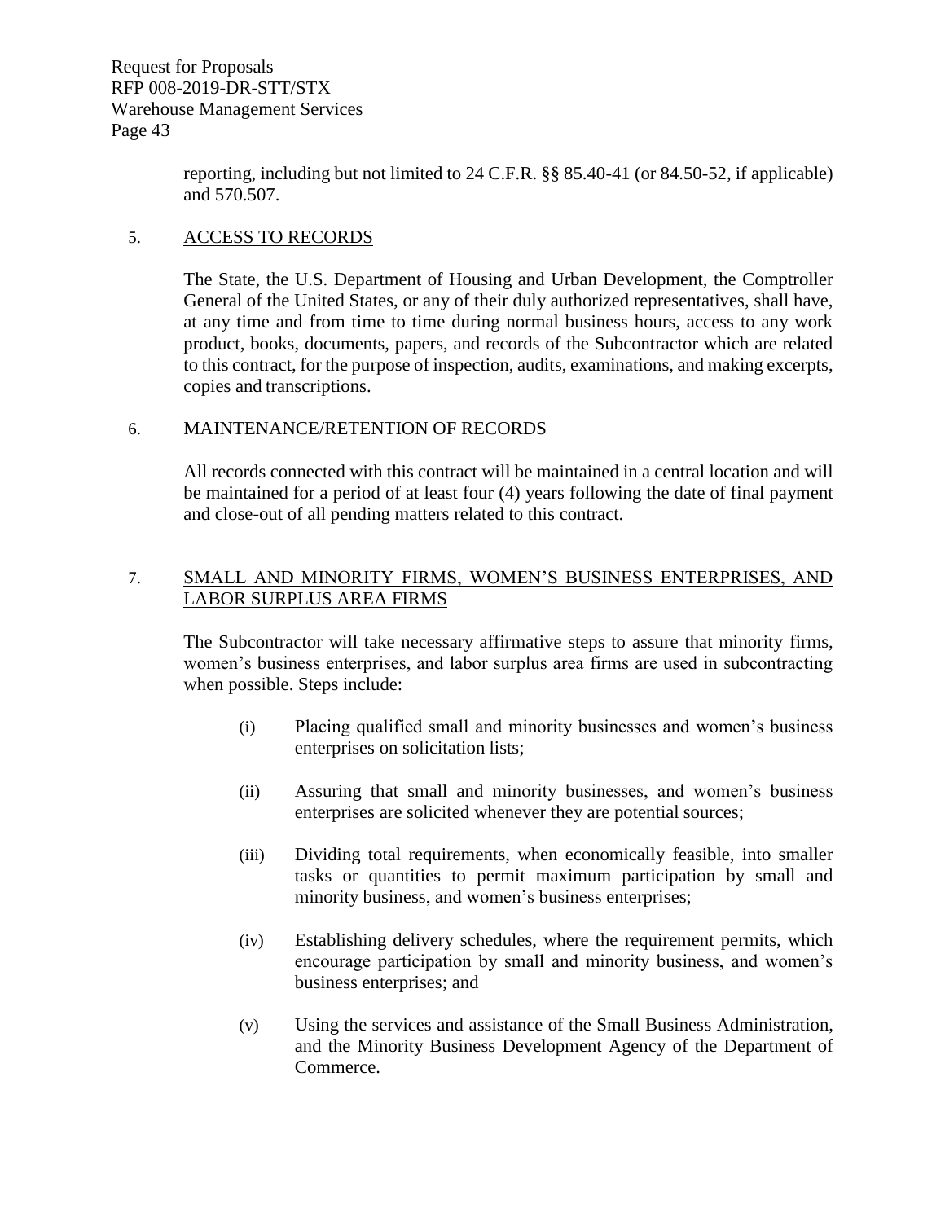reporting, including but not limited to 24 C.F.R. §§ 85.40-41 (or 84.50-52, if applicable) and 570.507.

5. ACCESS TO RECORDS

The State, the U.S. Department of Housing and Urban Development, the Comptroller General of the United States, or any of their duly authorized representatives, shall have, at any time and from time to time during normal business hours, access to any work product, books, documents, papers, and records of the Subcontractor which are related to this contract, for the purpose of inspection, audits, examinations, and making excerpts, copies and transcriptions.

6. MAINTENANCE/RETENTION OF RECORDS

All records connected with this contract will be maintained in a central location and will be maintained for a period of at least four (4) years following the date of final payment and close-out of all pending matters related to this contract.

7. SMALL AND MINORITY FIRMS, WOMEN'S BUSINESS ENTERPRISES, AND LABOR SURPLUS AREA FIRMS

The Subcontractor will take necessary affirmative steps to assure that minority firms, women's business enterprises, and labor surplus area firms are used in subcontracting when possible. Steps include:

(i) Placing qualified small and minority businesses and women's business enterprises on solicitation lists;

(ii) Assuring that small and minority businesses, and women's business enterprises are solicited whenever they are potential sources;

(iii) Dividing total requirements, when economically feasible, into smaller tasks or quantities to permit maximum participation by small and minority business, and women's business enterprises;

(iv) Establishing delivery schedules, where the requirement permits, which encourage participation by small and minority business, and women's business enterprises; and

(v) Using the services and assistance of the Small Business Administration, and the Minority Business Development Agency of the Department of Commerce.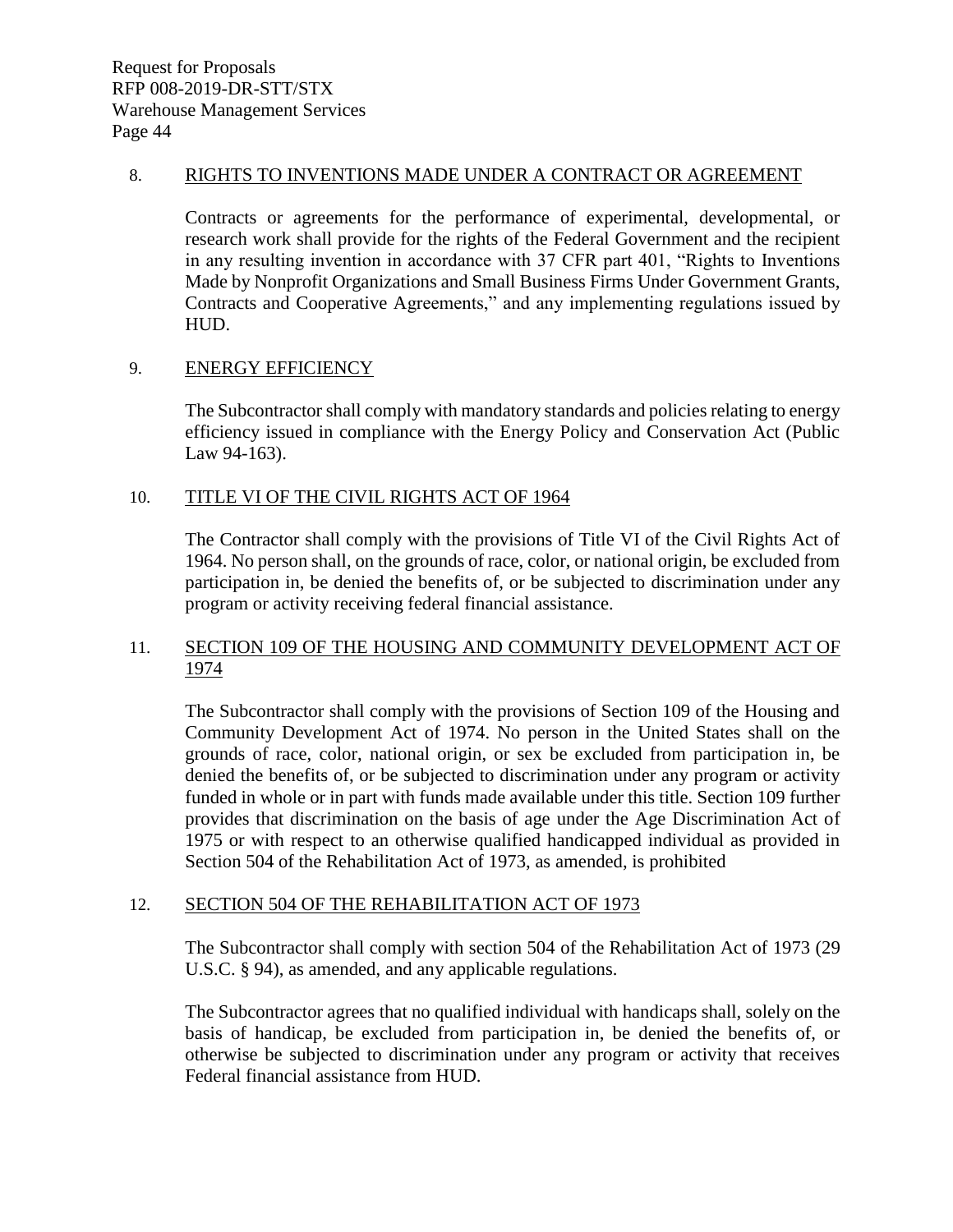8. RIGHTS TO INVENTIONS MADE UNDER A CONTRACT OR AGREEMENT

Contracts or agreements for the performance of experimental, developmental, or research work shall provide for the rights of the Federal Government and the recipient in any resulting invention in accordance with 37 CFR part 401, "Rights to Inventions Made by Nonprofit Organizations and Small Business Firms Under Government Grants, Contracts and Cooperative Agreements," and any implementing regulations issued by HUD.

9. ENERGY EFFICIENCY

The Subcontractor shall comply with mandatory standards and policies relating to energy efficiency issued in compliance with the Energy Policy and Conservation Act (Public Law 94-163).

10. TITLE VI OF THE CIVIL RIGHTS ACT OF 1964

The Contractor shall comply with the provisions of Title VI of the Civil Rights Act of 1964. No person shall, on the grounds of race, color, or national origin, be excluded from participation in, be denied the benefits of, or be subjected to discrimination under any program or activity receiving federal financial assistance.

11. SECTION 109 OF THE HOUSING AND COMMUNITY DEVELOPMENT ACT OF 1974

The Subcontractor shall comply with the provisions of Section 109 of the Housing and Community Development Act of 1974. No person in the United States shall on the grounds of race, color, national origin, or sex be excluded from participation in, be denied the benefits of, or be subjected to discrimination under any program or activity funded in whole or in part with funds made available under this title. Section 109 further provides that discrimination on the basis of age under the Age Discrimination Act of 1975 or with respect to an otherwise qualified handicapped individual as provided in Section 504 of the Rehabilitation Act of 1973, as amended, is prohibited

12. SECTION 504 OF THE REHABILITATION ACT OF 1973

The Subcontractor shall comply with section 504 of the Rehabilitation Act of 1973 (29 U.S.C. § 94), as amended, and any applicable regulations.

The Subcontractor agrees that no qualified individual with handicaps shall, solely on the basis of handicap, be excluded from participation in, be denied the benefits of, or otherwise be subjected to discrimination under any program or activity that receives Federal financial assistance from HUD.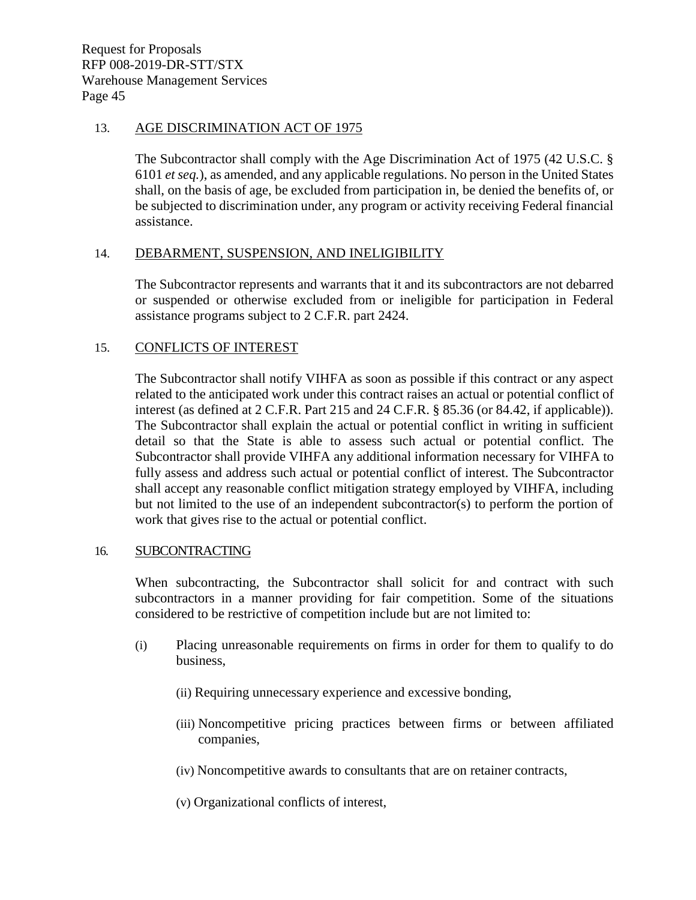## 13. AGE DISCRIMINATION ACT OF 1975

The Subcontractor shall comply with the Age Discrimination Act of 1975 (42 U.S.C. § 6101 *et seq.*), as amended, and any applicable regulations. No person in the United States shall, on the basis of age, be excluded from participation in, be denied the benefits of, or be subjected to discrimination under, any program or activity receiving Federal financial assistance.

## 14. DEBARMENT, SUSPENSION, AND INELIGIBILITY

The Subcontractor represents and warrants that it and its subcontractors are not debarred or suspended or otherwise excluded from or ineligible for participation in Federal assistance programs subject to 2 C.F.R. part 2424.

## 15. CONFLICTS OF INTEREST

The Subcontractor shall notify VIHFA as soon as possible if this contract or any aspect related to the anticipated work under this contract raises an actual or potential conflict of interest (as defined at 2 C.F.R. Part 215 and 24 C.F.R. § 85.36 (or 84.42, if applicable)). The Subcontractor shall explain the actual or potential conflict in writing in sufficient detail so that the State is able to assess such actual or potential conflict. The Subcontractor shall provide VIHFA any additional information necessary for VIHFA to fully assess and address such actual or potential conflict of interest. The Subcontractor shall accept any reasonable conflict mitigation strategy employed by VIHFA, including but not limited to the use of an independent subcontractor(s) to perform the portion of work that gives rise to the actual or potential conflict.

## 16. SUBCONTRACTING

When subcontracting, the Subcontractor shall solicit for and contract with such subcontractors in a manner providing for fair competition. Some of the situations considered to be restrictive of competition include but are not limited to:

(i) Placing unreasonable requirements on firms in order for them to qualify to do business,

(ii) Requiring unnecessary experience and excessive bonding,

(iii) Noncompetitive pricing practices between firms or between affiliated companies,

(iv) Noncompetitive awards to consultants that are on retainer contracts,

(v) Organizational conflicts of interest,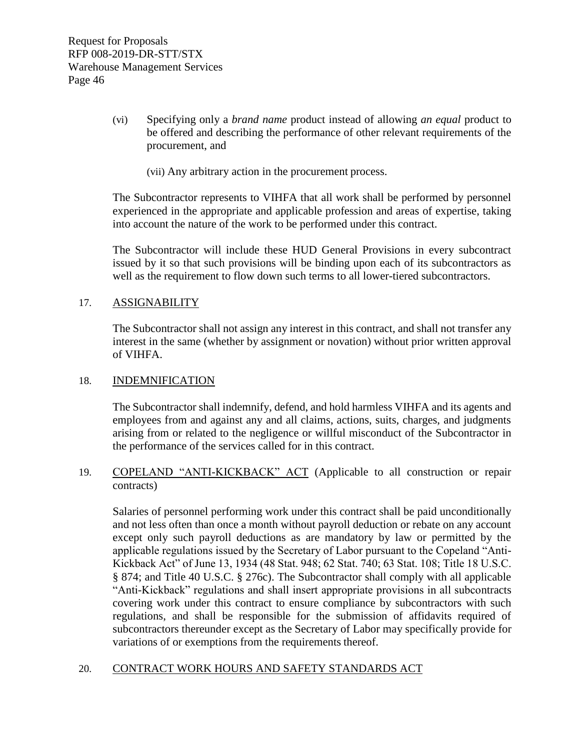(vi) Specifying only a *brand name* product instead of allowing *an equal* product to be offered and describing the performance of other relevant requirements of the procurement, and

(vii) Any arbitrary action in the procurement process.

The Subcontractor represents to VIHFA that all work shall be performed by personnel experienced in the appropriate and applicable profession and areas of expertise, taking into account the nature of the work to be performed under this contract.

The Subcontractor will include these HUD General Provisions in every subcontract issued by it so that such provisions will be binding upon each of its subcontractors as well as the requirement to flow down such terms to all lower-tiered subcontractors.

17. ASSIGNABILITY

The Subcontractor shall not assign any interest in this contract, and shall not transfer any interest in the same (whether by assignment or novation) without prior written approval of VIHFA.

18. INDEMNIFICATION

The Subcontractor shall indemnify, defend, and hold harmless VIHFA and its agents and employees from and against any and all claims, actions, suits, charges, and judgments arising from or related to the negligence or willful misconduct of the Subcontractor in the performance of the services called for in this contract.

19. COPELAND "ANTI-KICKBACK" ACT (Applicable to all construction or repair contracts)

Salaries of personnel performing work under this contract shall be paid unconditionally and not less often than once a month without payroll deduction or rebate on any account except only such payroll deductions as are mandatory by law or permitted by the applicable regulations issued by the Secretary of Labor pursuant to the Copeland "Anti-Kickback Act" of June 13, 1934 (48 Stat. 948; 62 Stat. 740; 63 Stat. 108; Title 18 U.S.C. § 874; and Title 40 U.S.C. § 276c). The Subcontractor shall comply with all applicable "Anti-Kickback" regulations and shall insert appropriate provisions in all subcontracts covering work under this contract to ensure compliance by subcontractors with such regulations, and shall be responsible for the submission of affidavits required of subcontractors thereunder except as the Secretary of Labor may specifically provide for variations of or exemptions from the requirements thereof.

20. CONTRACT WORK HOURS AND SAFETY STANDARDS ACT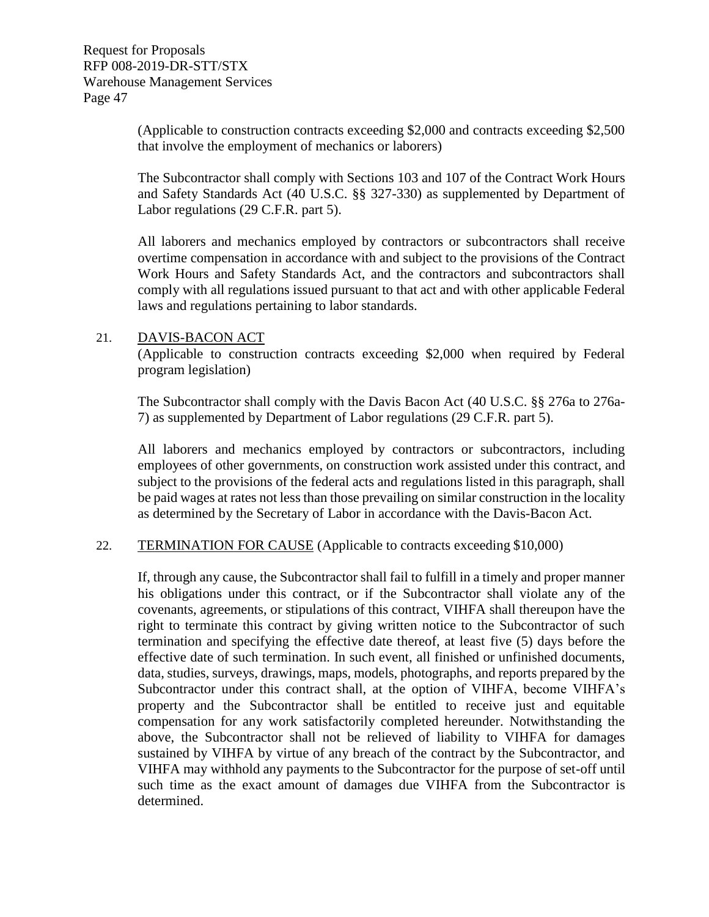(Applicable to construction contracts exceeding $2,000 and contracts exceeding $2,500 that involve the employment of mechanics or laborers)

The Subcontractor shall comply with Sections 103 and 107 of the Contract Work Hours and Safety Standards Act (40 U.S.C. §§ 327-330) as supplemented by Department of Labor regulations (29 C.F.R. part 5).

All laborers and mechanics employed by contractors or subcontractors shall receive overtime compensation in accordance with and subject to the provisions of the Contract Work Hours and Safety Standards Act, and the contractors and subcontractors shall comply with all regulations issued pursuant to that act and with other applicable Federal laws and regulations pertaining to labor standards.

21. DAVIS-BACON ACT
(Applicable to construction contracts exceeding $2,000 when required by Federal program legislation)

The Subcontractor shall comply with the Davis Bacon Act (40 U.S.C. §§ 276a to 276a-7) as supplemented by Department of Labor regulations (29 C.F.R. part 5).

All laborers and mechanics employed by contractors or subcontractors, including employees of other governments, on construction work assisted under this contract, and subject to the provisions of the federal acts and regulations listed in this paragraph, shall be paid wages at rates not less than those prevailing on similar construction in the locality as determined by the Secretary of Labor in accordance with the Davis-Bacon Act.

22. TERMINATION FOR CAUSE (Applicable to contracts exceeding $10,000)

If, through any cause, the Subcontractor shall fail to fulfill in a timely and proper manner his obligations under this contract, or if the Subcontractor shall violate any of the covenants, agreements, or stipulations of this contract, VIHFA shall thereupon have the right to terminate this contract by giving written notice to the Subcontractor of such termination and specifying the effective date thereof, at least five (5) days before the effective date of such termination. In such event, all finished or unfinished documents, data, studies, surveys, drawings, maps, models, photographs, and reports prepared by the Subcontractor under this contract shall, at the option of VIHFA, become VIHFA's property and the Subcontractor shall be entitled to receive just and equitable compensation for any work satisfactorily completed hereunder. Notwithstanding the above, the Subcontractor shall not be relieved of liability to VIHFA for damages sustained by VIHFA by virtue of any breach of the contract by the Subcontractor, and VIHFA may withhold any payments to the Subcontractor for the purpose of set-off until such time as the exact amount of damages due VIHFA from the Subcontractor is determined.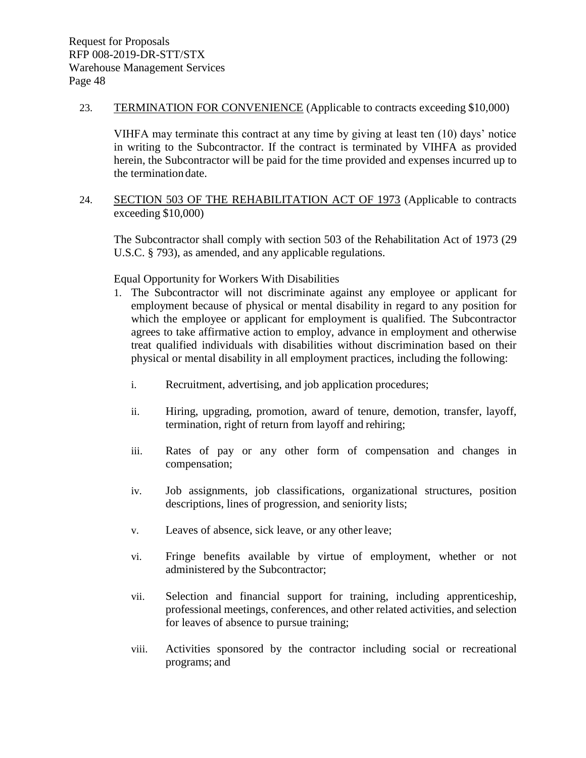23. <u>TERMINATION FOR CONVENIENCE</u> (Applicable to contracts exceeding $10,000)

VIHFA may terminate this contract at any time by giving at least ten (10) days' notice in writing to the Subcontractor. If the contract is terminated by VIHFA as provided herein, the Subcontractor will be paid for the time provided and expenses incurred up to the termination date.

24. <u>SECTION 503 OF THE REHABILITATION ACT OF 1973</u> (Applicable to contracts exceeding $10,000)

The Subcontractor shall comply with section 503 of the Rehabilitation Act of 1973 (29 U.S.C. § 793), as amended, and any applicable regulations.

Equal Opportunity for Workers With Disabilities

1. The Subcontractor will not discriminate against any employee or applicant for employment because of physical or mental disability in regard to any position for which the employee or applicant for employment is qualified. The Subcontractor agrees to take affirmative action to employ, advance in employment and otherwise treat qualified individuals with disabilities without discrimination based on their physical or mental disability in all employment practices, including the following:

   i. Recruitment, advertising, and job application procedures;

   ii. Hiring, upgrading, promotion, award of tenure, demotion, transfer, layoff, termination, right of return from layoff and rehiring;

   iii. Rates of pay or any other form of compensation and changes in compensation;

   iv. Job assignments, job classifications, organizational structures, position descriptions, lines of progression, and seniority lists;

   v. Leaves of absence, sick leave, or any other leave;

   vi. Fringe benefits available by virtue of employment, whether or not administered by the Subcontractor;

   vii. Selection and financial support for training, including apprenticeship, professional meetings, conferences, and other related activities, and selection for leaves of absence to pursue training;

   viii. Activities sponsored by the contractor including social or recreational programs; and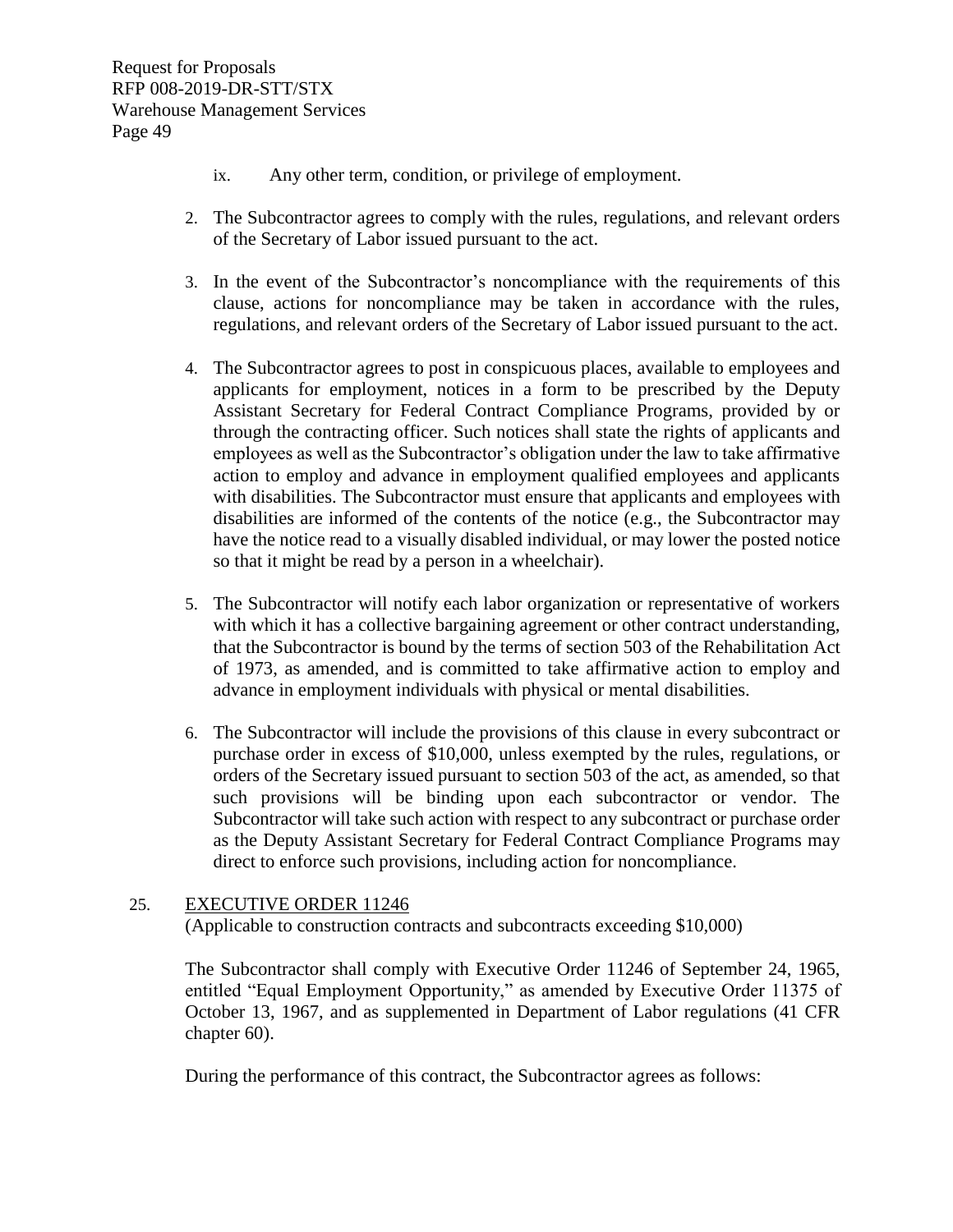ix. Any other term, condition, or privilege of employment.

2. The Subcontractor agrees to comply with the rules, regulations, and relevant orders of the Secretary of Labor issued pursuant to the act.

3. In the event of the Subcontractor's noncompliance with the requirements of this clause, actions for noncompliance may be taken in accordance with the rules, regulations, and relevant orders of the Secretary of Labor issued pursuant to the act.

4. The Subcontractor agrees to post in conspicuous places, available to employees and applicants for employment, notices in a form to be prescribed by the Deputy Assistant Secretary for Federal Contract Compliance Programs, provided by or through the contracting officer. Such notices shall state the rights of applicants and employees as well as the Subcontractor's obligation under the law to take affirmative action to employ and advance in employment qualified employees and applicants with disabilities. The Subcontractor must ensure that applicants and employees with disabilities are informed of the contents of the notice (e.g., the Subcontractor may have the notice read to a visually disabled individual, or may lower the posted notice so that it might be read by a person in a wheelchair).

5. The Subcontractor will notify each labor organization or representative of workers with which it has a collective bargaining agreement or other contract understanding, that the Subcontractor is bound by the terms of section 503 of the Rehabilitation Act of 1973, as amended, and is committed to take affirmative action to employ and advance in employment individuals with physical or mental disabilities.

6. The Subcontractor will include the provisions of this clause in every subcontract or purchase order in excess of $10,000, unless exempted by the rules, regulations, or orders of the Secretary issued pursuant to section 503 of the act, as amended, so that such provisions will be binding upon each subcontractor or vendor. The Subcontractor will take such action with respect to any subcontract or purchase order as the Deputy Assistant Secretary for Federal Contract Compliance Programs may direct to enforce such provisions, including action for noncompliance.

25. EXECUTIVE ORDER 11246
(Applicable to construction contracts and subcontracts exceeding $10,000)

The Subcontractor shall comply with Executive Order 11246 of September 24, 1965, entitled "Equal Employment Opportunity," as amended by Executive Order 11375 of October 13, 1967, and as supplemented in Department of Labor regulations (41 CFR chapter 60).

During the performance of this contract, the Subcontractor agrees as follows: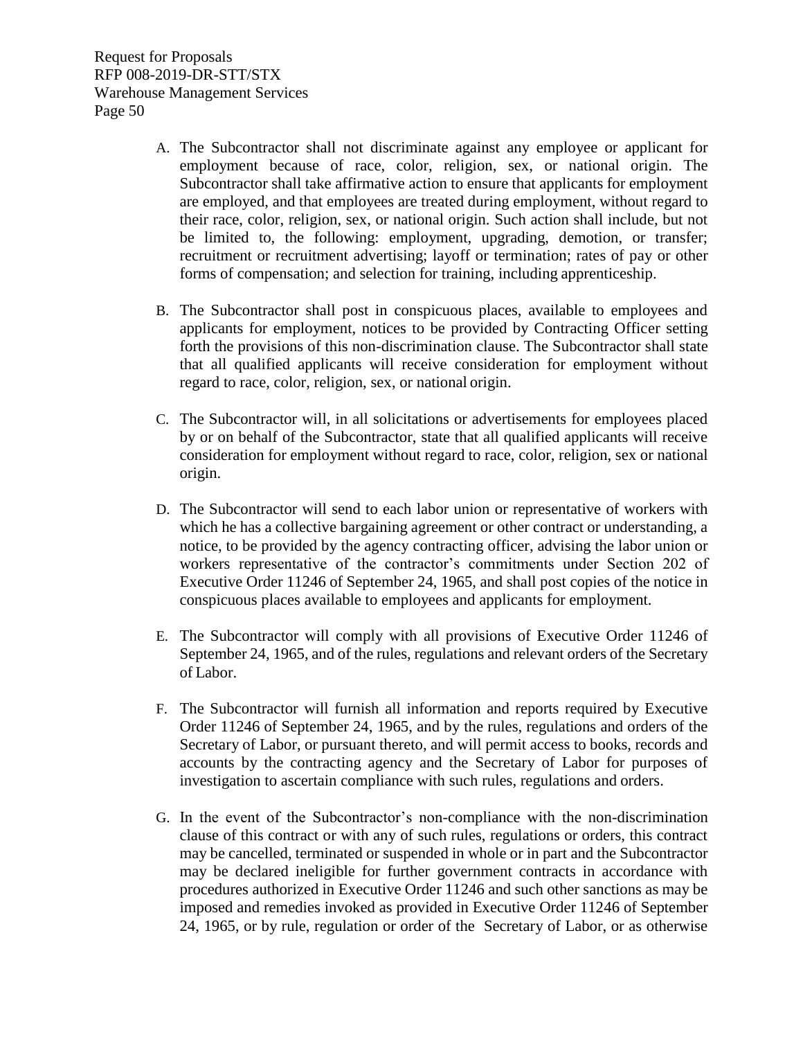A. The Subcontractor shall not discriminate against any employee or applicant for employment because of race, color, religion, sex, or national origin. The Subcontractor shall take affirmative action to ensure that applicants for employment are employed, and that employees are treated during employment, without regard to their race, color, religion, sex, or national origin. Such action shall include, but not be limited to, the following: employment, upgrading, demotion, or transfer; recruitment or recruitment advertising; layoff or termination; rates of pay or other forms of compensation; and selection for training, including apprenticeship.

B. The Subcontractor shall post in conspicuous places, available to employees and applicants for employment, notices to be provided by Contracting Officer setting forth the provisions of this non-discrimination clause. The Subcontractor shall state that all qualified applicants will receive consideration for employment without regard to race, color, religion, sex, or national origin.

C. The Subcontractor will, in all solicitations or advertisements for employees placed by or on behalf of the Subcontractor, state that all qualified applicants will receive consideration for employment without regard to race, color, religion, sex or national origin.

D. The Subcontractor will send to each labor union or representative of workers with which he has a collective bargaining agreement or other contract or understanding, a notice, to be provided by the agency contracting officer, advising the labor union or workers representative of the contractor's commitments under Section 202 of Executive Order 11246 of September 24, 1965, and shall post copies of the notice in conspicuous places available to employees and applicants for employment.

E. The Subcontractor will comply with all provisions of Executive Order 11246 of September 24, 1965, and of the rules, regulations and relevant orders of the Secretary of Labor.

F. The Subcontractor will furnish all information and reports required by Executive Order 11246 of September 24, 1965, and by the rules, regulations and orders of the Secretary of Labor, or pursuant thereto, and will permit access to books, records and accounts by the contracting agency and the Secretary of Labor for purposes of investigation to ascertain compliance with such rules, regulations and orders.

G. In the event of the Subcontractor's non-compliance with the non-discrimination clause of this contract or with any of such rules, regulations or orders, this contract may be cancelled, terminated or suspended in whole or in part and the Subcontractor may be declared ineligible for further government contracts in accordance with procedures authorized in Executive Order 11246 and such other sanctions as may be imposed and remedies invoked as provided in Executive Order 11246 of September 24, 1965, or by rule, regulation or order of the Secretary of Labor, or as otherwise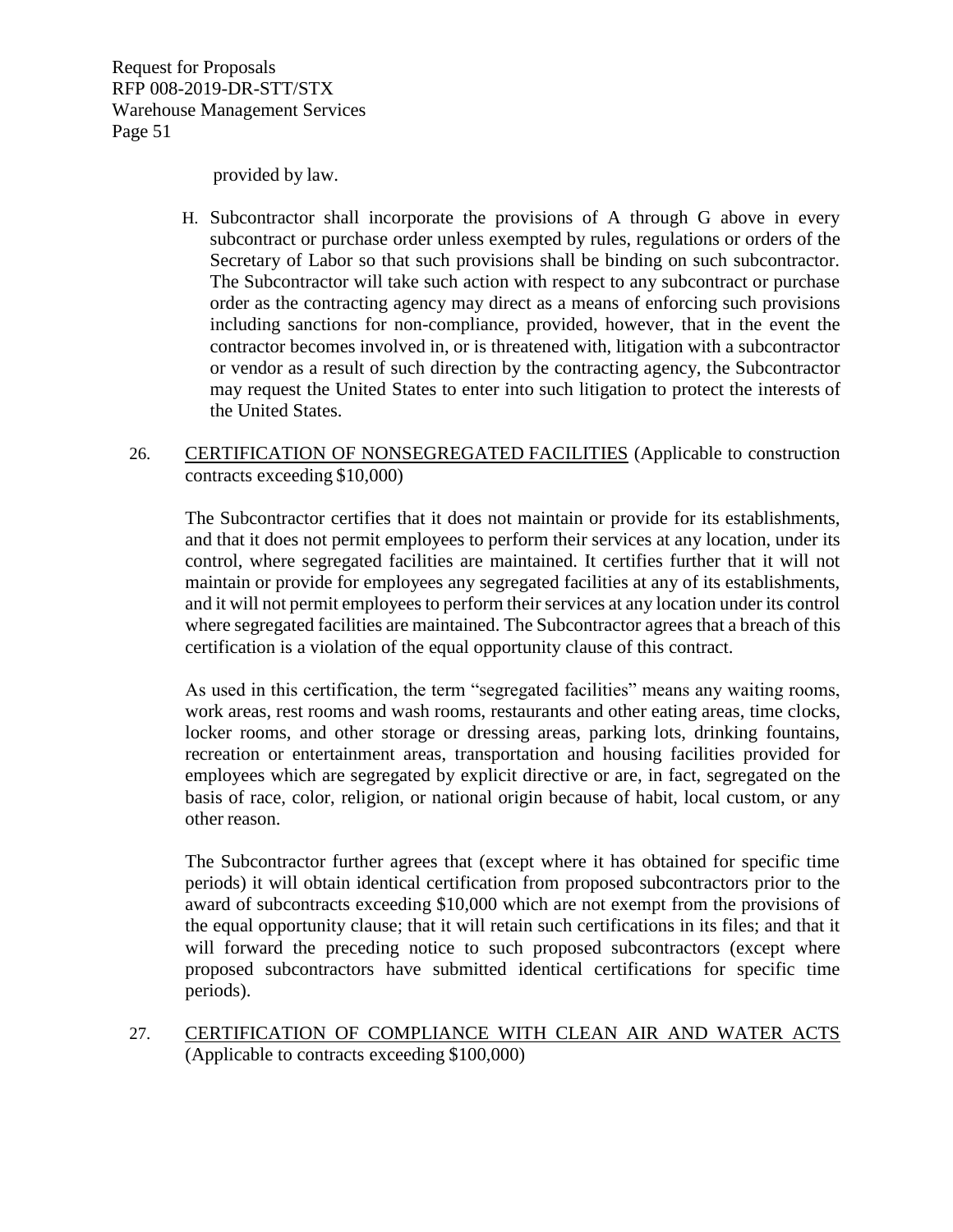provided by law.

H. Subcontractor shall incorporate the provisions of A through G above in every subcontract or purchase order unless exempted by rules, regulations or orders of the Secretary of Labor so that such provisions shall be binding on such subcontractor. The Subcontractor will take such action with respect to any subcontract or purchase order as the contracting agency may direct as a means of enforcing such provisions including sanctions for non-compliance, provided, however, that in the event the contractor becomes involved in, or is threatened with, litigation with a subcontractor or vendor as a result of such direction by the contracting agency, the Subcontractor may request the United States to enter into such litigation to protect the interests of the United States.

26. <u>CERTIFICATION OF NONSEGREGATED FACILITIES</u> (Applicable to construction contracts exceeding $10,000)

The Subcontractor certifies that it does not maintain or provide for its establishments, and that it does not permit employees to perform their services at any location, under its control, where segregated facilities are maintained. It certifies further that it will not maintain or provide for employees any segregated facilities at any of its establishments, and it will not permit employees to perform their services at any location under its control where segregated facilities are maintained. The Subcontractor agrees that a breach of this certification is a violation of the equal opportunity clause of this contract.

As used in this certification, the term "segregated facilities" means any waiting rooms, work areas, rest rooms and wash rooms, restaurants and other eating areas, time clocks, locker rooms, and other storage or dressing areas, parking lots, drinking fountains, recreation or entertainment areas, transportation and housing facilities provided for employees which are segregated by explicit directive or are, in fact, segregated on the basis of race, color, religion, or national origin because of habit, local custom, or any other reason.

The Subcontractor further agrees that (except where it has obtained for specific time periods) it will obtain identical certification from proposed subcontractors prior to the award of subcontracts exceeding $10,000 which are not exempt from the provisions of the equal opportunity clause; that it will retain such certifications in its files; and that it will forward the preceding notice to such proposed subcontractors (except where proposed subcontractors have submitted identical certifications for specific time periods).

27. <u>CERTIFICATION OF COMPLIANCE WITH CLEAN AIR AND WATER ACTS</u> (Applicable to contracts exceeding $100,000)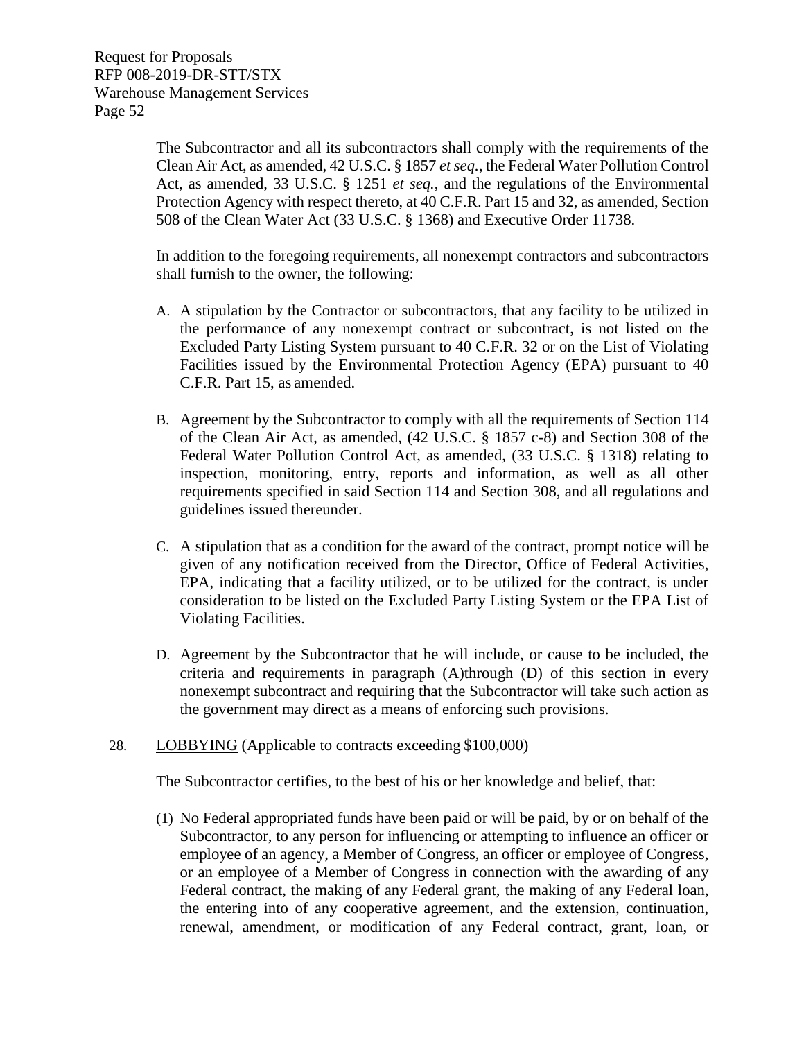The Subcontractor and all its subcontractors shall comply with the requirements of the Clean Air Act, as amended, 42 U.S.C. § 1857 *et seq.*, the Federal Water Pollution Control Act, as amended, 33 U.S.C. § 1251 *et seq.*, and the regulations of the Environmental Protection Agency with respect thereto, at 40 C.F.R. Part 15 and 32, as amended, Section 508 of the Clean Water Act (33 U.S.C. § 1368) and Executive Order 11738.

In addition to the foregoing requirements, all nonexempt contractors and subcontractors shall furnish to the owner, the following:

A. A stipulation by the Contractor or subcontractors, that any facility to be utilized in the performance of any nonexempt contract or subcontract, is not listed on the Excluded Party Listing System pursuant to 40 C.F.R. 32 or on the List of Violating Facilities issued by the Environmental Protection Agency (EPA) pursuant to 40 C.F.R. Part 15, as amended.

B. Agreement by the Subcontractor to comply with all the requirements of Section 114 of the Clean Air Act, as amended, (42 U.S.C. § 1857 c-8) and Section 308 of the Federal Water Pollution Control Act, as amended, (33 U.S.C. § 1318) relating to inspection, monitoring, entry, reports and information, as well as all other requirements specified in said Section 114 and Section 308, and all regulations and guidelines issued thereunder.

C. A stipulation that as a condition for the award of the contract, prompt notice will be given of any notification received from the Director, Office of Federal Activities, EPA, indicating that a facility utilized, or to be utilized for the contract, is under consideration to be listed on the Excluded Party Listing System or the EPA List of Violating Facilities.

D. Agreement by the Subcontractor that he will include, or cause to be included, the criteria and requirements in paragraph (A)through (D) of this section in every nonexempt subcontract and requiring that the Subcontractor will take such action as the government may direct as a means of enforcing such provisions.

28. <u>LOBBYING</u> (Applicable to contracts exceeding $100,000)

The Subcontractor certifies, to the best of his or her knowledge and belief, that:

(1) No Federal appropriated funds have been paid or will be paid, by or on behalf of the Subcontractor, to any person for influencing or attempting to influence an officer or employee of an agency, a Member of Congress, an officer or employee of Congress, or an employee of a Member of Congress in connection with the awarding of any Federal contract, the making of any Federal grant, the making of any Federal loan, the entering into of any cooperative agreement, and the extension, continuation, renewal, amendment, or modification of any Federal contract, grant, loan, or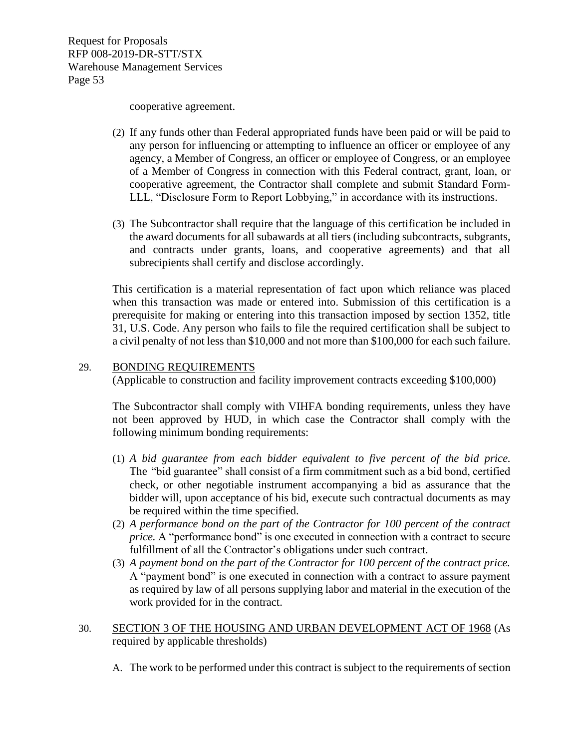cooperative agreement.

(2) If any funds other than Federal appropriated funds have been paid or will be paid to any person for influencing or attempting to influence an officer or employee of any agency, a Member of Congress, an officer or employee of Congress, or an employee of a Member of Congress in connection with this Federal contract, grant, loan, or cooperative agreement, the Contractor shall complete and submit Standard Form-LLL, "Disclosure Form to Report Lobbying," in accordance with its instructions.

(3) The Subcontractor shall require that the language of this certification be included in the award documents for all subawards at all tiers (including subcontracts, subgrants, and contracts under grants, loans, and cooperative agreements) and that all subrecipients shall certify and disclose accordingly.

This certification is a material representation of fact upon which reliance was placed when this transaction was made or entered into. Submission of this certification is a prerequisite for making or entering into this transaction imposed by section 1352, title 31, U.S. Code. Any person who fails to file the required certification shall be subject to a civil penalty of not less than $10,000 and not more than $100,000 for each such failure.

29. BONDING REQUIREMENTS
(Applicable to construction and facility improvement contracts exceeding $100,000)

The Subcontractor shall comply with VIHFA bonding requirements, unless they have not been approved by HUD, in which case the Contractor shall comply with the following minimum bonding requirements:

(1) *A bid guarantee from each bidder equivalent to five percent of the bid price.* The "bid guarantee" shall consist of a firm commitment such as a bid bond, certified check, or other negotiable instrument accompanying a bid as assurance that the bidder will, upon acceptance of his bid, execute such contractual documents as may be required within the time specified.
(2) *A performance bond on the part of the Contractor for 100 percent of the contract price.* A "performance bond" is one executed in connection with a contract to secure fulfillment of all the Contractor's obligations under such contract.
(3) *A payment bond on the part of the Contractor for 100 percent of the contract price.* A "payment bond" is one executed in connection with a contract to assure payment as required by law of all persons supplying labor and material in the execution of the work provided for in the contract.

30. SECTION 3 OF THE HOUSING AND URBAN DEVELOPMENT ACT OF 1968 (As required by applicable thresholds)

A. The work to be performed under this contract is subject to the requirements of section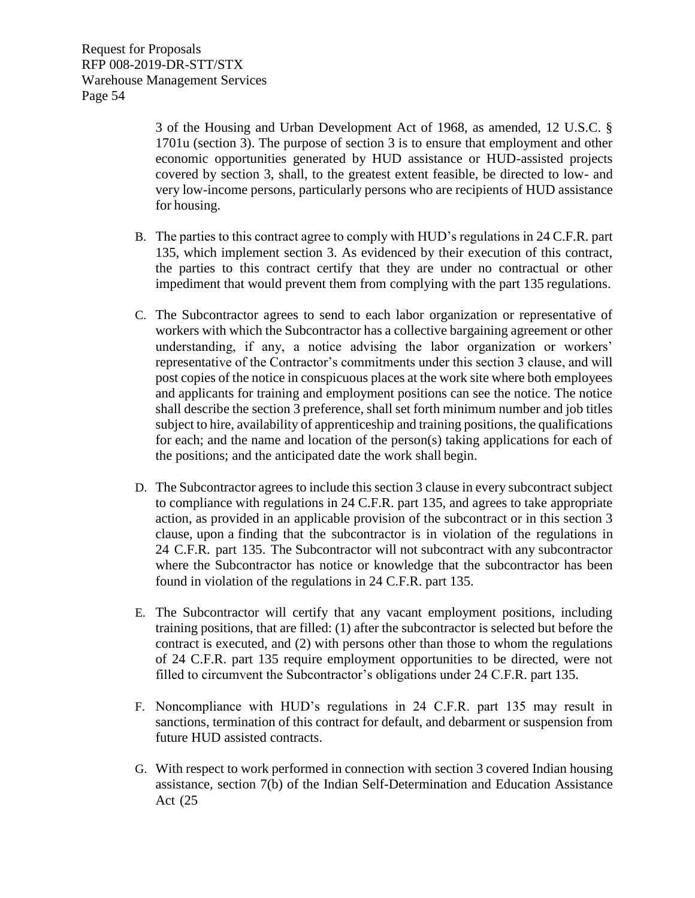3 of the Housing and Urban Development Act of 1968, as amended, 12 U.S.C. § 1701u (section 3). The purpose of section 3 is to ensure that employment and other economic opportunities generated by HUD assistance or HUD-assisted projects covered by section 3, shall, to the greatest extent feasible, be directed to low- and very low-income persons, particularly persons who are recipients of HUD assistance for housing.

B. The parties to this contract agree to comply with HUD's regulations in 24 C.F.R. part 135, which implement section 3. As evidenced by their execution of this contract, the parties to this contract certify that they are under no contractual or other impediment that would prevent them from complying with the part 135 regulations.

C. The Subcontractor agrees to send to each labor organization or representative of workers with which the Subcontractor has a collective bargaining agreement or other understanding, if any, a notice advising the labor organization or workers' representative of the Contractor's commitments under this section 3 clause, and will post copies of the notice in conspicuous places at the work site where both employees and applicants for training and employment positions can see the notice. The notice shall describe the section 3 preference, shall set forth minimum number and job titles subject to hire, availability of apprenticeship and training positions, the qualifications for each; and the name and location of the person(s) taking applications for each of the positions; and the anticipated date the work shall begin.

D. The Subcontractor agrees to include this section 3 clause in every subcontract subject to compliance with regulations in 24 C.F.R. part 135, and agrees to take appropriate action, as provided in an applicable provision of the subcontract or in this section 3 clause, upon a finding that the subcontractor is in violation of the regulations in 24 C.F.R. part 135. The Subcontractor will not subcontract with any subcontractor where the Subcontractor has notice or knowledge that the subcontractor has been found in violation of the regulations in 24 C.F.R. part 135.

E. The Subcontractor will certify that any vacant employment positions, including training positions, that are filled: (1) after the subcontractor is selected but before the contract is executed, and (2) with persons other than those to whom the regulations of 24 C.F.R. part 135 require employment opportunities to be directed, were not filled to circumvent the Subcontractor's obligations under 24 C.F.R. part 135.

F. Noncompliance with HUD's regulations in 24 C.F.R. part 135 may result in sanctions, termination of this contract for default, and debarment or suspension from future HUD assisted contracts.

G. With respect to work performed in connection with section 3 covered Indian housing assistance, section 7(b) of the Indian Self-Determination and Education Assistance Act (25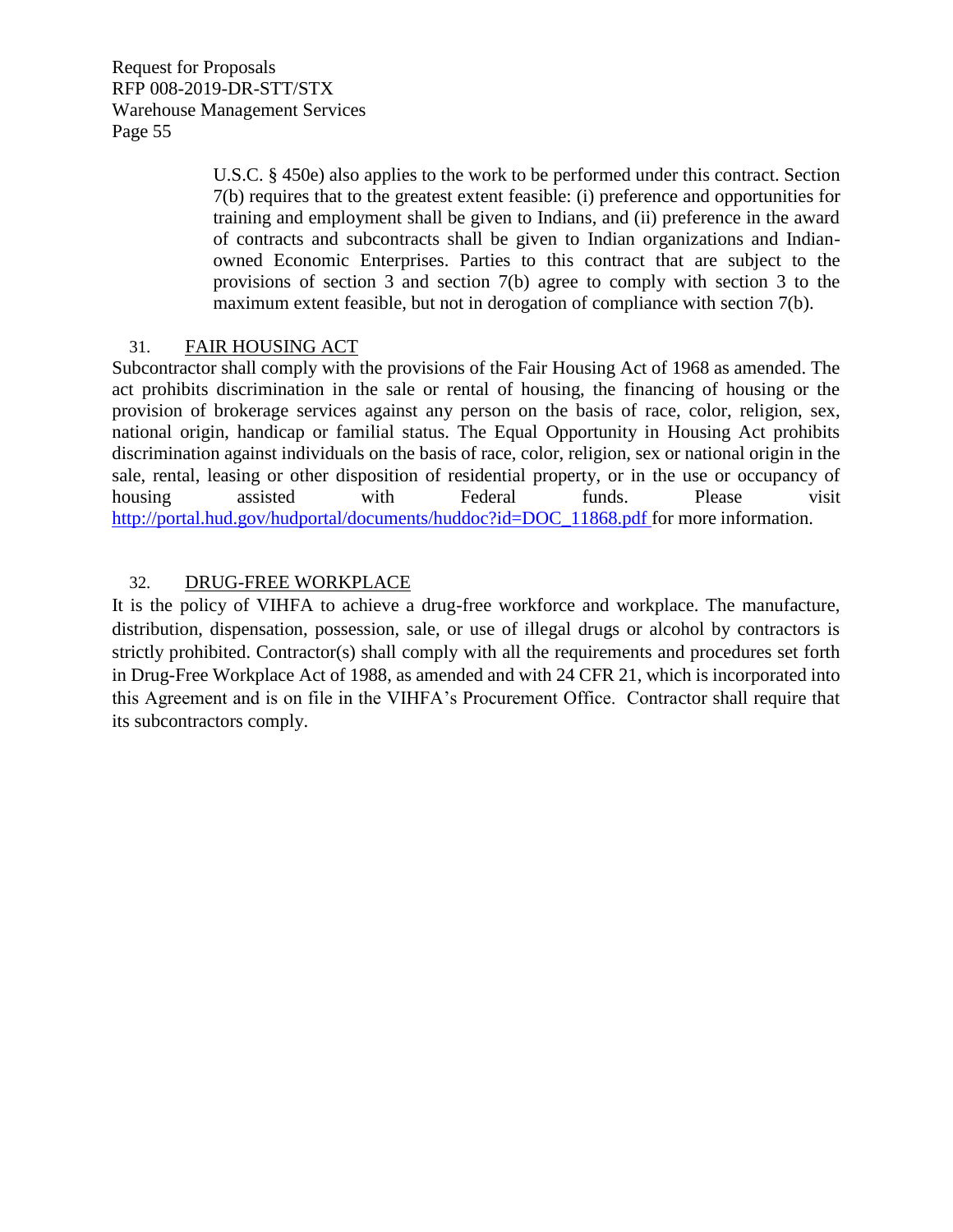U.S.C. § 450e) also applies to the work to be performed under this contract. Section 7(b) requires that to the greatest extent feasible: (i) preference and opportunities for training and employment shall be given to Indians, and (ii) preference in the award of contracts and subcontracts shall be given to Indian organizations and Indian-owned Economic Enterprises. Parties to this contract that are subject to the provisions of section 3 and section 7(b) agree to comply with section 3 to the maximum extent feasible, but not in derogation of compliance with section 7(b).

31. <u>FAIR HOUSING ACT</u>

Subcontractor shall comply with the provisions of the Fair Housing Act of 1968 as amended. The act prohibits discrimination in the sale or rental of housing, the financing of housing or the provision of brokerage services against any person on the basis of race, color, religion, sex, national origin, handicap or familial status. The Equal Opportunity in Housing Act prohibits discrimination against individuals on the basis of race, color, religion, sex or national origin in the sale, rental, leasing or other disposition of residential property, or in the use or occupancy of housing assisted with Federal funds. Please visit http://portal.hud.gov/hudportal/documents/huddoc?id=DOC_11868.pdf for more information.

32. <u>DRUG-FREE WORKPLACE</u>

It is the policy of VIHFA to achieve a drug-free workforce and workplace. The manufacture, distribution, dispensation, possession, sale, or use of illegal drugs or alcohol by contractors is strictly prohibited. Contractor(s) shall comply with all the requirements and procedures set forth in Drug-Free Workplace Act of 1988, as amended and with 24 CFR 21, which is incorporated into this Agreement and is on file in the VIHFA's Procurement Office. Contractor shall require that its subcontractors comply.